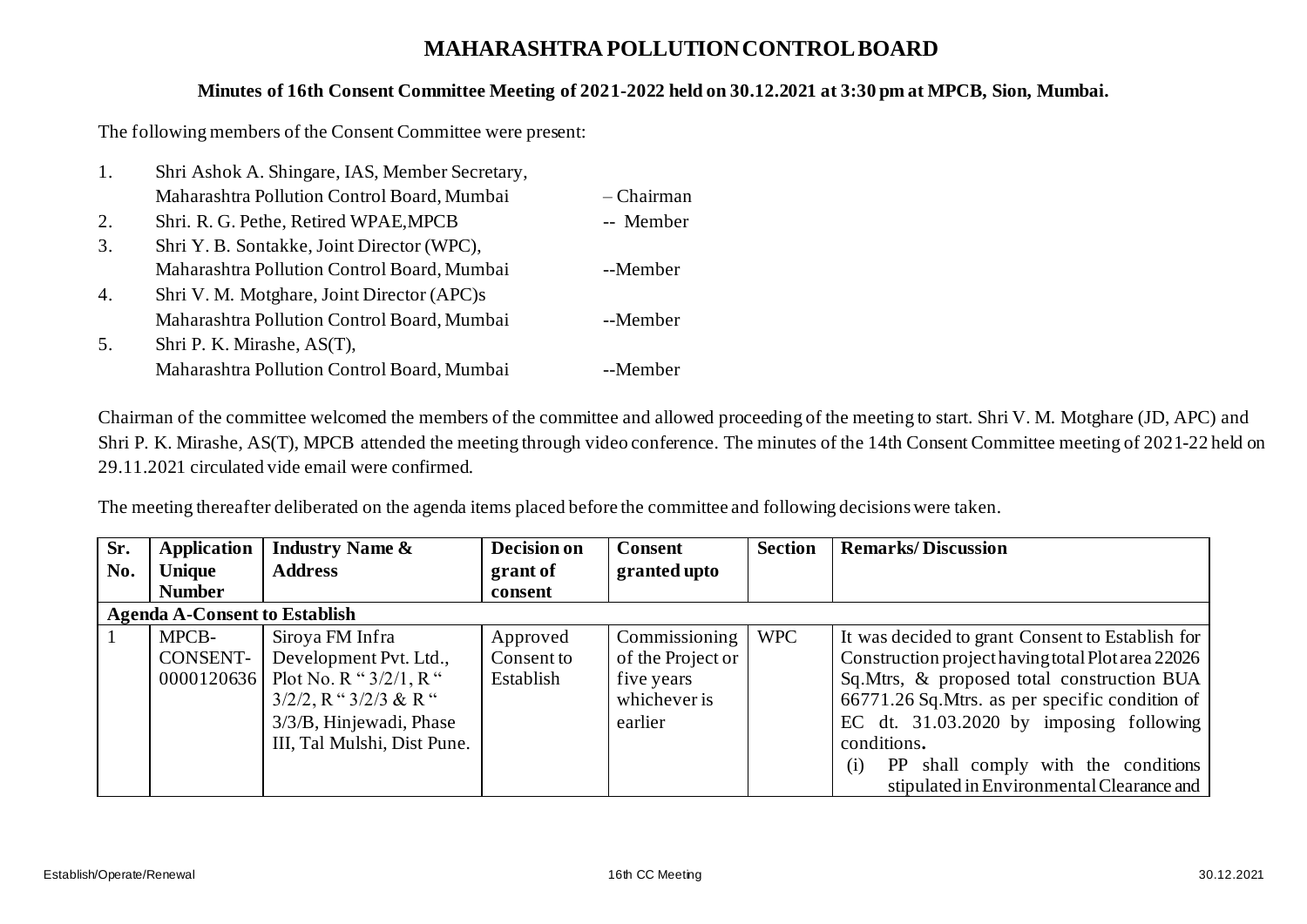# MAHARASHTRA POLLUTION CONTROL BOARD

**Minutes of 16th Consent Committee Meeting of 2021-2022 held on 30.12.2021 at 3:30 pm at MPCB, Sion, Mumbai.**

The following members of the Consent Committee were present:

1. Shri Ashok A. Shingare, IAS, Member Secretary, Maharashtra Pollution Control Board, Mumbai – Chairman
2. Shri. R. G. Pethe, Retired WPAE,MPCB -- Member
3. Shri Y. B. Sontakke, Joint Director (WPC), Maharashtra Pollution Control Board, Mumbai --Member
4. Shri V. M. Motghare, Joint Director (APC)s Maharashtra Pollution Control Board, Mumbai --Member
5. Shri P. K. Mirashe, AS(T), Maharashtra Pollution Control Board, Mumbai --Member

Chairman of the committee welcomed the members of the committee and allowed proceeding of the meeting to start. Shri V. M. Motghare (JD, APC) and Shri P. K. Mirashe, AS(T), MPCB attended the meeting through video conference. The minutes of the 14th Consent Committee meeting of 2021-22 held on 29.11.2021 circulated vide email were confirmed.

The meeting thereafter deliberated on the agenda items placed before the committee and following decisions were taken.

| Sr. No. | Application Unique Number | Industry Name & Address | Decision on grant of consent | Consent granted upto | Section | Remarks/ Discussion |
|---|---|---|---|---|---|---|
| **Agenda A-Consent to Establish** | | | | | | |
| 1 | MPCB-CONSENT-0000120636 | Siroya FM Infra Development Pvt. Ltd., Plot No. R " 3/2/1, R " 3/2/2, R " 3/2/3 & R " 3/3/B, Hinjewadi, Phase III, Tal Mulshi, Dist Pune. | Approved Consent to Establish | Commissioning of the Project or five years whichever is earlier | WPC | It was decided to grant Consent to Establish for Construction project having total Plot area 22026 Sq.Mtrs, & proposed total construction BUA 66771.26 Sq.Mtrs. as per specific condition of EC dt. 31.03.2020 by imposing following conditions. (i) PP shall comply with the conditions stipulated in Environmental Clearance and |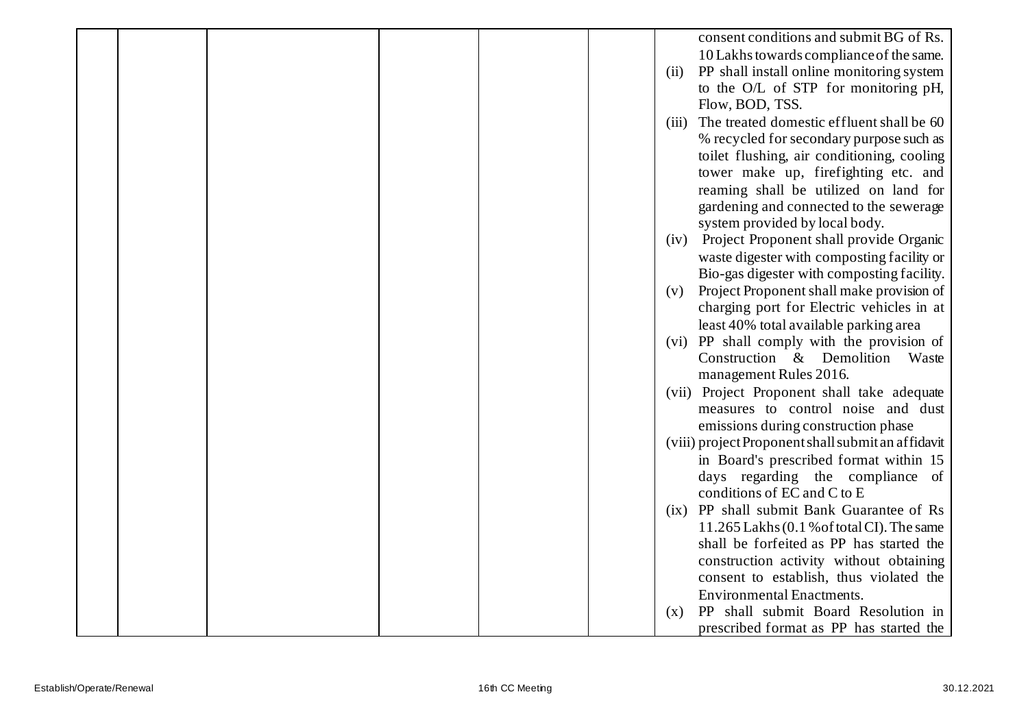| | | | | | | |
|---|---|---|---|---|---|---|
| | | | | | | consent conditions and submit BG of Rs. 10 Lakhs towards compliance of the same.<br>(ii) PP shall install online monitoring system to the O/L of STP for monitoring pH, Flow, BOD, TSS.<br>(iii) The treated domestic effluent shall be 60 % recycled for secondary purpose such as toilet flushing, air conditioning, cooling tower make up, firefighting etc. and reaming shall be utilized on land for gardening and connected to the sewerage system provided by local body.<br>(iv) Project Proponent shall provide Organic waste digester with composting facility or Bio-gas digester with composting facility.<br>(v) Project Proponent shall make provision of charging port for Electric vehicles in at least 40% total available parking area<br>(vi) PP shall comply with the provision of Construction & Demolition Waste management Rules 2016.<br>(vii) Project Proponent shall take adequate measures to control noise and dust emissions during construction phase<br>(viii) project Proponent shall submit an affidavit in Board's prescribed format within 15 days regarding the compliance of conditions of EC and C to E<br>(ix) PP shall submit Bank Guarantee of Rs 11.265 Lakhs (0.1 % of total CI). The same shall be forfeited as PP has started the construction activity without obtaining consent to establish, thus violated the Environmental Enactments.<br>(x) PP shall submit Board Resolution in prescribed format as PP has started the |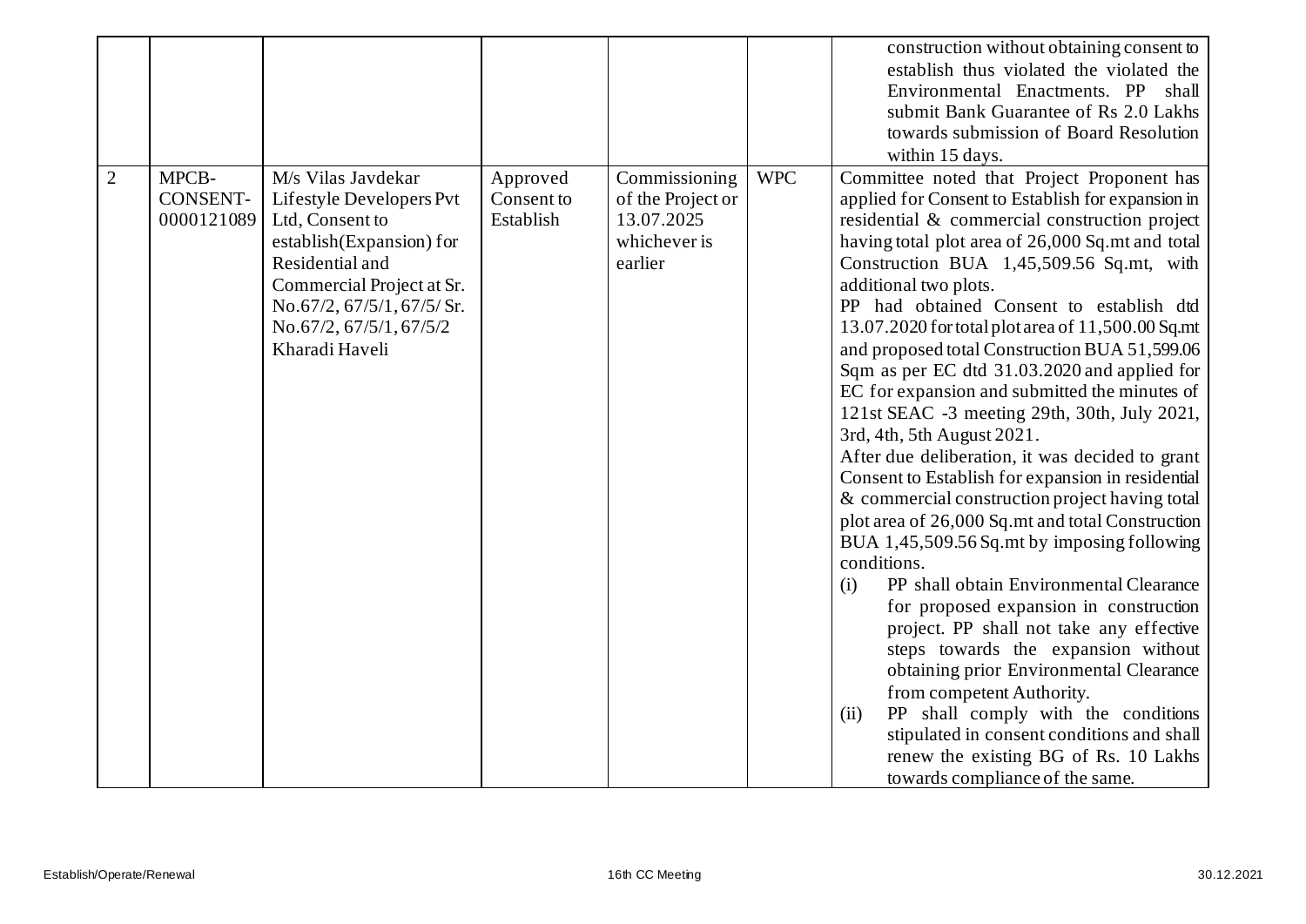|  |  |  |  |  |  |  |
|---|---|---|---|---|---|---|
|  |  |  |  |  |  | construction without obtaining consent to establish thus violated the violated the Environmental Enactments. PP shall submit Bank Guarantee of Rs 2.0 Lakhs towards submission of Board Resolution within 15 days. |
| 2 | MPCB-CONSENT-0000121089 | M/s Vilas Javdekar Lifestyle Developers Pvt Ltd, Consent to establish(Expansion) for Residential and Commercial Project at Sr. No.67/2, 67/5/1, 67/5/ Sr. No.67/2, 67/5/1, 67/5/2 Kharadi Haveli | Approved Consent to Establish | Commissioning of the Project or 13.07.2025 whichever is earlier | WPC | Committee noted that Project Proponent has applied for Consent to Establish for expansion in residential & commercial construction project having total plot area of 26,000 Sq.mt and total Construction BUA 1,45,509.56 Sq.mt, with additional two plots.<br>PP had obtained Consent to establish dtd 13.07.2020 for total plot area of 11,500.00 Sq.mt and proposed total Construction BUA 51,599.06 Sqm as per EC dtd 31.03.2020 and applied for EC for expansion and submitted the minutes of 121st SEAC -3 meeting 29th, 30th, July 2021, 3rd, 4th, 5th August 2021.<br>After due deliberation, it was decided to grant Consent to Establish for expansion in residential & commercial construction project having total plot area of 26,000 Sq.mt and total Construction BUA 1,45,509.56 Sq.mt by imposing following conditions.<br>(i) PP shall obtain Environmental Clearance for proposed expansion in construction project. PP shall not take any effective steps towards the expansion without obtaining prior Environmental Clearance from competent Authority.<br>(ii) PP shall comply with the conditions stipulated in consent conditions and shall renew the existing BG of Rs. 10 Lakhs towards compliance of the same. |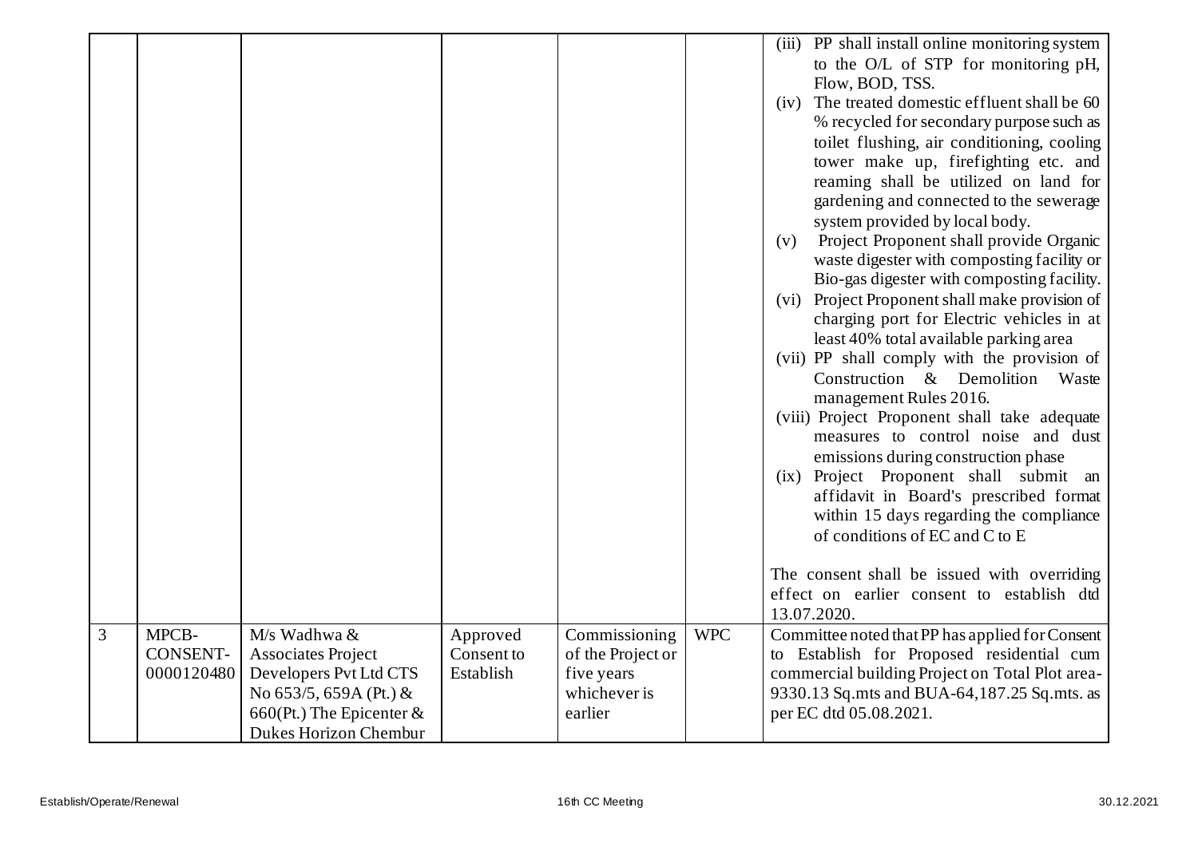| | | | | | | |
|---|---|---|---|---|---|---|
| | | | | | | (iii) PP shall install online monitoring system to the O/L of STP for monitoring pH, Flow, BOD, TSS.<br>(iv) The treated domestic effluent shall be 60 % recycled for secondary purpose such as toilet flushing, air conditioning, cooling tower make up, firefighting etc. and reaming shall be utilized on land for gardening and connected to the sewerage system provided by local body.<br>(v) Project Proponent shall provide Organic waste digester with composting facility or Bio-gas digester with composting facility.<br>(vi) Project Proponent shall make provision of charging port for Electric vehicles in at least 40% total available parking area<br>(vii) PP shall comply with the provision of Construction & Demolition Waste management Rules 2016.<br>(viii) Project Proponent shall take adequate measures to control noise and dust emissions during construction phase<br>(ix) Project Proponent shall submit an affidavit in Board's prescribed format within 15 days regarding the compliance of conditions of EC and C to E<br><br>The consent shall be issued with overriding effect on earlier consent to establish dtd 13.07.2020. |
| 3 | MPCB-CONSENT-0000120480 | M/s Wadhwa & Associates Project Developers Pvt Ltd CTS No 653/5, 659A (Pt.) & 660(Pt.) The Epicenter & Dukes Horizon Chembur | Approved Consent to Establish | Commissioning of the Project or five years whichever is earlier | WPC | Committee noted that PP has applied for Consent to Establish for Proposed residential cum commercial building Project on Total Plot area-9330.13 Sq.mts and BUA-64,187.25 Sq.mts. as per EC dtd 05.08.2021. |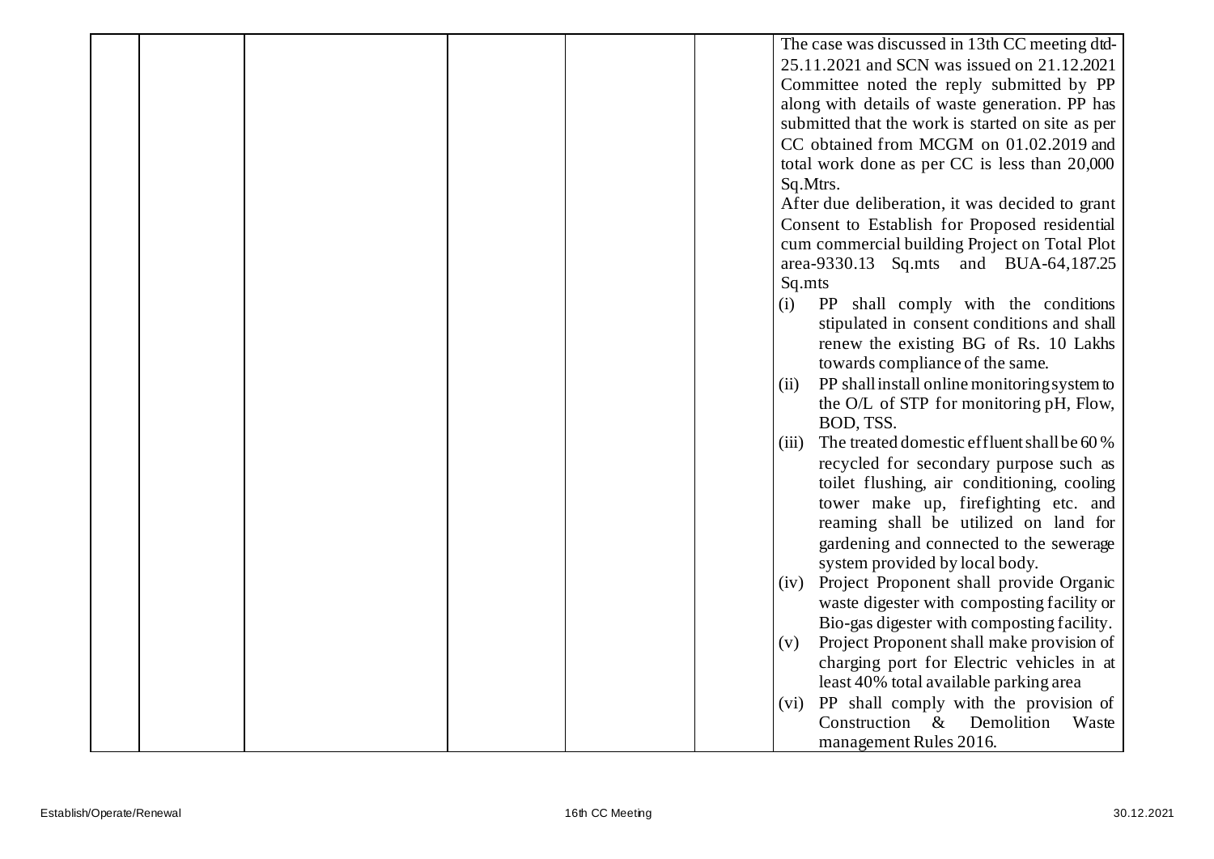|  |  |  |  |  |  | The case was discussed in 13th CC meeting dtd-25.11.2021 and SCN was issued on 21.12.2021 Committee noted the reply submitted by PP along with details of waste generation. PP has submitted that the work is started on site as per CC obtained from MCGM on 01.02.2019 and total work done as per CC is less than 20,000 Sq.Mtrs.<br>After due deliberation, it was decided to grant Consent to Establish for Proposed residential cum commercial building Project on Total Plot area-9330.13 Sq.mts and BUA-64,187.25 Sq.mts<br>(i) PP shall comply with the conditions stipulated in consent conditions and shall renew the existing BG of Rs. 10 Lakhs towards compliance of the same.<br>(ii) PP shall install online monitoring system to the O/L of STP for monitoring pH, Flow, BOD, TSS.<br>(iii) The treated domestic effluent shall be 60 % recycled for secondary purpose such as toilet flushing, air conditioning, cooling tower make up, firefighting etc. and reaming shall be utilized on land for gardening and connected to the sewerage system provided by local body.<br>(iv) Project Proponent shall provide Organic waste digester with composting facility or Bio-gas digester with composting facility.<br>(v) Project Proponent shall make provision of charging port for Electric vehicles in at least 40% total available parking area<br>(vi) PP shall comply with the provision of Construction & Demolition Waste management Rules 2016. |
|---|---|---|---|---|---|---|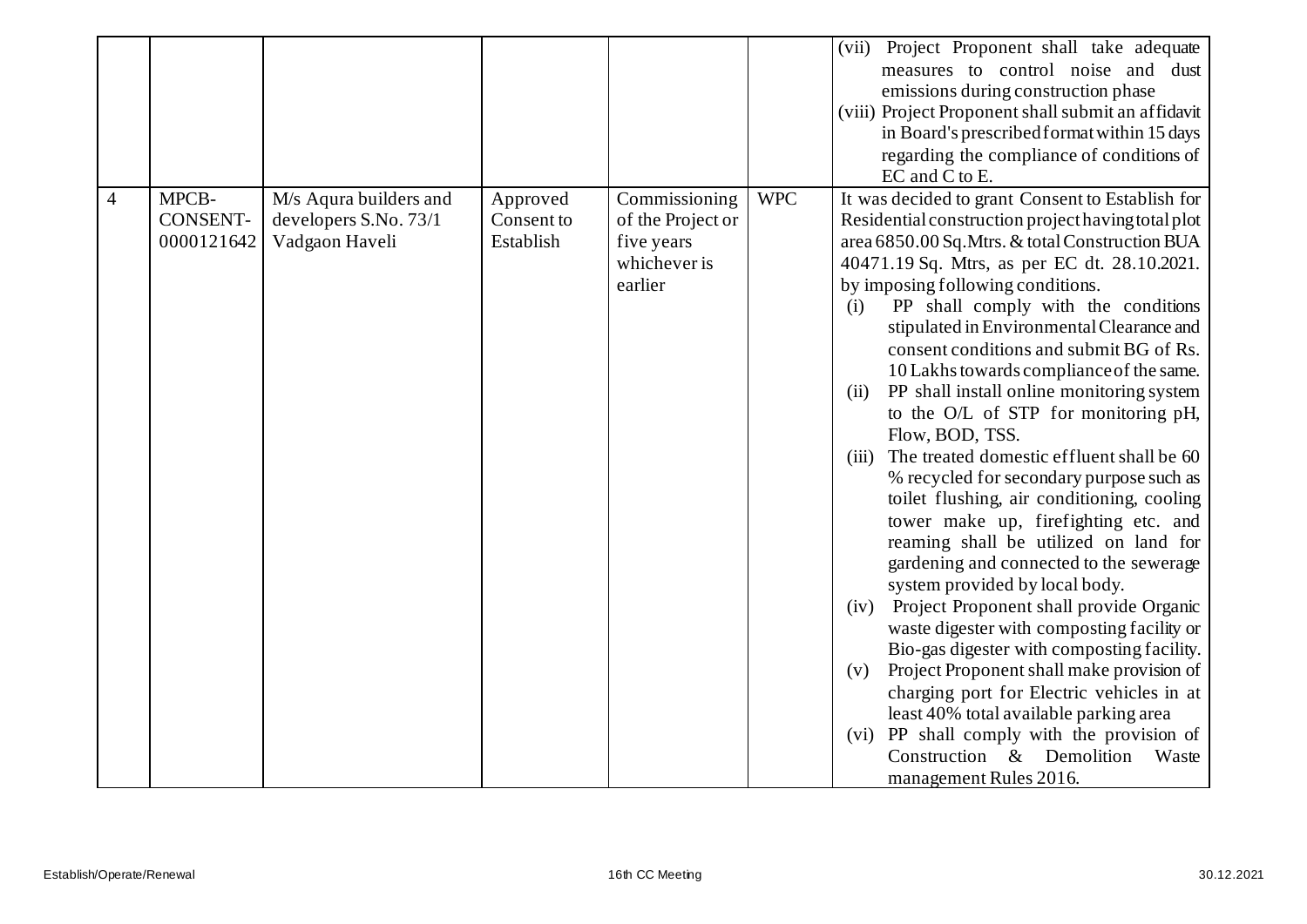|  |  |  |  |  |  |  |
|---|---|---|---|---|---|---|
|  |  |  |  |  |  | (vii) Project Proponent shall take adequate measures to control noise and dust emissions during construction phase<br>(viii) Project Proponent shall submit an affidavit in Board's prescribed format within 15 days regarding the compliance of conditions of EC and C to E. |
| 4 | MPCB-CONSENT-0000121642 | M/s Aqura builders and developers S.No. 73/1 Vadgaon Haveli | Approved Consent to Establish | Commissioning of the Project or five years whichever is earlier | WPC | It was decided to grant Consent to Establish for Residential construction project having total plot area 6850.00 Sq.Mtrs. & total Construction BUA 40471.19 Sq. Mtrs, as per EC dt. 28.10.2021. by imposing following conditions.<br>(i) PP shall comply with the conditions stipulated in Environmental Clearance and consent conditions and submit BG of Rs. 10 Lakhs towards compliance of the same.<br>(ii) PP shall install online monitoring system to the O/L of STP for monitoring pH, Flow, BOD, TSS.<br>(iii) The treated domestic effluent shall be 60 % recycled for secondary purpose such as toilet flushing, air conditioning, cooling tower make up, firefighting etc. and reaming shall be utilized on land for gardening and connected to the sewerage system provided by local body.<br>(iv) Project Proponent shall provide Organic waste digester with composting facility or Bio-gas digester with composting facility.<br>(v) Project Proponent shall make provision of charging port for Electric vehicles in at least 40% total available parking area<br>(vi) PP shall comply with the provision of Construction & Demolition Waste management Rules 2016. |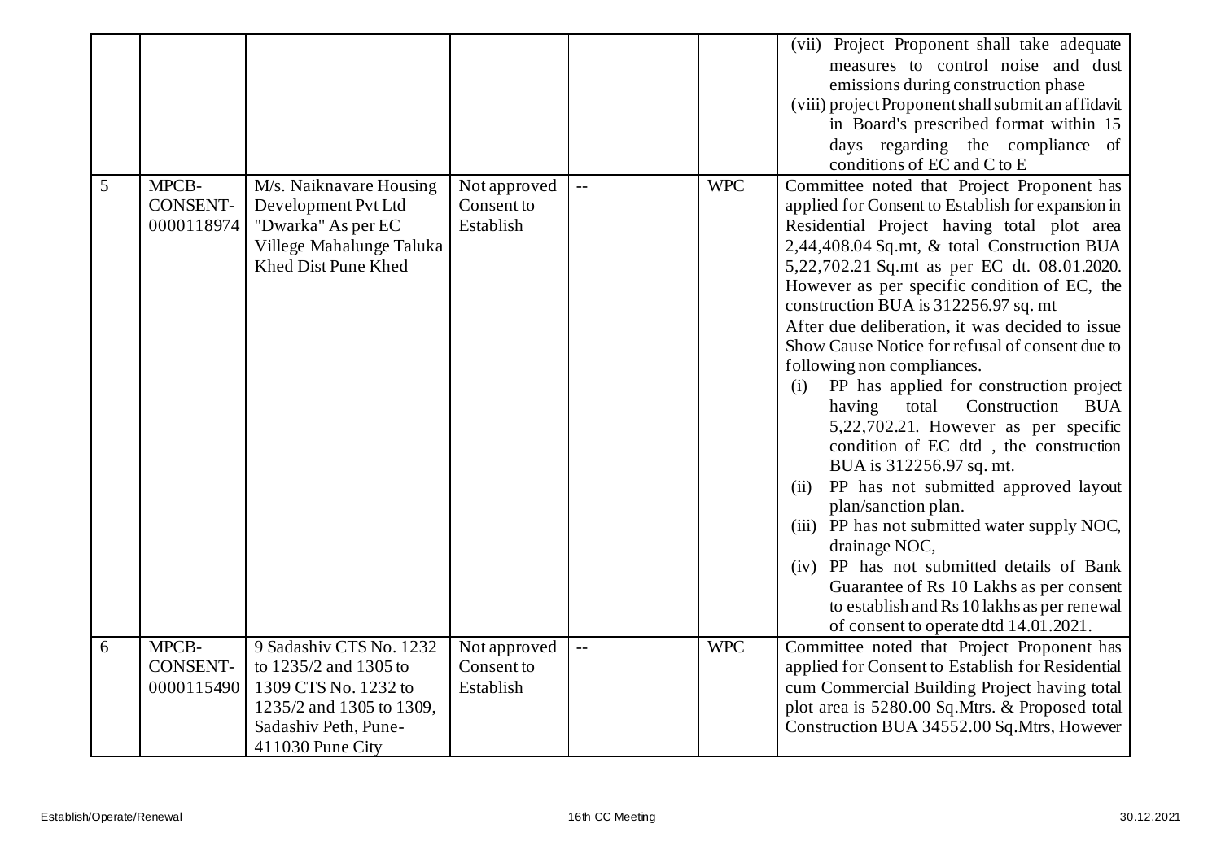| | | | | | | |
|---|---|---|---|---|---|---|
| | | | | | | (vii) Project Proponent shall take adequate measures to control noise and dust emissions during construction phase<br>(viii) project Proponent shall submit an affidavit in Board's prescribed format within 15 days regarding the compliance of conditions of EC and C to E |
| 5 | MPCB-CONSENT-0000118974 | M/s. Naiknavare Housing Development Pvt Ltd "Dwarka" As per EC Villege Mahalunge Taluka Khed Dist Pune Khed | Not approved Consent to Establish | -- | WPC | Committee noted that Project Proponent has applied for Consent to Establish for expansion in Residential Project having total plot area 2,44,408.04 Sq.mt, & total Construction BUA 5,22,702.21 Sq.mt as per EC dt. 08.01.2020. However as per specific condition of EC, the construction BUA is 312256.97 sq. mt<br>After due deliberation, it was decided to issue Show Cause Notice for refusal of consent due to following non compliances.<br>(i) PP has applied for construction project having total Construction BUA 5,22,702.21. However as per specific condition of EC dtd , the construction BUA is 312256.97 sq. mt.<br>(ii) PP has not submitted approved layout plan/sanction plan.<br>(iii) PP has not submitted water supply NOC, drainage NOC,<br>(iv) PP has not submitted details of Bank Guarantee of Rs 10 Lakhs as per consent to establish and Rs 10 lakhs as per renewal of consent to operate dtd 14.01.2021. |
| 6 | MPCB-CONSENT-0000115490 | 9 Sadashiv CTS No. 1232 to 1235/2 and 1305 to 1309 CTS No. 1232 to 1235/2 and 1305 to 1309, Sadashiv Peth, Pune-411030 Pune City | Not approved Consent to Establish | -- | WPC | Committee noted that Project Proponent has applied for Consent to Establish for Residential cum Commercial Building Project having total plot area is 5280.00 Sq.Mtrs. & Proposed total Construction BUA 34552.00 Sq.Mtrs, However |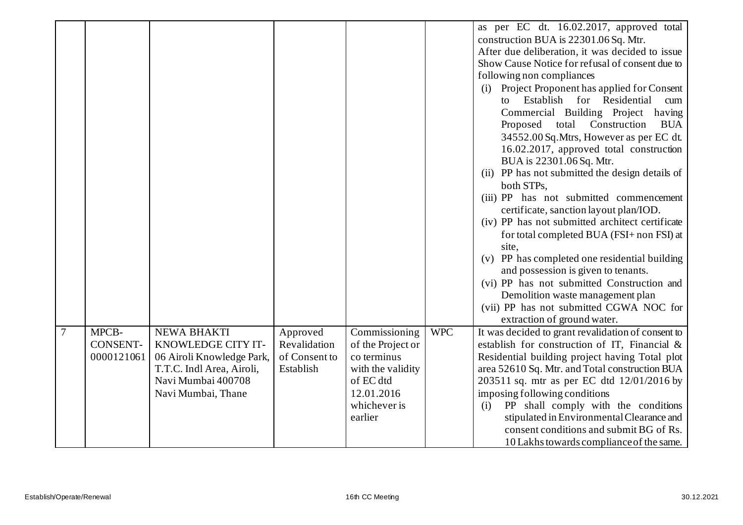| | | | | | | |
|---|---|---|---|---|---|---|
| | | | | | | as per EC dt. 16.02.2017, approved total construction BUA is 22301.06 Sq. Mtr.<br>After due deliberation, it was decided to issue Show Cause Notice for refusal of consent due to following non compliances<br>(i) Project Proponent has applied for Consent to Establish for Residential cum Commercial Building Project having Proposed total Construction BUA 34552.00 Sq.Mtrs, However as per EC dt. 16.02.2017, approved total construction BUA is 22301.06 Sq. Mtr.<br>(ii) PP has not submitted the design details of both STPs,<br>(iii) PP has not submitted commencement certificate, sanction layout plan/IOD.<br>(iv) PP has not submitted architect certificate for total completed BUA (FSI+ non FSI) at site,<br>(v) PP has completed one residential building and possession is given to tenants.<br>(vi) PP has not submitted Construction and Demolition waste management plan<br>(vii) PP has not submitted CGWA NOC for extraction of ground water. |
| 7 | MPCB-CONSENT-0000121061 | NEWA BHAKTI KNOWLEDGE CITY IT-06 Airoli Knowledge Park, T.T.C. Indl Area, Airoli, Navi Mumbai 400708 Navi Mumbai, Thane | Approved Revalidation of Consent to Establish | Commissioning of the Project or co terminus with the validity of EC dtd 12.01.2016 whichever is earlier | WPC | It was decided to grant revalidation of consent to establish for construction of IT, Financial & Residential building project having Total plot area 52610 Sq. Mtr. and Total construction BUA 203511 sq. mtr as per EC dtd 12/01/2016 by imposing following conditions<br>(i) PP shall comply with the conditions stipulated in Environmental Clearance and consent conditions and submit BG of Rs. 10 Lakhs towards compliance of the same. |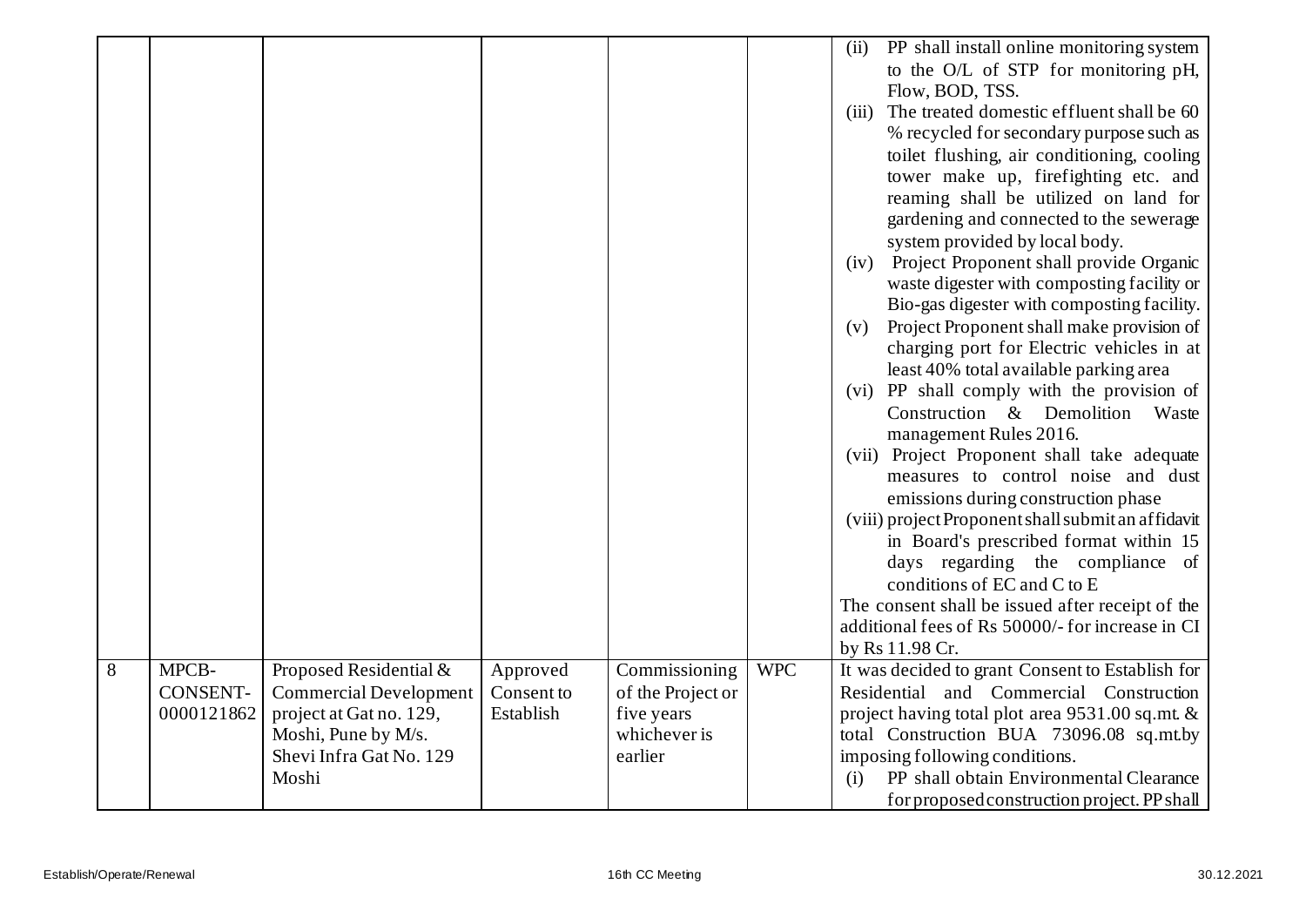| | | | | | | |
|---|---|---|---|---|---|---|
| | | | | | | (ii) PP shall install online monitoring system to the O/L of STP for monitoring pH, Flow, BOD, TSS.<br>(iii) The treated domestic effluent shall be 60 % recycled for secondary purpose such as toilet flushing, air conditioning, cooling tower make up, firefighting etc. and reaming shall be utilized on land for gardening and connected to the sewerage system provided by local body.<br>(iv) Project Proponent shall provide Organic waste digester with composting facility or Bio-gas digester with composting facility.<br>(v) Project Proponent shall make provision of charging port for Electric vehicles in at least 40% total available parking area<br>(vi) PP shall comply with the provision of Construction & Demolition Waste management Rules 2016.<br>(vii) Project Proponent shall take adequate measures to control noise and dust emissions during construction phase<br>(viii) project Proponent shall submit an affidavit in Board's prescribed format within 15 days regarding the compliance of conditions of EC and C to E<br>The consent shall be issued after receipt of the additional fees of Rs 50000/- for increase in CI by Rs 11.98 Cr. |
| 8 | MPCB-CONSENT-0000121862 | Proposed Residential & Commercial Development project at Gat no. 129, Moshi, Pune by M/s. Shevi Infra Gat No. 129 Moshi | Approved Consent to Establish | Commissioning of the Project or five years whichever is earlier | WPC | It was decided to grant Consent to Establish for Residential and Commercial Construction project having total plot area 9531.00 sq.mt. & total Construction BUA 73096.08 sq.mt.by imposing following conditions.<br>(i) PP shall obtain Environmental Clearance for proposed construction project. PP shall |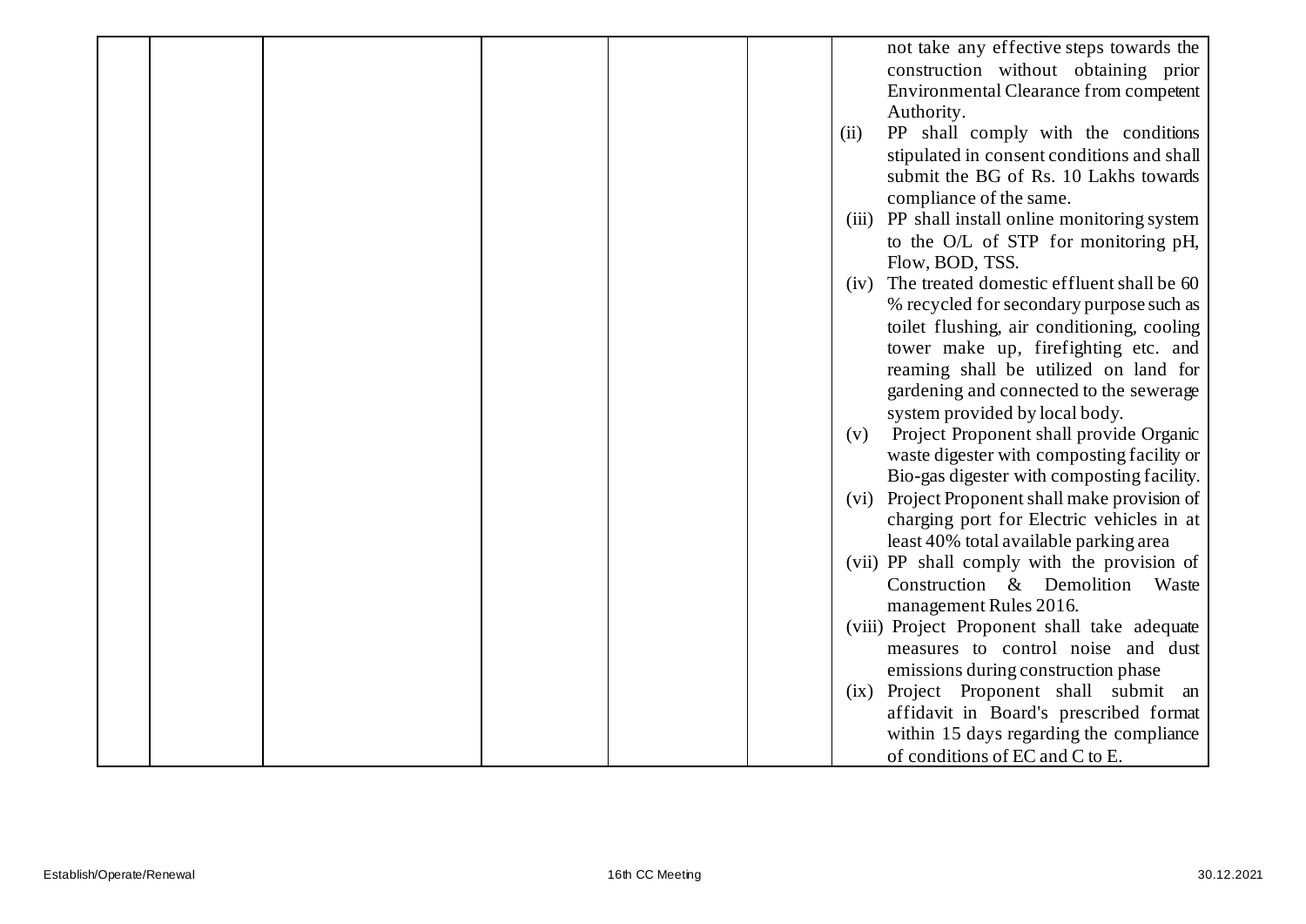| | | | | | | |
|---|---|---|---|---|---|---|
| | | | | | | not take any effective steps towards the construction without obtaining prior Environmental Clearance from competent Authority.<br>(ii) PP shall comply with the conditions stipulated in consent conditions and shall submit the BG of Rs. 10 Lakhs towards compliance of the same.<br>(iii) PP shall install online monitoring system to the O/L of STP for monitoring pH, Flow, BOD, TSS.<br>(iv) The treated domestic effluent shall be 60 % recycled for secondary purpose such as toilet flushing, air conditioning, cooling tower make up, firefighting etc. and reaming shall be utilized on land for gardening and connected to the sewerage system provided by local body.<br>(v) Project Proponent shall provide Organic waste digester with composting facility or Bio-gas digester with composting facility.<br>(vi) Project Proponent shall make provision of charging port for Electric vehicles in at least 40% total available parking area<br>(vii) PP shall comply with the provision of Construction & Demolition Waste management Rules 2016.<br>(viii) Project Proponent shall take adequate measures to control noise and dust emissions during construction phase<br>(ix) Project Proponent shall submit an affidavit in Board's prescribed format within 15 days regarding the compliance of conditions of EC and C to E. |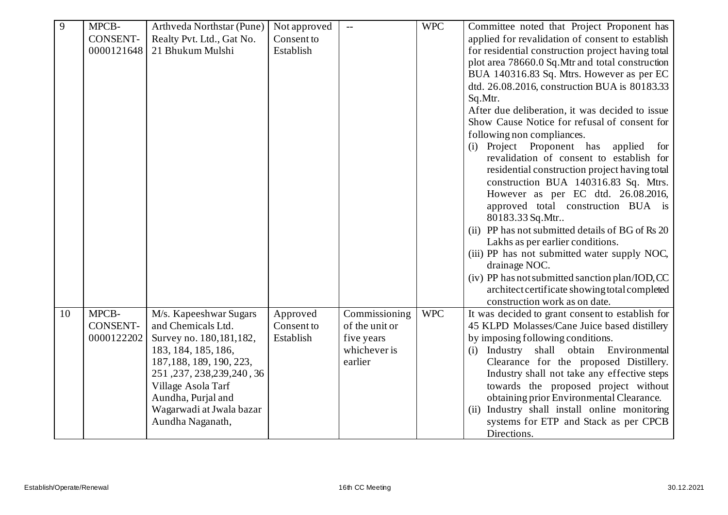| 9 | MPCB-CONSENT-0000121648 | Arthveda Northstar (Pune) Realty Pvt. Ltd., Gat No. 21 Bhukum Mulshi | Not approved Consent to Establish | -- | WPC | Committee noted that Project Proponent has applied for revalidation of consent to establish for residential construction project having total plot area 78660.0 Sq.Mtr and total construction BUA 140316.83 Sq. Mtrs. However as per EC dtd. 26.08.2016, construction BUA is 80183.33 Sq.Mtr.<br>After due deliberation, it was decided to issue Show Cause Notice for refusal of consent for following non compliances.<br>(i) Project Proponent has applied for revalidation of consent to establish for residential construction project having total construction BUA 140316.83 Sq. Mtrs. However as per EC dtd. 26.08.2016, approved total construction BUA is 80183.33 Sq.Mtr..<br>(ii) PP has not submitted details of BG of Rs 20 Lakhs as per earlier conditions.<br>(iii) PP has not submitted water supply NOC, drainage NOC.<br>(iv) PP has not submitted sanction plan/IOD, CC architect certificate showing total completed construction work as on date. |
|---|---|---|---|---|---|---|
| 10 | MPCB-CONSENT-0000122202 | M/s. Kapeeshwar Sugars and Chemicals Ltd. Survey no. 180,181,182, 183, 184, 185, 186, 187,188, 189, 190, 223, 251 ,237, 238,239,240 , 36 Village Asola Tarf Aundha, Purjal and Wagarwadi at Jwala bazar Aundha Naganath, | Approved Consent to Establish | Commissioning of the unit or five years whichever is earlier | WPC | It was decided to grant consent to establish for 45 KLPD Molasses/Cane Juice based distillery by imposing following conditions.<br>(i) Industry shall obtain Environmental Clearance for the proposed Distillery. Industry shall not take any effective steps towards the proposed project without obtaining prior Environmental Clearance.<br>(ii) Industry shall install online monitoring systems for ETP and Stack as per CPCB Directions. |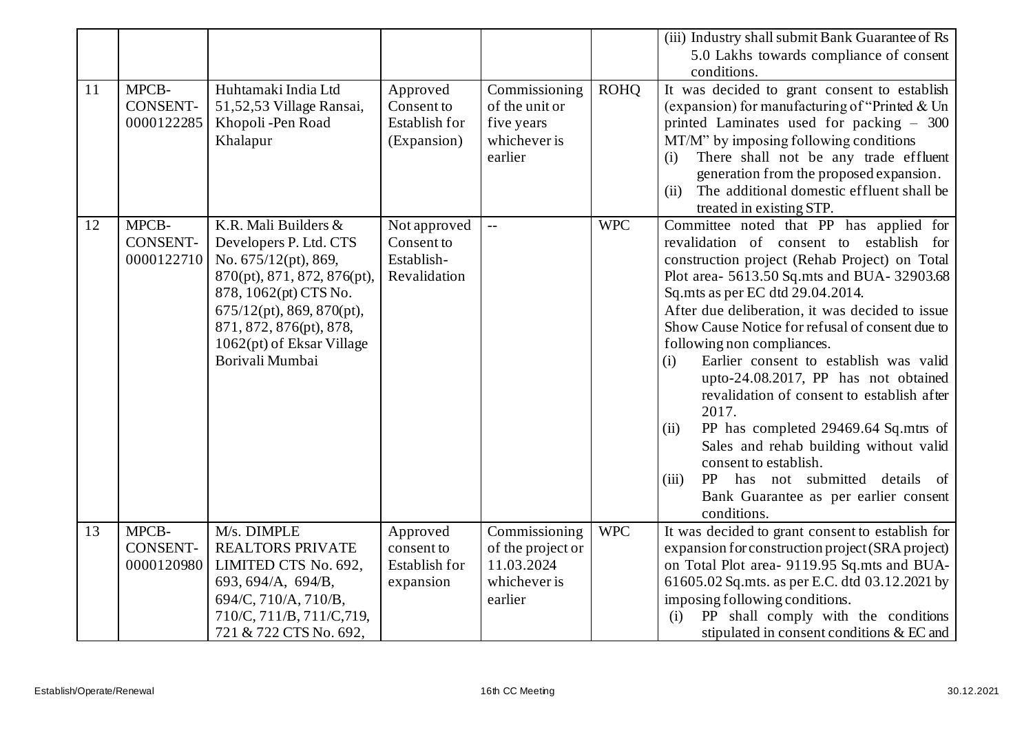| | | | | | | |
|---|---|---|---|---|---|---|
| | | | | | | (iii) Industry shall submit Bank Guarantee of Rs 5.0 Lakhs towards compliance of consent conditions. |
| 11 | MPCB-CONSENT-0000122285 | Huhtamaki India Ltd 51,52,53 Village Ransai, Khopoli -Pen Road Khalapur | Approved Consent to Establish for (Expansion) | Commissioning of the unit or five years whichever is earlier | ROHQ | It was decided to grant consent to establish (expansion) for manufacturing of "Printed & Un printed Laminates used for packing – 300 MT/M" by imposing following conditions<br>(i) There shall not be any trade effluent generation from the proposed expansion.<br>(ii) The additional domestic effluent shall be treated in existing STP. |
| 12 | MPCB-CONSENT-0000122710 | K.R. Mali Builders & Developers P. Ltd. CTS No. 675/12(pt), 869, 870(pt), 871, 872, 876(pt), 878, 1062(pt) CTS No. 675/12(pt), 869, 870(pt), 871, 872, 876(pt), 878, 1062(pt) of Eksar Village Borivali Mumbai | Not approved Consent to Establish-Revalidation | -- | WPC | Committee noted that PP has applied for revalidation of consent to establish for construction project (Rehab Project) on Total Plot area- 5613.50 Sq.mts and BUA- 32903.68 Sq.mts as per EC dtd 29.04.2014.<br>After due deliberation, it was decided to issue Show Cause Notice for refusal of consent due to following non compliances.<br>(i) Earlier consent to establish was valid upto-24.08.2017, PP has not obtained revalidation of consent to establish after 2017.<br>(ii) PP has completed 29469.64 Sq.mtrs of Sales and rehab building without valid consent to establish.<br>(iii) PP has not submitted details of Bank Guarantee as per earlier consent conditions. |
| 13 | MPCB-CONSENT-0000120980 | M/s. DIMPLE REALTORS PRIVATE LIMITED CTS No. 692, 693, 694/A, 694/B, 694/C, 710/A, 710/B, 710/C, 711/B, 711/C,719, 721 & 722 CTS No. 692, | Approved consent to Establish for expansion | Commissioning of the project or 11.03.2024 whichever is earlier | WPC | It was decided to grant consent to establish for expansion for construction project (SRA project) on Total Plot area- 9119.95 Sq.mts and BUA- 61605.02 Sq.mts. as per E.C. dtd 03.12.2021 by imposing following conditions.<br>(i) PP shall comply with the conditions stipulated in consent conditions & EC and |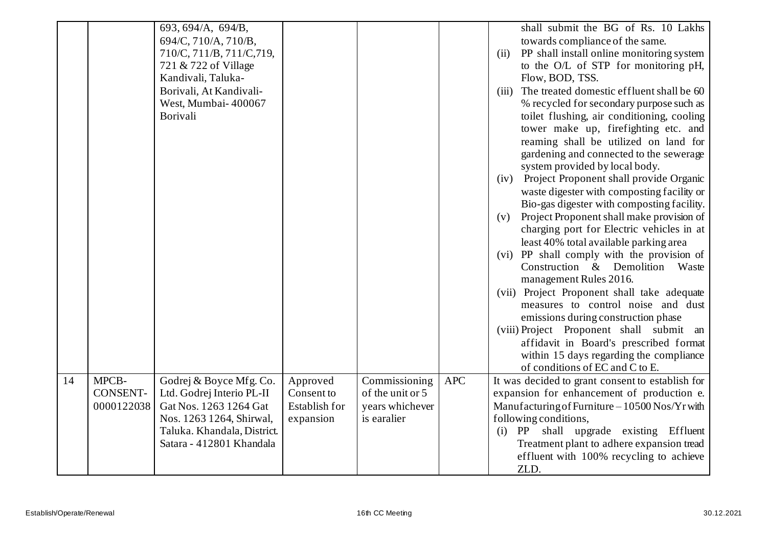|  |  |  |  |  |  |  |
|---|---|---|---|---|---|---|
|  |  | 693, 694/A, 694/B, 694/C, 710/A, 710/B, 710/C, 711/B, 711/C,719, 721 & 722 of Village Kandivali, Taluka-Borivali, At Kandivali-West, Mumbai- 400067 Borivali |  |  |  | shall submit the BG of Rs. 10 Lakhs towards compliance of the same.<br>(ii) PP shall install online monitoring system to the O/L of STP for monitoring pH, Flow, BOD, TSS.<br>(iii) The treated domestic effluent shall be 60 % recycled for secondary purpose such as toilet flushing, air conditioning, cooling tower make up, firefighting etc. and reaming shall be utilized on land for gardening and connected to the sewerage system provided by local body.<br>(iv) Project Proponent shall provide Organic waste digester with composting facility or Bio-gas digester with composting facility.<br>(v) Project Proponent shall make provision of charging port for Electric vehicles in at least 40% total available parking area<br>(vi) PP shall comply with the provision of Construction & Demolition Waste management Rules 2016.<br>(vii) Project Proponent shall take adequate measures to control noise and dust emissions during construction phase<br>(viii) Project Proponent shall submit an affidavit in Board's prescribed format within 15 days regarding the compliance of conditions of EC and C to E. |
| 14 | MPCB-CONSENT-0000122038 | Godrej & Boyce Mfg. Co. Ltd. Godrej Interio PL-II Gat Nos. 1263 1264 Gat Nos. 1263 1264, Shirwal, Taluka. Khandala, District. Satara - 412801 Khandala | Approved Consent to Establish for expansion | Commissioning of the unit or 5 years whichever is earalier | APC | It was decided to grant consent to establish for expansion for enhancement of production e. Manufacturing of Furniture – 10500 Nos/Yr with following conditions,<br>(i) PP shall upgrade existing Effluent Treatment plant to adhere expansion tread effluent with 100% recycling to achieve ZLD. |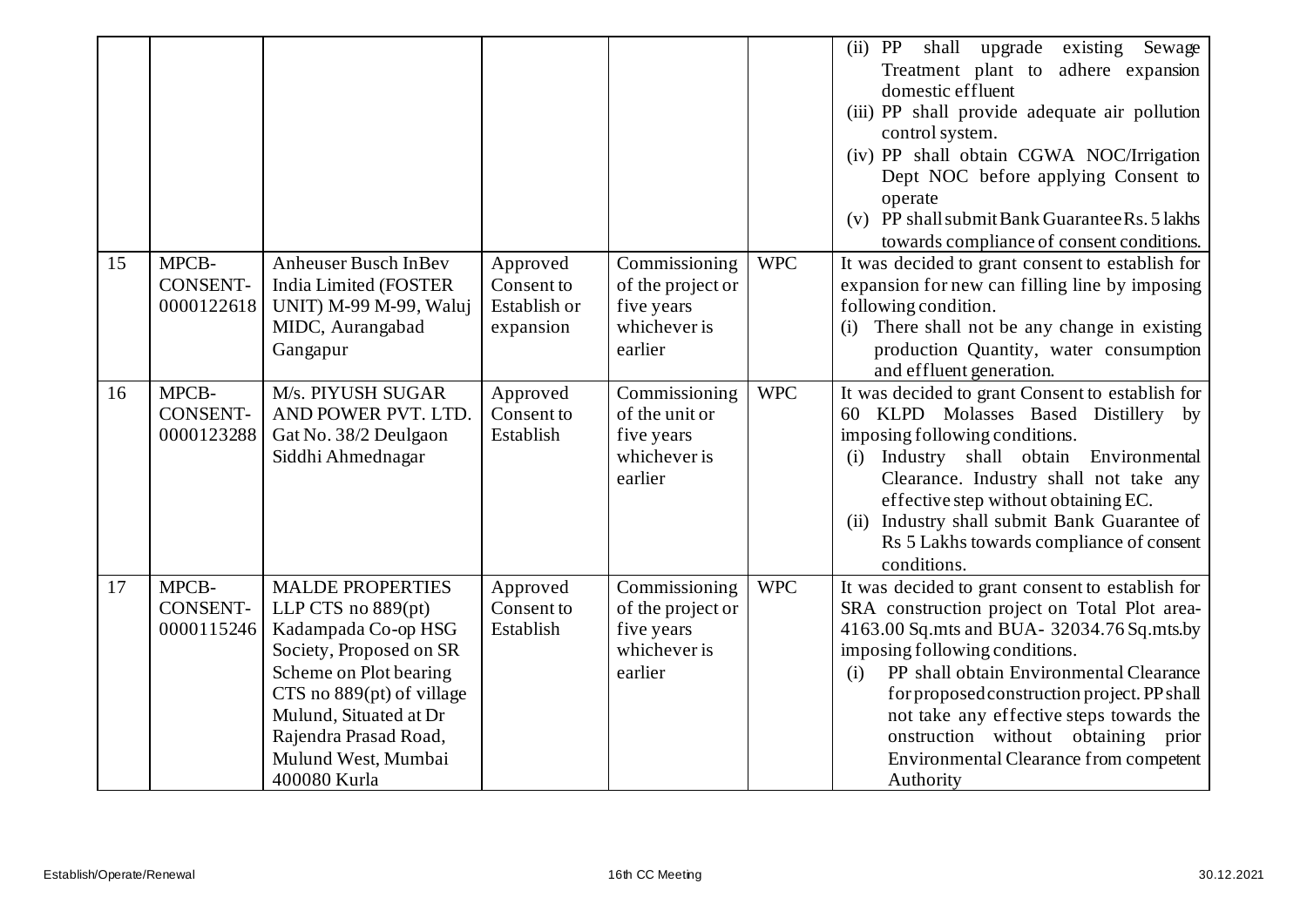| | | | | | | |
|---|---|---|---|---|---|---|
| | | | | | | (ii) PP shall upgrade existing Sewage Treatment plant to adhere expansion domestic effluent<br>(iii) PP shall provide adequate air pollution control system.<br>(iv) PP shall obtain CGWA NOC/Irrigation Dept NOC before applying Consent to operate<br>(v) PP shall submit Bank Guarantee Rs. 5 lakhs towards compliance of consent conditions. |
| 15 | MPCB-CONSENT-0000122618 | Anheuser Busch InBev India Limited (FOSTER UNIT) M-99 M-99, Waluj MIDC, Aurangabad Gangapur | Approved Consent to Establish or expansion | Commissioning of the project or five years whichever is earlier | WPC | It was decided to grant consent to establish for expansion for new can filling line by imposing following condition.<br>(i) There shall not be any change in existing production Quantity, water consumption and effluent generation. |
| 16 | MPCB-CONSENT-0000123288 | M/s. PIYUSH SUGAR AND POWER PVT. LTD. Gat No. 38/2 Deulgaon Siddhi Ahmednagar | Approved Consent to Establish | Commissioning of the unit or five years whichever is earlier | WPC | It was decided to grant Consent to establish for 60 KLPD Molasses Based Distillery by imposing following conditions.<br>(i) Industry shall obtain Environmental Clearance. Industry shall not take any effective step without obtaining EC.<br>(ii) Industry shall submit Bank Guarantee of Rs 5 Lakhs towards compliance of consent conditions. |
| 17 | MPCB-CONSENT-0000115246 | MALDE PROPERTIES LLP CTS no 889(pt) Kadampada Co-op HSG Society, Proposed on SR Scheme on Plot bearing CTS no 889(pt) of village Mulund, Situated at Dr Rajendra Prasad Road, Mulund West, Mumbai 400080 Kurla | Approved Consent to Establish | Commissioning of the project or five years whichever is earlier | WPC | It was decided to grant consent to establish for SRA construction project on Total Plot area-4163.00 Sq.mts and BUA- 32034.76 Sq.mts.by imposing following conditions.<br>(i) PP shall obtain Environmental Clearance for proposed construction project. PP shall not take any effective steps towards the onstruction without obtaining prior Environmental Clearance from competent Authority |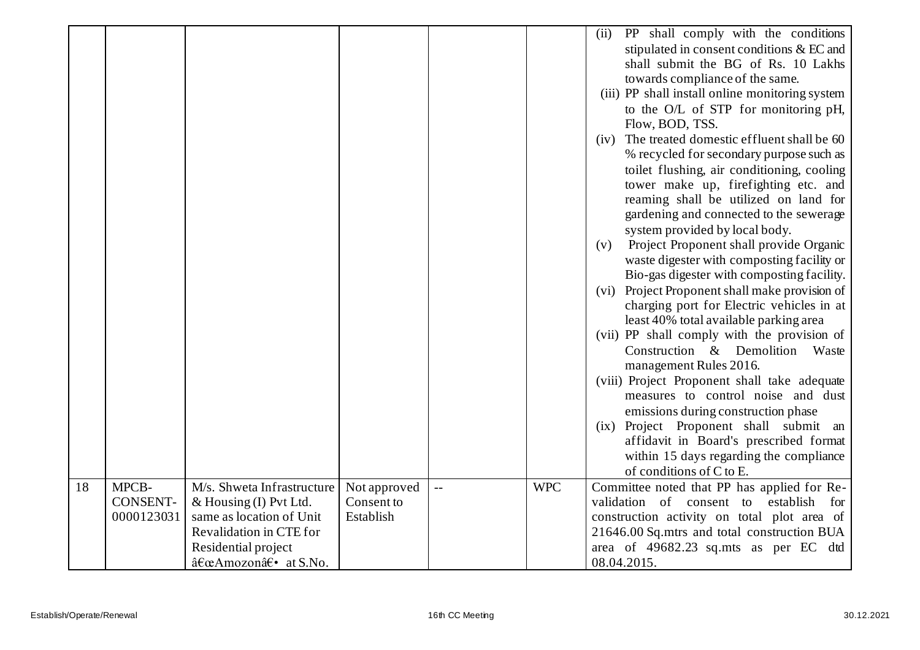|  |  |  |  |  |  |  |
|---|---|---|---|---|---|---|
|  |  |  |  |  |  | (ii) PP shall comply with the conditions stipulated in consent conditions & EC and shall submit the BG of Rs. 10 Lakhs towards compliance of the same.<br>(iii) PP shall install online monitoring system to the O/L of STP for monitoring pH, Flow, BOD, TSS.<br>(iv) The treated domestic effluent shall be 60 % recycled for secondary purpose such as toilet flushing, air conditioning, cooling tower make up, firefighting etc. and reaming shall be utilized on land for gardening and connected to the sewerage system provided by local body.<br>(v) Project Proponent shall provide Organic waste digester with composting facility or Bio-gas digester with composting facility.<br>(vi) Project Proponent shall make provision of charging port for Electric vehicles in at least 40% total available parking area<br>(vii) PP shall comply with the provision of Construction & Demolition Waste management Rules 2016.<br>(viii) Project Proponent shall take adequate measures to control noise and dust emissions during construction phase<br>(ix) Project Proponent shall submit an affidavit in Board's prescribed format within 15 days regarding the compliance of conditions of C to E. |
| 18 | MPCB-CONSENT-0000123031 | M/s. Shweta Infrastructure & Housing (I) Pvt Ltd. same as location of Unit Revalidation in CTE for Residential project â€œAmozonâ€• at S.No. | Not approved Consent to Establish | -- | WPC | Committee noted that PP has applied for Re-validation of consent to establish for construction activity on total plot area of 21646.00 Sq.mtrs and total construction BUA area of 49682.23 sq.mts as per EC dtd 08.04.2015. |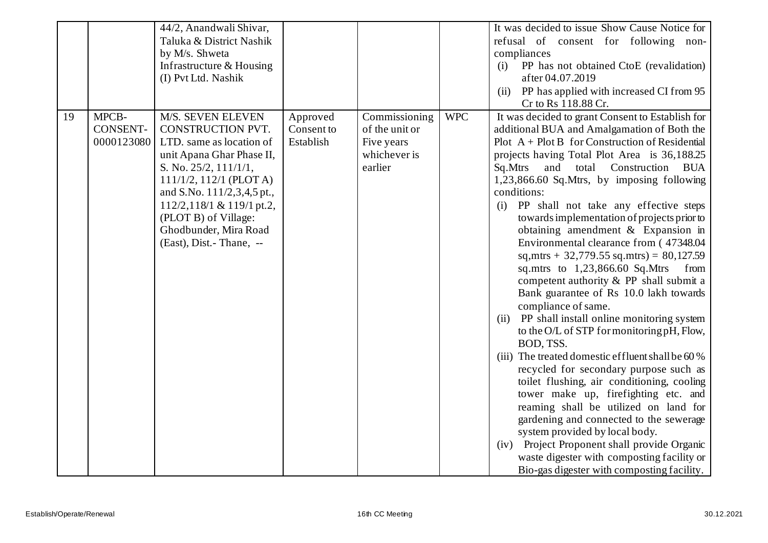| | | | | | | |
|---|---|---|---|---|---|---|
| | | 44/2, Anandwali Shivar, Taluka & District Nashik by M/s. Shweta Infrastructure & Housing (I) Pvt Ltd. Nashik | | | | It was decided to issue Show Cause Notice for refusal of consent for following non-compliances<br>(i) PP has not obtained CtoE (revalidation) after 04.07.2019<br>(ii) PP has applied with increased CI from 95 Cr to Rs 118.88 Cr. |
| 19 | MPCB-CONSENT-0000123080 | M/S. SEVEN ELEVEN CONSTRUCTION PVT. LTD. same as location of unit Apana Ghar Phase II, S. No. 25/2, 111/1/1, 111/1/2, 112/1 (PLOT A) and S.No. 111/2,3,4,5 pt., 112/2,118/1 & 119/1 pt.2, (PLOT B) of Village: Ghodbunder, Mira Road (East), Dist.- Thane, -- | Approved Consent to Establish | Commissioning of the unit or Five years whichever is earlier | WPC | It was decided to grant Consent to Establish for additional BUA and Amalgamation of Both the Plot A + Plot B for Construction of Residential projects having Total Plot Area is 36,188.25 Sq.Mtrs and total Construction BUA 1,23,866.60 Sq.Mtrs, by imposing following conditions:<br>(i) PP shall not take any effective steps towards implementation of projects prior to obtaining amendment & Expansion in Environmental clearance from ( 47348.04 sq,mtrs + 32,779.55 sq.mtrs) = 80,127.59 sq.mtrs to 1,23,866.60 Sq.Mtrs from competent authority & PP shall submit a Bank guarantee of Rs 10.0 lakh towards compliance of same.<br>(ii) PP shall install online monitoring system to the O/L of STP for monitoring pH, Flow, BOD, TSS.<br>(iii) The treated domestic effluent shall be 60 % recycled for secondary purpose such as toilet flushing, air conditioning, cooling tower make up, firefighting etc. and reaming shall be utilized on land for gardening and connected to the sewerage system provided by local body.<br>(iv) Project Proponent shall provide Organic waste digester with composting facility or Bio-gas digester with composting facility. |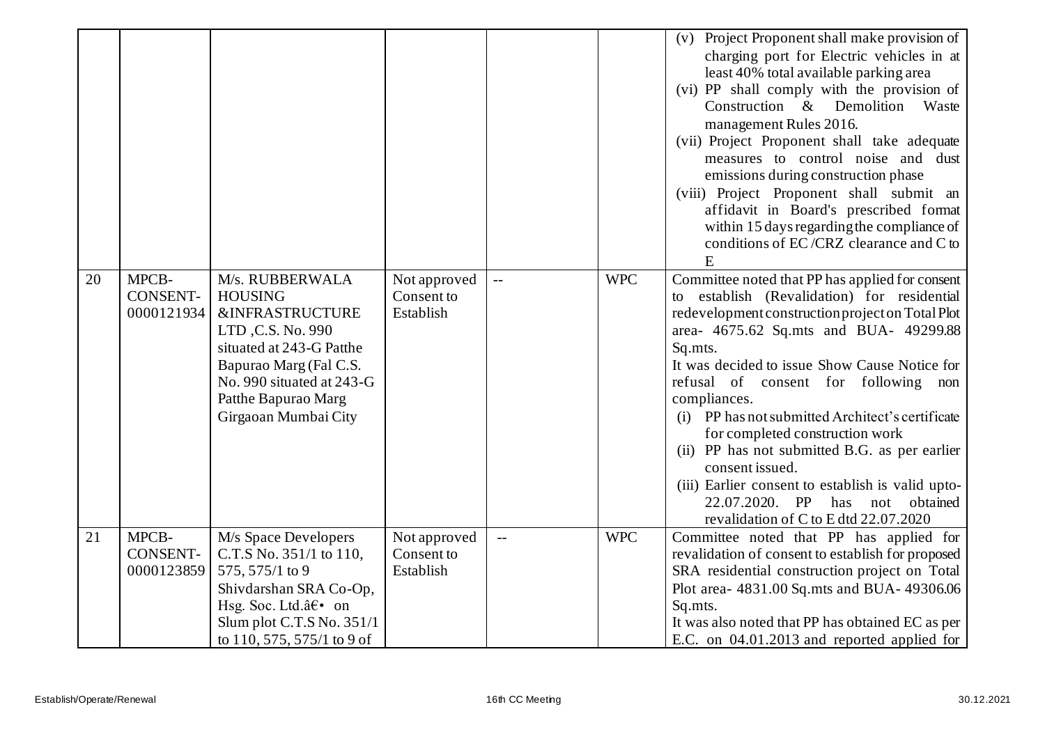| | | | | | | |
|---|---|---|---|---|---|---|
| | | | | | | (v) Project Proponent shall make provision of charging port for Electric vehicles in at least 40% total available parking area<br>(vi) PP shall comply with the provision of Construction & Demolition Waste management Rules 2016.<br>(vii) Project Proponent shall take adequate measures to control noise and dust emissions during construction phase<br>(viii) Project Proponent shall submit an affidavit in Board's prescribed format within 15 days regarding the compliance of conditions of EC /CRZ clearance and C to E |
| 20 | MPCB-CONSENT-0000121934 | M/s. RUBBERWALA HOUSING &INFRASTRUCTURE LTD ,C.S. No. 990 situated at 243-G Patthe Bapurao Marg (Fal C.S. No. 990 situated at 243-G Patthe Bapurao Marg Girgaoan Mumbai City | Not approved Consent to Establish | -- | WPC | Committee noted that PP has applied for consent to establish (Revalidation) for residential redevelopment construction project on Total Plot area- 4675.62 Sq.mts and BUA- 49299.88 Sq.mts.<br>It was decided to issue Show Cause Notice for refusal of consent for following non compliances.<br>(i) PP has not submitted Architect's certificate for completed construction work<br>(ii) PP has not submitted B.G. as per earlier consent issued.<br>(iii) Earlier consent to establish is valid upto-22.07.2020. PP has not obtained revalidation of C to E dtd 22.07.2020 |
| 21 | MPCB-CONSENT-0000123859 | M/s Space Developers C.T.S No. 351/1 to 110, 575, 575/1 to 9 Shivdarshan SRA Co-Op, Hsg. Soc. Ltd.â€• on Slum plot C.T.S No. 351/1 to 110, 575, 575/1 to 9 of | Not approved Consent to Establish | -- | WPC | Committee noted that PP has applied for revalidation of consent to establish for proposed SRA residential construction project on Total Plot area- 4831.00 Sq.mts and BUA- 49306.06 Sq.mts.<br>It was also noted that PP has obtained EC as per E.C. on 04.01.2013 and reported applied for |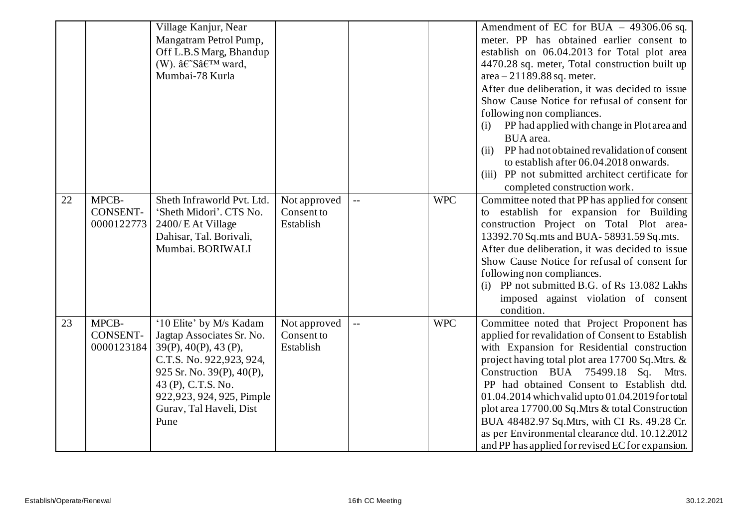|  |  |  |  |  |  |  |
|---|---|---|---|---|---|---|
|  |  | Village Kanjur, Near Mangatram Petrol Pump, Off L.B.S Marg, Bhandup (W). â€˜Sâ€™ ward, Mumbai-78 Kurla |  |  |  | Amendment of EC for BUA – 49306.06 sq. meter. PP has obtained earlier consent to establish on 06.04.2013 for Total plot area 4470.28 sq. meter, Total construction built up area – 21189.88 sq. meter.<br>After due deliberation, it was decided to issue Show Cause Notice for refusal of consent for following non compliances.<br>(i) PP had applied with change in Plot area and BUA area.<br>(ii) PP had not obtained revalidation of consent to establish after 06.04.2018 onwards.<br>(iii) PP not submitted architect certificate for completed construction work. |
| 22 | MPCB-CONSENT-0000122773 | Sheth Infraworld Pvt. Ltd. 'Sheth Midori'. CTS No. 2400/ E At Village Dahisar, Tal. Borivali, Mumbai. BORIWALI | Not approved Consent to Establish | -- | WPC | Committee noted that PP has applied for consent to establish for expansion for Building construction Project on Total Plot area-13392.70 Sq.mts and BUA- 58931.59 Sq.mts.<br>After due deliberation, it was decided to issue Show Cause Notice for refusal of consent for following non compliances.<br>(i) PP not submitted B.G. of Rs 13.082 Lakhs imposed against violation of consent condition. |
| 23 | MPCB-CONSENT-0000123184 | '10 Elite' by M/s Kadam Jagtap Associates Sr. No. 39(P), 40(P), 43 (P), C.T.S. No. 922,923, 924, 925 Sr. No. 39(P), 40(P), 43 (P), C.T.S. No. 922,923, 924, 925, Pimple Gurav, Tal Haveli, Dist Pune | Not approved Consent to Establish | -- | WPC | Committee noted that Project Proponent has applied for revalidation of Consent to Establish with Expansion for Residential construction project having total plot area 17700 Sq.Mtrs. & Construction BUA 75499.18 Sq. Mtrs.<br>PP had obtained Consent to Establish dtd. 01.04.2014 which valid upto 01.04.2019 for total plot area 17700.00 Sq.Mtrs & total Construction BUA 48482.97 Sq.Mtrs, with CI Rs. 49.28 Cr. as per Environmental clearance dtd. 10.12.2012 and PP has applied for revised EC for expansion. |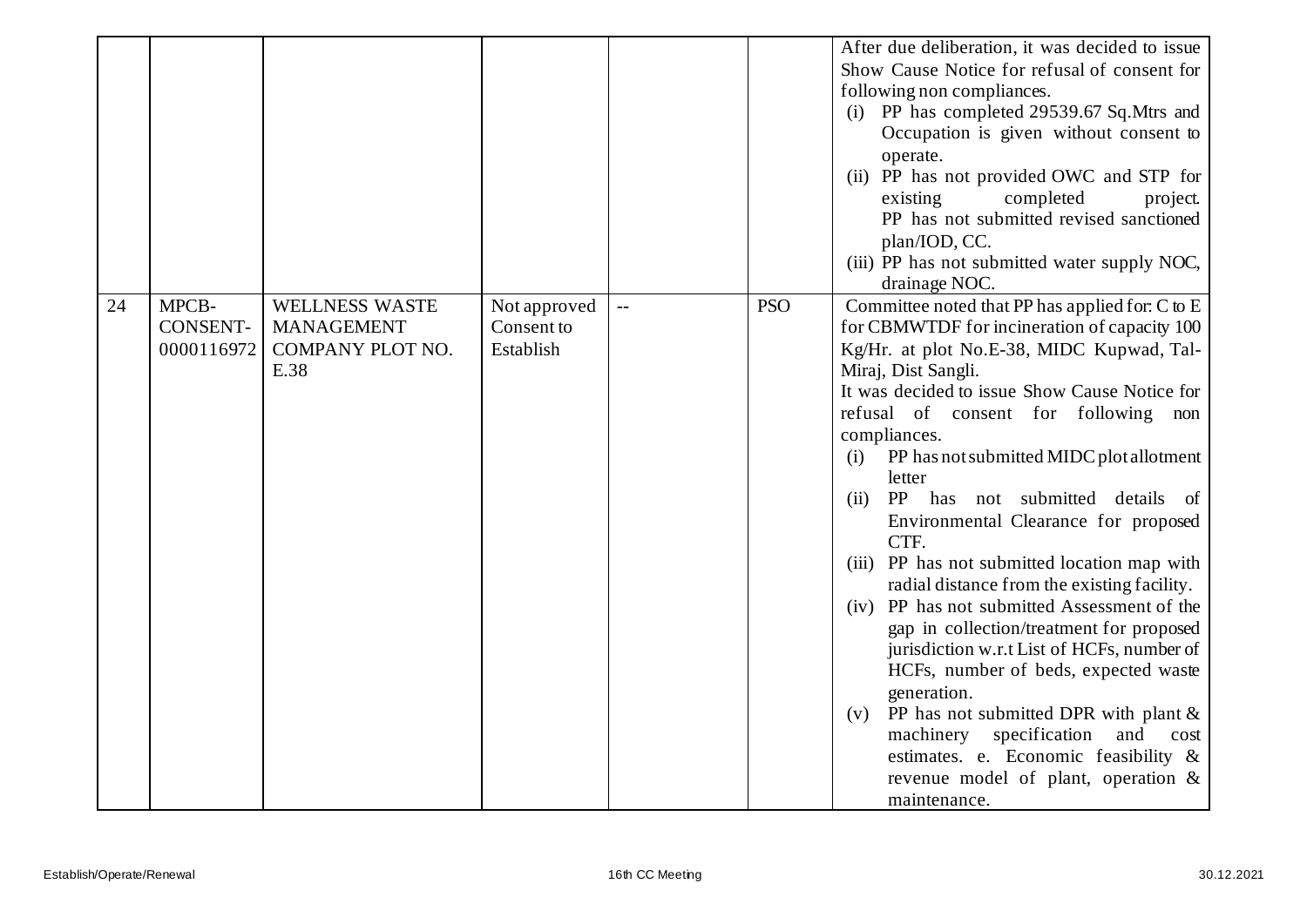| | | | | | | |
|---|---|---|---|---|---|---|
| | | | | | | After due deliberation, it was decided to issue Show Cause Notice for refusal of consent for following non compliances.<br>(i) PP has completed 29539.67 Sq.Mtrs and Occupation is given without consent to operate.<br>(ii) PP has not provided OWC and STP for existing completed project. PP has not submitted revised sanctioned plan/IOD, CC.<br>(iii) PP has not submitted water supply NOC, drainage NOC. |
| 24 | MPCB-CONSENT-0000116972 | WELLNESS WASTE MANAGEMENT COMPANY PLOT NO. E.38 | Not approved Consent to Establish | -- | PSO | Committee noted that PP has applied for: C to E for CBMWTDF for incineration of capacity 100 Kg/Hr. at plot No.E-38, MIDC Kupwad, Tal-Miraj, Dist Sangli.<br>It was decided to issue Show Cause Notice for refusal of consent for following non compliances.<br>(i) PP has not submitted MIDC plot allotment letter<br>(ii) PP has not submitted details of Environmental Clearance for proposed CTF.<br>(iii) PP has not submitted location map with radial distance from the existing facility.<br>(iv) PP has not submitted Assessment of the gap in collection/treatment for proposed jurisdiction w.r.t List of HCFs, number of HCFs, number of beds, expected waste generation.<br>(v) PP has not submitted DPR with plant & machinery specification and cost estimates. e. Economic feasibility & revenue model of plant, operation & maintenance. |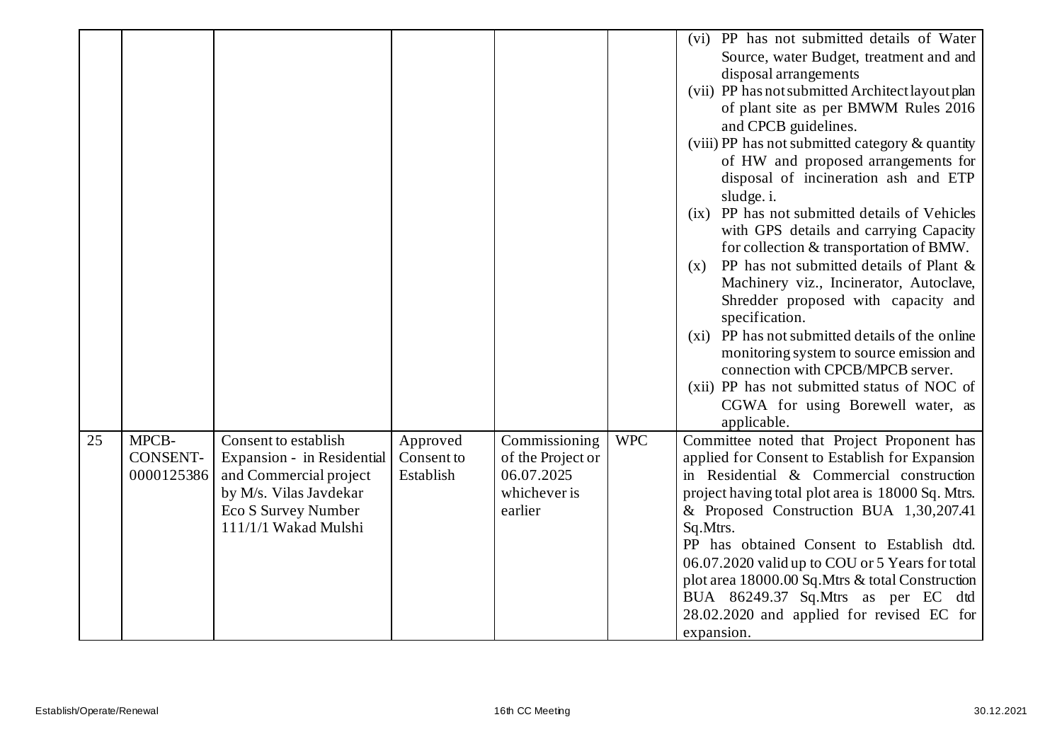| | | | | | | |
|---|---|---|---|---|---|---|
| | | | | | | (vi) PP has not submitted details of Water Source, water Budget, treatment and and disposal arrangements<br>(vii) PP has not submitted Architect layout plan of plant site as per BMWM Rules 2016 and CPCB guidelines.<br>(viii) PP has not submitted category & quantity of HW and proposed arrangements for disposal of incineration ash and ETP sludge. i.<br>(ix) PP has not submitted details of Vehicles with GPS details and carrying Capacity for collection & transportation of BMW.<br>(x) PP has not submitted details of Plant & Machinery viz., Incinerator, Autoclave, Shredder proposed with capacity and specification.<br>(xi) PP has not submitted details of the online monitoring system to source emission and connection with CPCB/MPCB server.<br>(xii) PP has not submitted status of NOC of CGWA for using Borewell water, as applicable. |
| 25 | MPCB-CONSENT-0000125386 | Consent to establish Expansion - in Residential and Commercial project by M/s. Vilas Javdekar Eco S Survey Number 111/1/1 Wakad Mulshi | Approved Consent to Establish | Commissioning of the Project or 06.07.2025 whichever is earlier | WPC | Committee noted that Project Proponent has applied for Consent to Establish for Expansion in Residential & Commercial construction project having total plot area is 18000 Sq. Mtrs. & Proposed Construction BUA 1,30,207.41 Sq.Mtrs.<br>PP has obtained Consent to Establish dtd. 06.07.2020 valid up to COU or 5 Years for total plot area 18000.00 Sq.Mtrs & total Construction BUA 86249.37 Sq.Mtrs as per EC dtd 28.02.2020 and applied for revised EC for expansion. |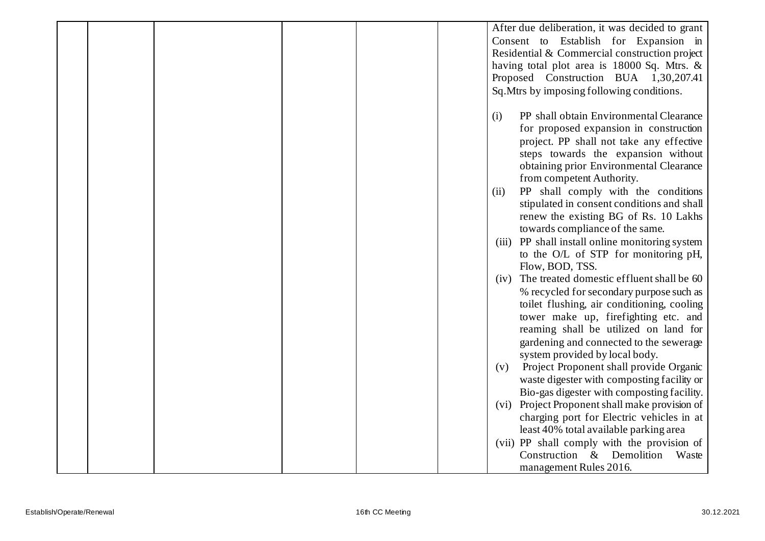| | | | | | | |
|---|---|---|---|---|---|---|
| | | | | | | After due deliberation, it was decided to grant Consent to Establish for Expansion in Residential & Commercial construction project having total plot area is 18000 Sq. Mtrs. & Proposed Construction BUA 1,30,207.41 Sq.Mtrs by imposing following conditions.<br><br>(i) PP shall obtain Environmental Clearance for proposed expansion in construction project. PP shall not take any effective steps towards the expansion without obtaining prior Environmental Clearance from competent Authority.<br>(ii) PP shall comply with the conditions stipulated in consent conditions and shall renew the existing BG of Rs. 10 Lakhs towards compliance of the same.<br>(iii) PP shall install online monitoring system to the O/L of STP for monitoring pH, Flow, BOD, TSS.<br>(iv) The treated domestic effluent shall be 60 % recycled for secondary purpose such as toilet flushing, air conditioning, cooling tower make up, firefighting etc. and reaming shall be utilized on land for gardening and connected to the sewerage system provided by local body.<br>(v) Project Proponent shall provide Organic waste digester with composting facility or Bio-gas digester with composting facility.<br>(vi) Project Proponent shall make provision of charging port for Electric vehicles in at least 40% total available parking area<br>(vii) PP shall comply with the provision of Construction & Demolition Waste management Rules 2016. |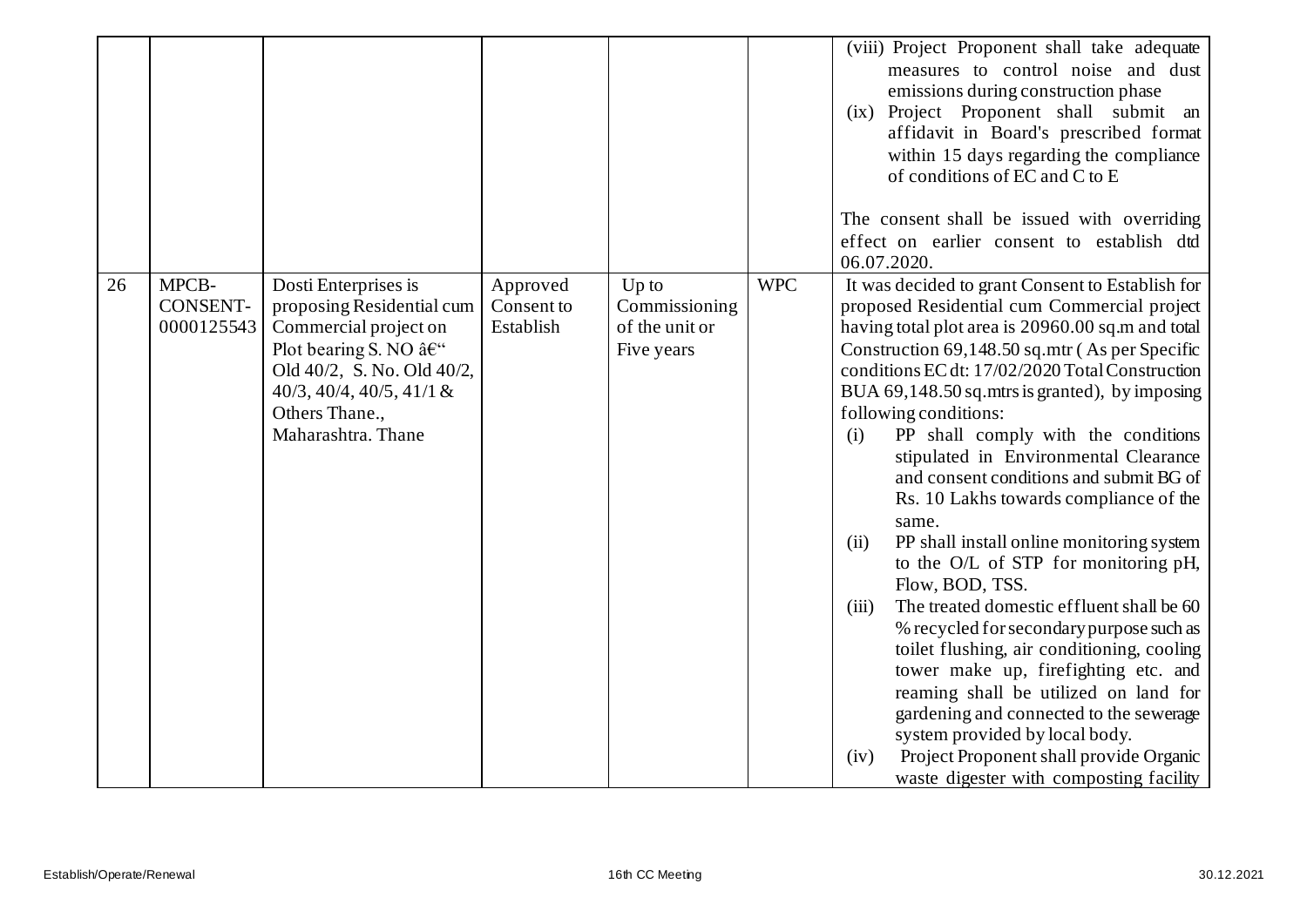| | | | | | | |
|---|---|---|---|---|---|---|
| | | | | | | (viii) Project Proponent shall take adequate measures to control noise and dust emissions during construction phase<br>(ix) Project Proponent shall submit an affidavit in Board's prescribed format within 15 days regarding the compliance of conditions of EC and C to E<br><br>The consent shall be issued with overriding effect on earlier consent to establish dtd 06.07.2020. |
| 26 | MPCB-CONSENT-0000125543 | Dosti Enterprises is proposing Residential cum Commercial project on Plot bearing S. NO â€" Old 40/2, S. No. Old 40/2, 40/3, 40/4, 40/5, 41/1 & Others Thane., Maharashtra. Thane | Approved Consent to Establish | Up to Commissioning of the unit or Five years | WPC | It was decided to grant Consent to Establish for proposed Residential cum Commercial project having total plot area is 20960.00 sq.m and total Construction 69,148.50 sq.mtr ( As per Specific conditions EC dt: 17/02/2020 Total Construction BUA 69,148.50 sq.mtrs is granted), by imposing following conditions:<br>(i) PP shall comply with the conditions stipulated in Environmental Clearance and consent conditions and submit BG of Rs. 10 Lakhs towards compliance of the same.<br>(ii) PP shall install online monitoring system to the O/L of STP for monitoring pH, Flow, BOD, TSS.<br>(iii) The treated domestic effluent shall be 60 % recycled for secondary purpose such as toilet flushing, air conditioning, cooling tower make up, firefighting etc. and reaming shall be utilized on land for gardening and connected to the sewerage system provided by local body.<br>(iv) Project Proponent shall provide Organic waste digester with composting facility |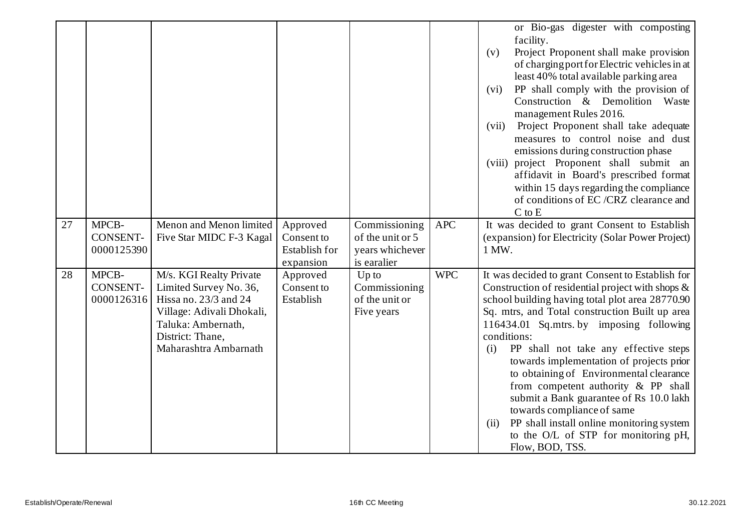|  |  |  |  |  |  | or Bio-gas digester with composting facility.<br>(v) Project Proponent shall make provision of charging port for Electric vehicles in at least 40% total available parking area<br>(vi) PP shall comply with the provision of Construction & Demolition Waste management Rules 2016.<br>(vii) Project Proponent shall take adequate measures to control noise and dust emissions during construction phase<br>(viii) project Proponent shall submit an affidavit in Board's prescribed format within 15 days regarding the compliance of conditions of EC /CRZ clearance and C to E |
|---|---|---|---|---|---|---|
| 27 | MPCB-CONSENT-0000125390 | Menon and Menon limited Five Star MIDC F-3 Kagal | Approved Consent to Establish for expansion | Commissioning of the unit or 5 years whichever is earalier | APC | It was decided to grant Consent to Establish (expansion) for Electricity (Solar Power Project) 1 MW. |
| 28 | MPCB-CONSENT-0000126316 | M/s. KGI Realty Private Limited Survey No. 36, Hissa no. 23/3 and 24 Village: Adivali Dhokali, Taluka: Ambernath, District: Thane, Maharashtra Ambarnath | Approved Consent to Establish | Up to Commissioning of the unit or Five years | WPC | It was decided to grant Consent to Establish for Construction of residential project with shops & school building having total plot area 28770.90 Sq. mtrs, and Total construction Built up area 116434.01 Sq.mtrs. by imposing following conditions:<br>(i) PP shall not take any effective steps towards implementation of projects prior to obtaining of Environmental clearance from competent authority & PP shall submit a Bank guarantee of Rs 10.0 lakh towards compliance of same<br>(ii) PP shall install online monitoring system to the O/L of STP for monitoring pH, Flow, BOD, TSS. |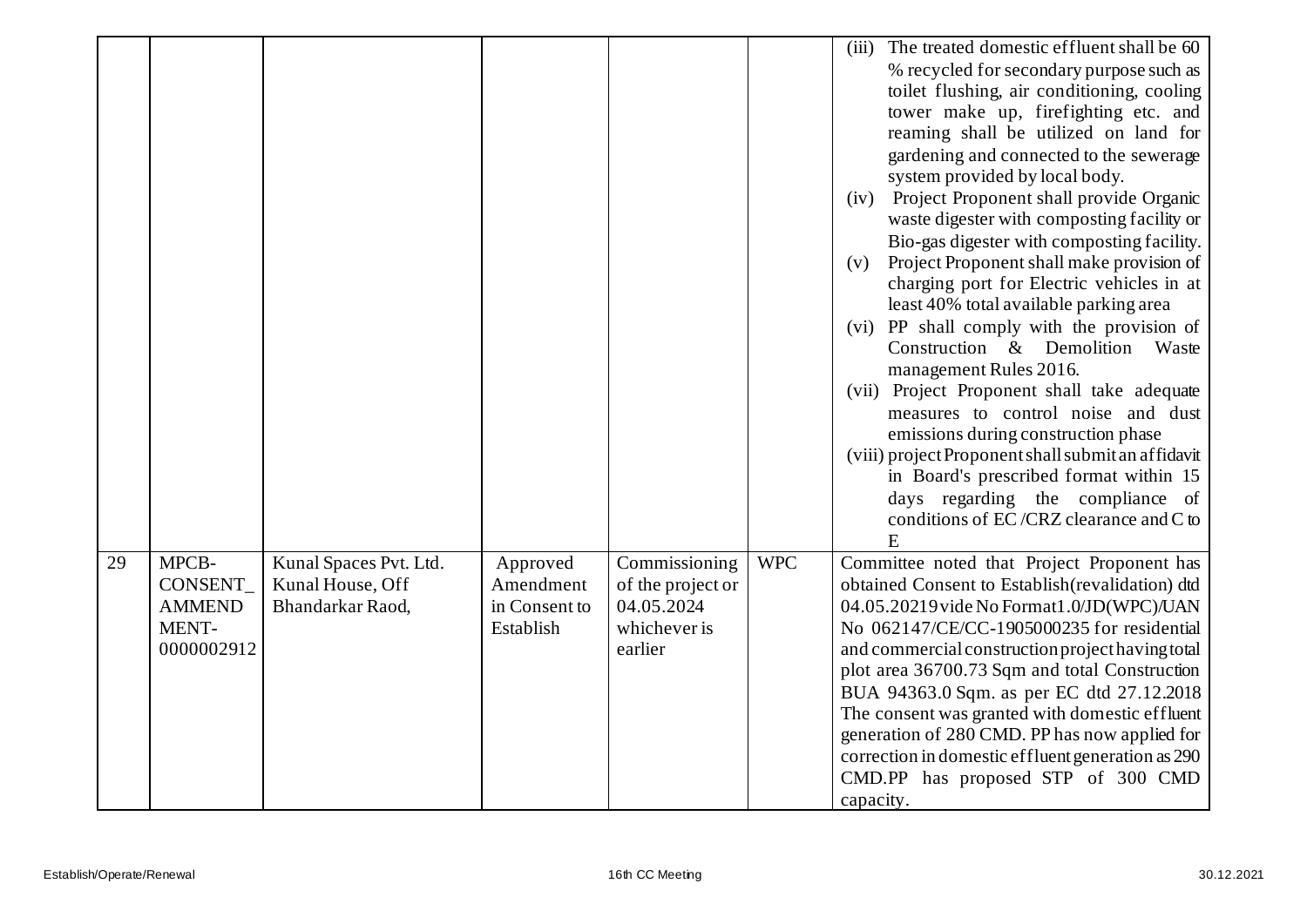|  |  |  |  |  |  |  |
|---|---|---|---|---|---|---|
|  |  |  |  |  |  | (iii) The treated domestic effluent shall be 60 % recycled for secondary purpose such as toilet flushing, air conditioning, cooling tower make up, firefighting etc. and reaming shall be utilized on land for gardening and connected to the sewerage system provided by local body.<br>(iv) Project Proponent shall provide Organic waste digester with composting facility or Bio-gas digester with composting facility.<br>(v) Project Proponent shall make provision of charging port for Electric vehicles in at least 40% total available parking area<br>(vi) PP shall comply with the provision of Construction & Demolition Waste management Rules 2016.<br>(vii) Project Proponent shall take adequate measures to control noise and dust emissions during construction phase<br>(viii) project Proponent shall submit an affidavit in Board's prescribed format within 15 days regarding the compliance of conditions of EC /CRZ clearance and C to E |
| 29 | MPCB-CONSENT_AMMENDMENT-0000002912 | Kunal Spaces Pvt. Ltd. Kunal House, Off Bhandarkar Raod, | Approved Amendment in Consent to Establish | Commissioning of the project or 04.05.2024 whichever is earlier | WPC | Committee noted that Project Proponent has obtained Consent to Establish(revalidation) dtd 04.05.20219 vide No Format1.0/JD(WPC)/UAN No 062147/CE/CC-1905000235 for residential and commercial construction project having total plot area 36700.73 Sqm and total Construction BUA 94363.0 Sqm. as per EC dtd 27.12.2018 The consent was granted with domestic effluent generation of 280 CMD. PP has now applied for correction in domestic effluent generation as 290 CMD.PP has proposed STP of 300 CMD capacity. |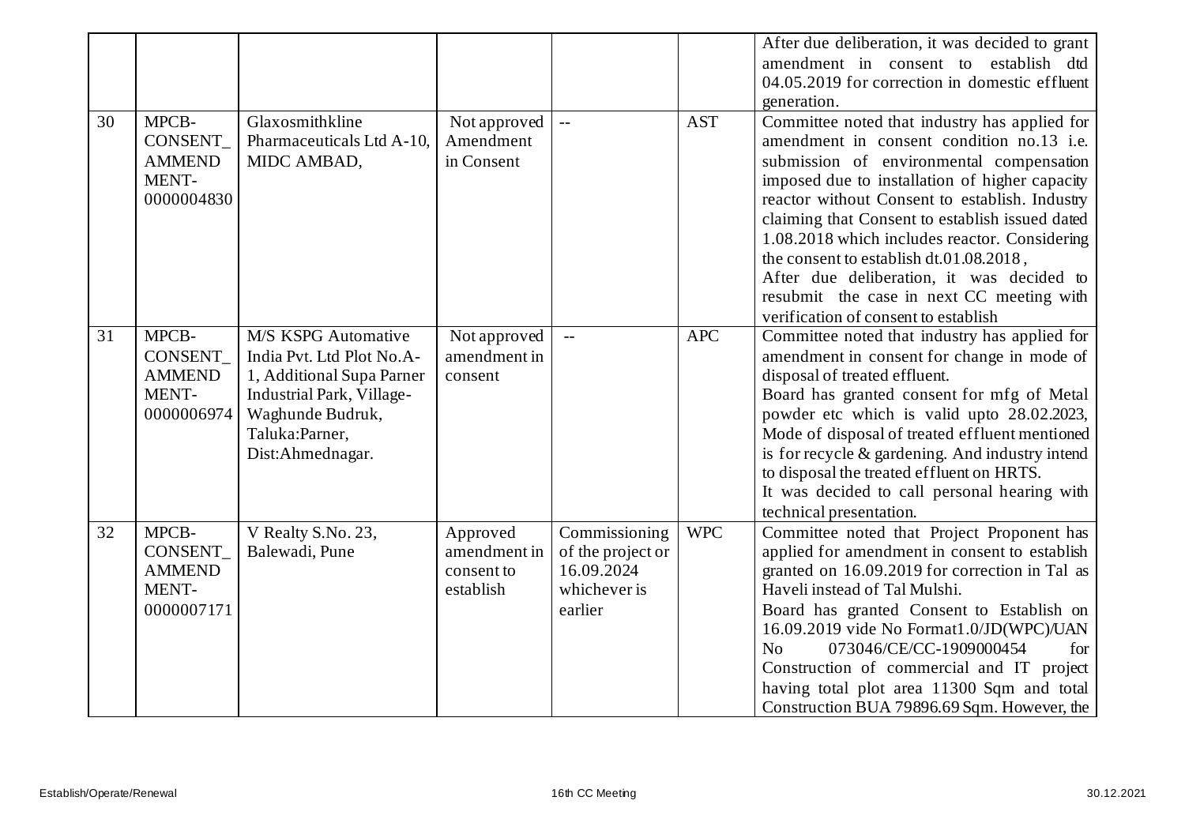|  |  |  |  |  |  | After due deliberation, it was decided to grant amendment in consent to establish dtd 04.05.2019 for correction in domestic effluent generation. |
|---|---|---|---|---|---|---|
| 30 | MPCB-CONSENT_AMMENDMENT-0000004830 | Glaxosmithkline Pharmaceuticals Ltd A-10, MIDC AMBAD, | Not approved Amendment in Consent | -- | AST | Committee noted that industry has applied for amendment in consent condition no.13 i.e. submission of environmental compensation imposed due to installation of higher capacity reactor without Consent to establish. Industry claiming that Consent to establish issued dated 1.08.2018 which includes reactor. Considering the consent to establish dt.01.08.2018, After due deliberation, it was decided to resubmit the case in next CC meeting with verification of consent to establish |
| 31 | MPCB-CONSENT_AMMENDMENT-0000006974 | M/S KSPG Automative India Pvt. Ltd Plot No.A-1, Additional Supa Parner Industrial Park, Village-Waghunde Budruk, Taluka:Parner, Dist:Ahmednagar. | Not approved amendment in consent | -- | APC | Committee noted that industry has applied for amendment in consent for change in mode of disposal of treated effluent. Board has granted consent for mfg of Metal powder etc which is valid upto 28.02.2023, Mode of disposal of treated effluent mentioned is for recycle & gardening. And industry intend to disposal the treated effluent on HRTS. It was decided to call personal hearing with technical presentation. |
| 32 | MPCB-CONSENT_AMMENDMENT-0000007171 | V Realty S.No. 23, Balewadi, Pune | Approved amendment in consent to establish | Commissioning of the project or 16.09.2024 whichever is earlier | WPC | Committee noted that Project Proponent has applied for amendment in consent to establish granted on 16.09.2019 for correction in Tal as Haveli instead of Tal Mulshi. Board has granted Consent to Establish on 16.09.2019 vide No Format1.0/JD(WPC)/UAN No 073046/CE/CC-1909000454 for Construction of commercial and IT project having total plot area 11300 Sqm and total Construction BUA 79896.69 Sqm. However, the |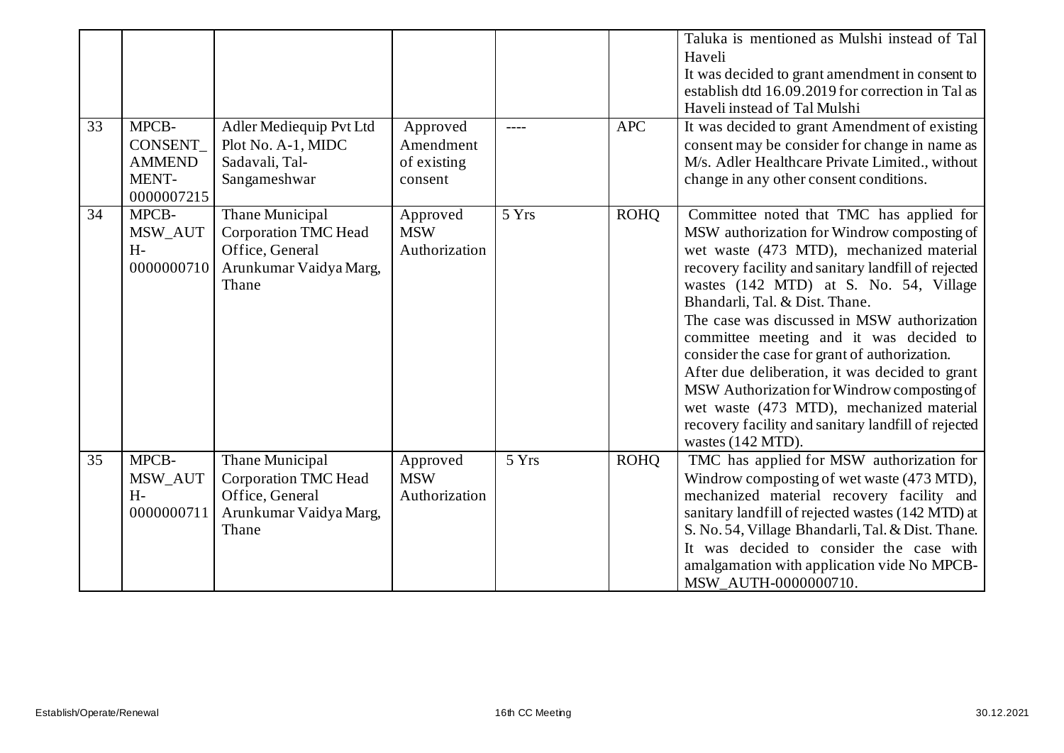| | | | | | | |
|---|---|---|---|---|---|---|
| | | | | | | Taluka is mentioned as Mulshi instead of Tal Haveli<br>It was decided to grant amendment in consent to establish dtd 16.09.2019 for correction in Tal as Haveli instead of Tal Mulshi |
| 33 | MPCB-CONSENT_AMMENDMENT-0000007215 | Adler Mediequip Pvt Ltd Plot No. A-1, MIDC Sadavali, Tal-Sangameshwar | Approved Amendment of existing consent | ---- | APC | It was decided to grant Amendment of existing consent may be consider for change in name as M/s. Adler Healthcare Private Limited., without change in any other consent conditions. |
| 34 | MPCB-MSW_AUTH-0000000710 | Thane Municipal Corporation TMC Head Office, General Arunkumar Vaidya Marg, Thane | Approved MSW Authorization | 5 Yrs | ROHQ | Committee noted that TMC has applied for MSW authorization for Windrow composting of wet waste (473 MTD), mechanized material recovery facility and sanitary landfill of rejected wastes (142 MTD) at S. No. 54, Village Bhandarli, Tal. & Dist. Thane.<br>The case was discussed in MSW authorization committee meeting and it was decided to consider the case for grant of authorization.<br>After due deliberation, it was decided to grant MSW Authorization for Windrow composting of wet waste (473 MTD), mechanized material recovery facility and sanitary landfill of rejected wastes (142 MTD). |
| 35 | MPCB-MSW_AUTH-0000000711 | Thane Municipal Corporation TMC Head Office, General Arunkumar Vaidya Marg, Thane | Approved MSW Authorization | 5 Yrs | ROHQ | TMC has applied for MSW authorization for Windrow composting of wet waste (473 MTD), mechanized material recovery facility and sanitary landfill of rejected wastes (142 MTD) at S. No. 54, Village Bhandarli, Tal. & Dist. Thane. It was decided to consider the case with amalgamation with application vide No MPCB-MSW_AUTH-0000000710. |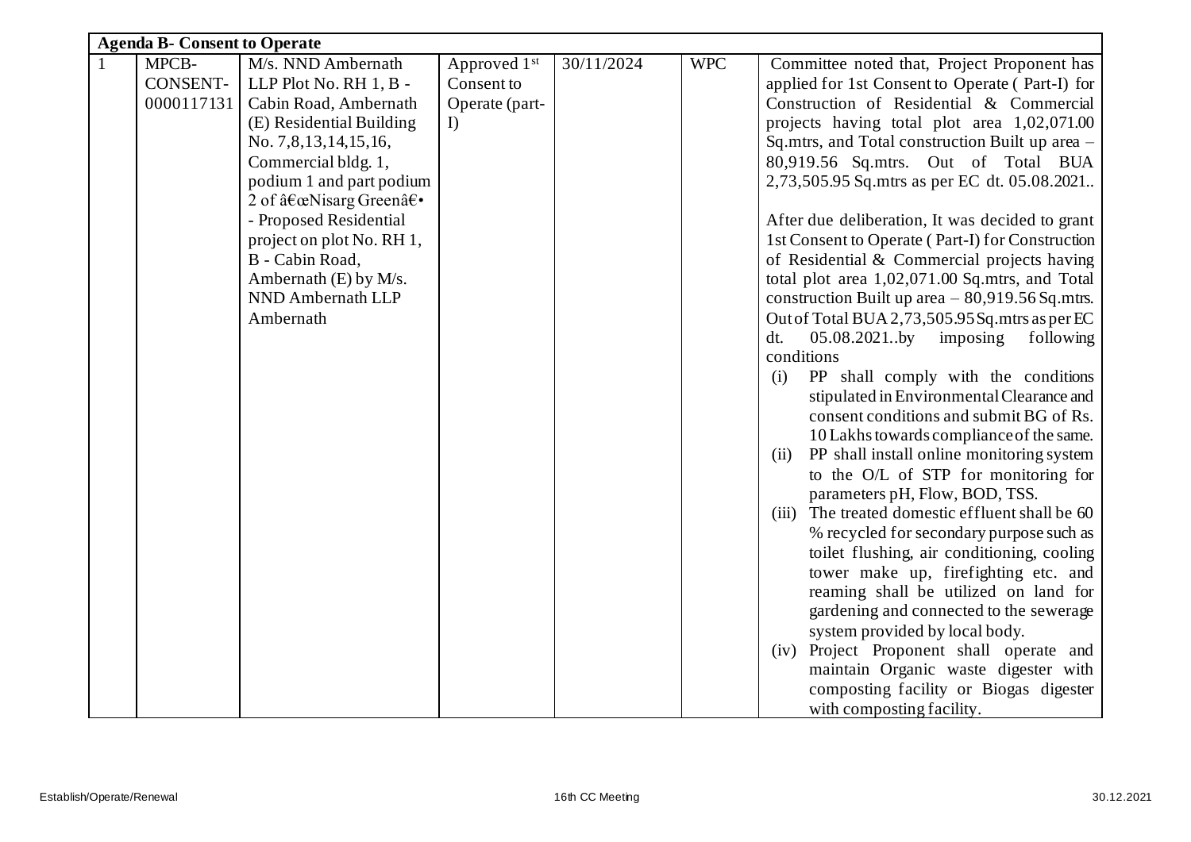| Agenda B- Consent to Operate | | | | | | |
|---|---|---|---|---|---|---|
| 1 | MPCB-CONSENT-0000117131 | M/s. NND Ambernath LLP Plot No. RH 1, B - Cabin Road, Ambernath (E) Residential Building No. 7,8,13,14,15,16, Commercial bldg. 1, podium 1 and part podium 2 of â€œNisarg Greenâ€• - Proposed Residential project on plot No. RH 1, B - Cabin Road, Ambernath (E) by M/s. NND Ambernath LLP Ambernath | Approved 1st Consent to Operate (part-I) | 30/11/2024 | WPC | Committee noted that, Project Proponent has applied for 1st Consent to Operate ( Part-I) for Construction of Residential & Commercial projects having total plot area 1,02,071.00 Sq.mtrs, and Total construction Built up area – 80,919.56 Sq.mtrs. Out of Total BUA 2,73,505.95 Sq.mtrs as per EC dt. 05.08.2021..<br><br>After due deliberation, It was decided to grant 1st Consent to Operate ( Part-I) for Construction of Residential & Commercial projects having total plot area 1,02,071.00 Sq.mtrs, and Total construction Built up area – 80,919.56 Sq.mtrs. Out of Total BUA 2,73,505.95 Sq.mtrs as per EC dt. 05.08.2021..by imposing following conditions<br>(i) PP shall comply with the conditions stipulated in Environmental Clearance and consent conditions and submit BG of Rs. 10 Lakhs towards compliance of the same.<br>(ii) PP shall install online monitoring system to the O/L of STP for monitoring for parameters pH, Flow, BOD, TSS.<br>(iii) The treated domestic effluent shall be 60 % recycled for secondary purpose such as toilet flushing, air conditioning, cooling tower make up, firefighting etc. and reaming shall be utilized on land for gardening and connected to the sewerage system provided by local body.<br>(iv) Project Proponent shall operate and maintain Organic waste digester with composting facility or Biogas digester with composting facility. |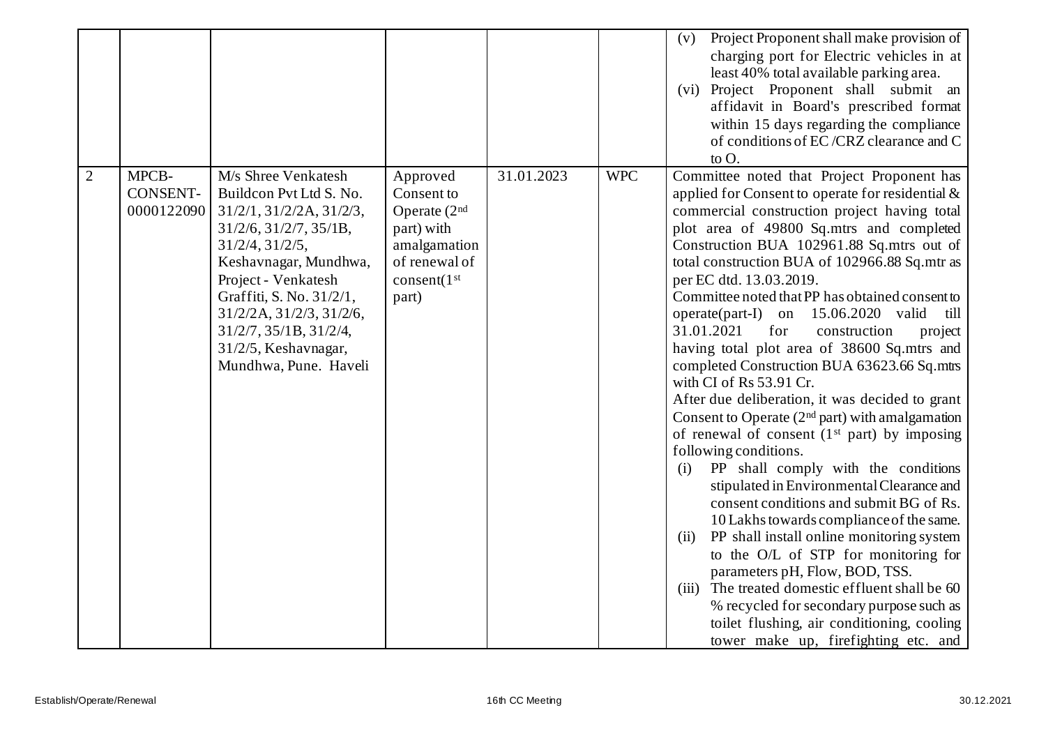| | | | | | | |
|---|---|---|---|---|---|---|
| | | | | | | (v) Project Proponent shall make provision of charging port for Electric vehicles in at least 40% total available parking area.<br>(vi) Project Proponent shall submit an affidavit in Board's prescribed format within 15 days regarding the compliance of conditions of EC /CRZ clearance and C to O. |
| 2 | MPCB-CONSENT-0000122090 | M/s Shree Venkatesh Buildcon Pvt Ltd S. No. 31/2/1, 31/2/2A, 31/2/3, 31/2/6, 31/2/7, 35/1B, 31/2/4, 31/2/5, Keshavnagar, Mundhwa, Project - Venkatesh Graffiti, S. No. 31/2/1, 31/2/2A, 31/2/3, 31/2/6, 31/2/7, 35/1B, 31/2/4, 31/2/5, Keshavnagar, Mundhwa, Pune. Haveli | Approved Consent to Operate (2nd part) with amalgamation of renewal of consent(1st part) | 31.01.2023 | WPC | Committee noted that Project Proponent has applied for Consent to operate for residential & commercial construction project having total plot area of 49800 Sq.mtrs and completed Construction BUA 102961.88 Sq.mtrs out of total construction BUA of 102966.88 Sq.mtr as per EC dtd. 13.03.2019.<br>Committee noted that PP has obtained consent to operate(part-I) on 15.06.2020 valid till 31.01.2021 for construction project having total plot area of 38600 Sq.mtrs and completed Construction BUA 63623.66 Sq.mtrs with CI of Rs 53.91 Cr.<br>After due deliberation, it was decided to grant Consent to Operate (2nd part) with amalgamation of renewal of consent (1st part) by imposing following conditions.<br>(i) PP shall comply with the conditions stipulated in Environmental Clearance and consent conditions and submit BG of Rs. 10 Lakhs towards compliance of the same.<br>(ii) PP shall install online monitoring system to the O/L of STP for monitoring for parameters pH, Flow, BOD, TSS.<br>(iii) The treated domestic effluent shall be 60 % recycled for secondary purpose such as toilet flushing, air conditioning, cooling tower make up, firefighting etc. and |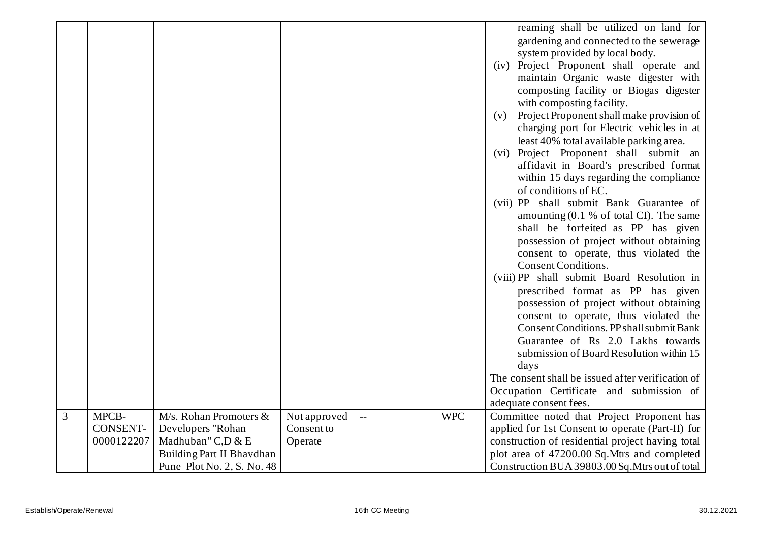| | | | | | | |
|---|---|---|---|---|---|---|
| | | | | | | reaming shall be utilized on land for gardening and connected to the sewerage system provided by local body.<br>(iv) Project Proponent shall operate and maintain Organic waste digester with composting facility or Biogas digester with composting facility.<br>(v) Project Proponent shall make provision of charging port for Electric vehicles in at least 40% total available parking area.<br>(vi) Project Proponent shall submit an affidavit in Board's prescribed format within 15 days regarding the compliance of conditions of EC.<br>(vii) PP shall submit Bank Guarantee of amounting (0.1 % of total CI). The same shall be forfeited as PP has given possession of project without obtaining consent to operate, thus violated the Consent Conditions.<br>(viii) PP shall submit Board Resolution in prescribed format as PP has given possession of project without obtaining consent to operate, thus violated the Consent Conditions. PP shall submit Bank Guarantee of Rs 2.0 Lakhs towards submission of Board Resolution within 15 days<br>The consent shall be issued after verification of Occupation Certificate and submission of adequate consent fees. |
| 3 | MPCB-CONSENT-0000122207 | M/s. Rohan Promoters & Developers "Rohan Madhuban" C,D & E Building Part II Bhavdhan Pune Plot No. 2, S. No. 48 | Not approved Consent to Operate | -- | WPC | Committee noted that Project Proponent has applied for 1st Consent to operate (Part-II) for construction of residential project having total plot area of 47200.00 Sq.Mtrs and completed Construction BUA 39803.00 Sq.Mtrs out of total |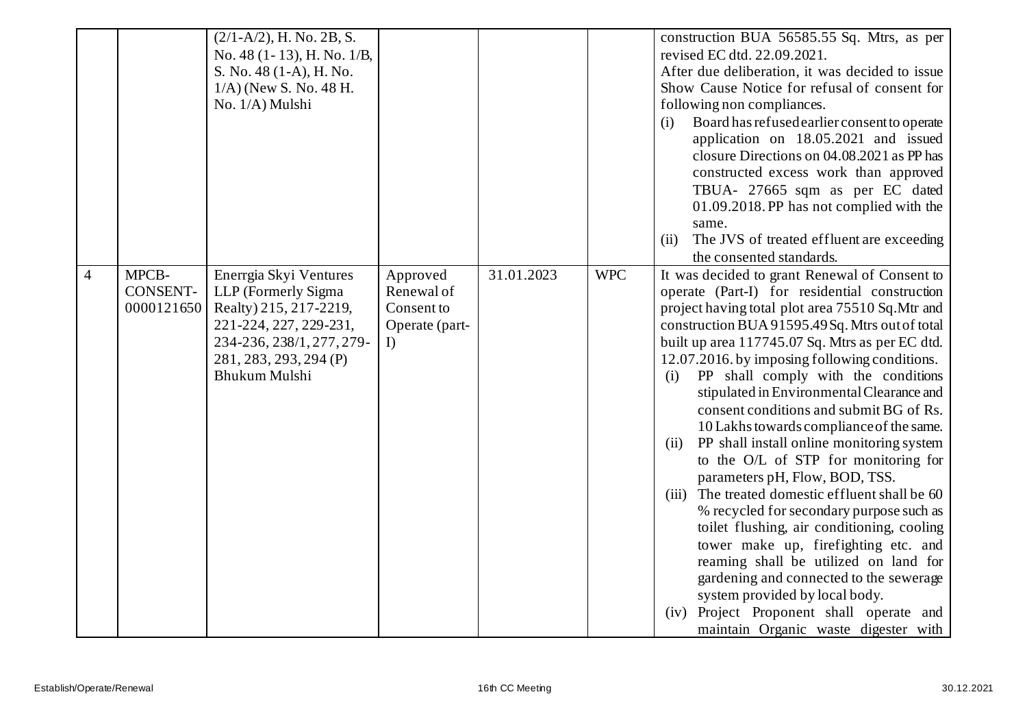|  |  |  |  |  |  |  |
|---|---|---|---|---|---|---|
|  |  | (2/1-A/2), H. No. 2B, S. No. 48 (1- 13), H. No. 1/B, S. No. 48 (1-A), H. No. 1/A) (New S. No. 48 H. No. 1/A) Mulshi |  |  |  | construction BUA 56585.55 Sq. Mtrs, as per revised EC dtd. 22.09.2021.<br>After due deliberation, it was decided to issue Show Cause Notice for refusal of consent for following non compliances.<br>(i) Board has refused earlier consent to operate application on 18.05.2021 and issued closure Directions on 04.08.2021 as PP has constructed excess work than approved TBUA- 27665 sqm as per EC dated 01.09.2018. PP has not complied with the same.<br>(ii) The JVS of treated effluent are exceeding the consented standards. |
| 4 | MPCB-CONSENT-0000121650 | Enerrgia Skyi Ventures LLP (Formerly Sigma Realty) 215, 217-2219, 221-224, 227, 229-231, 234-236, 238/1, 277, 279-281, 283, 293, 294 (P) Bhukum Mulshi | Approved Renewal of Consent to Operate (part-I) | 31.01.2023 | WPC | It was decided to grant Renewal of Consent to operate (Part-I) for residential construction project having total plot area 75510 Sq.Mtr and construction BUA 91595.49 Sq. Mtrs out of total built up area 117745.07 Sq. Mtrs as per EC dtd. 12.07.2016. by imposing following conditions.<br>(i) PP shall comply with the conditions stipulated in Environmental Clearance and consent conditions and submit BG of Rs. 10 Lakhs towards compliance of the same.<br>(ii) PP shall install online monitoring system to the O/L of STP for monitoring for parameters pH, Flow, BOD, TSS.<br>(iii) The treated domestic effluent shall be 60 % recycled for secondary purpose such as toilet flushing, air conditioning, cooling tower make up, firefighting etc. and reaming shall be utilized on land for gardening and connected to the sewerage system provided by local body.<br>(iv) Project Proponent shall operate and maintain Organic waste digester with |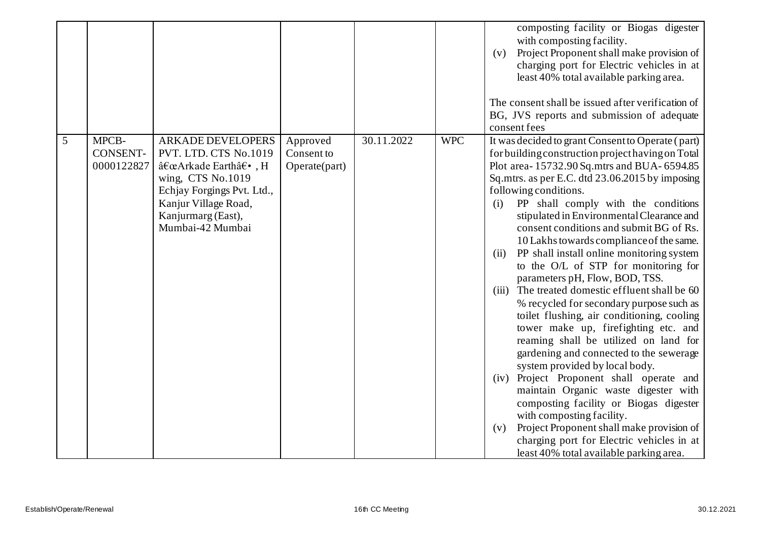| | | | | | | |
|---|---|---|---|---|---|---|
| | | | | | | composting facility or Biogas digester with composting facility.<br>(v) Project Proponent shall make provision of charging port for Electric vehicles in at least 40% total available parking area.<br><br>The consent shall be issued after verification of BG, JVS reports and submission of adequate consent fees |
| 5 | MPCB-CONSENT-0000122827 | ARKADE DEVELOPERS PVT. LTD. CTS No.1019 â€œArkade Earthâ€• , H wing, CTS No.1019 Echjay Forgings Pvt. Ltd., Kanjur Village Road, Kanjurmarg (East), Mumbai-42 Mumbai | Approved Consent to Operate(part) | 30.11.2022 | WPC | It was decided to grant Consent to Operate (part) for building construction project having on Total Plot area- 15732.90 Sq.mtrs and BUA- 6594.85 Sq.mtrs. as per E.C. dtd 23.06.2015 by imposing following conditions.<br>(i) PP shall comply with the conditions stipulated in Environmental Clearance and consent conditions and submit BG of Rs. 10 Lakhs towards compliance of the same.<br>(ii) PP shall install online monitoring system to the O/L of STP for monitoring for parameters pH, Flow, BOD, TSS.<br>(iii) The treated domestic effluent shall be 60 % recycled for secondary purpose such as toilet flushing, air conditioning, cooling tower make up, firefighting etc. and reaming shall be utilized on land for gardening and connected to the sewerage system provided by local body.<br>(iv) Project Proponent shall operate and maintain Organic waste digester with composting facility or Biogas digester with composting facility.<br>(v) Project Proponent shall make provision of charging port for Electric vehicles in at least 40% total available parking area. |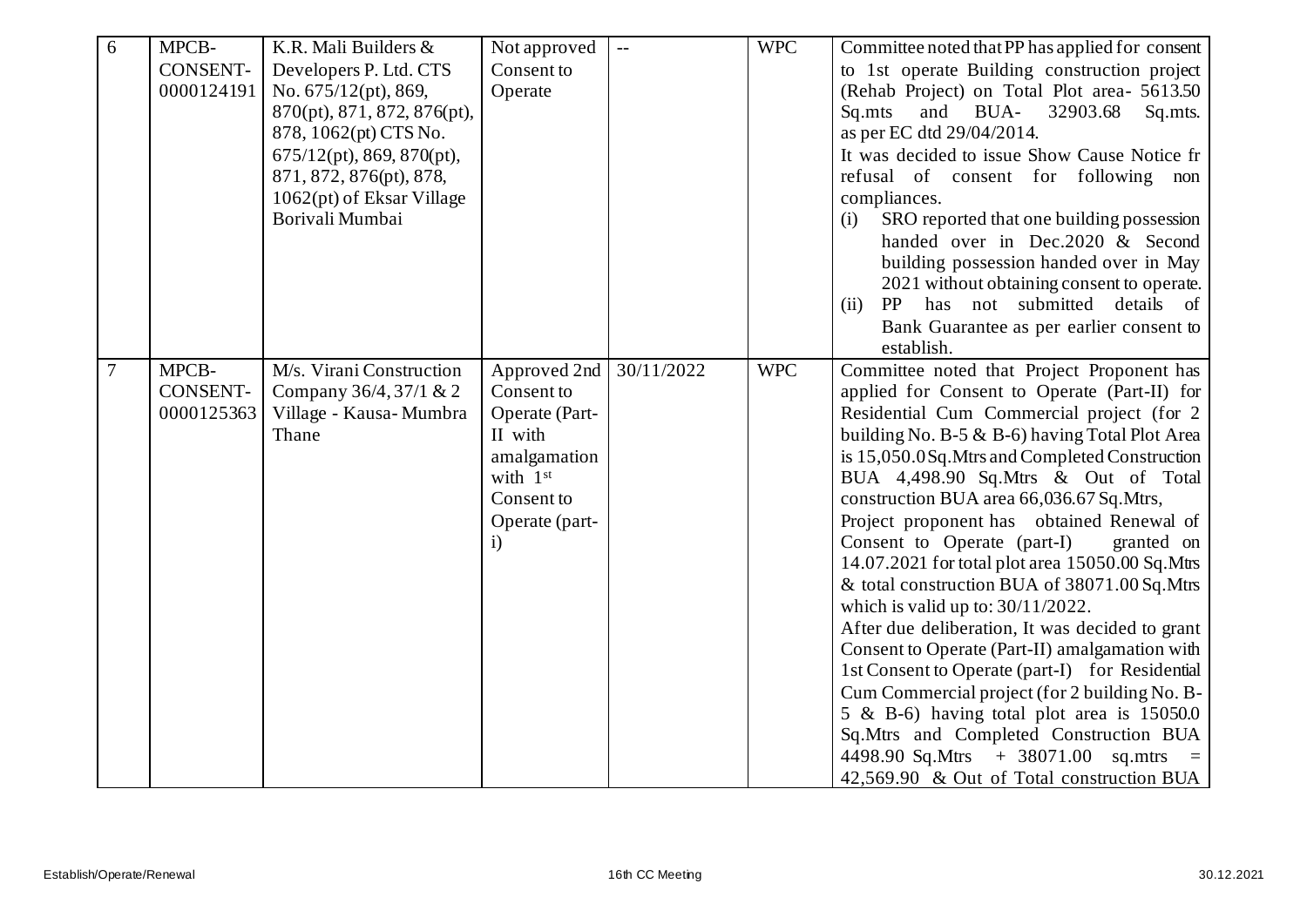| 6 | MPCB-CONSENT-0000124191 | K.R. Mali Builders & Developers P. Ltd. CTS No. 675/12(pt), 869, 870(pt), 871, 872, 876(pt), 878, 1062(pt) CTS No. 675/12(pt), 869, 870(pt), 871, 872, 876(pt), 878, 1062(pt) of Eksar Village Borivali Mumbai | Not approved Consent to Operate | -- | WPC | Committee noted that PP has applied for consent to 1st operate Building construction project (Rehab Project) on Total Plot area- 5613.50 Sq.mts and BUA- 32903.68 Sq.mts. as per EC dtd 29/04/2014.<br>It was decided to issue Show Cause Notice fr refusal of consent for following non compliances.<br>(i) SRO reported that one building possession handed over in Dec.2020 & Second building possession handed over in May 2021 without obtaining consent to operate.<br>(ii) PP has not submitted details of Bank Guarantee as per earlier consent to establish. |
|---|---|---|---|---|---|---|
| 7 | MPCB-CONSENT-0000125363 | M/s. Virani Construction Company 36/4, 37/1 & 2 Village - Kausa- Mumbra Thane | Approved 2nd Consent to Operate (Part-II with amalgamation with 1st Consent to Operate (part-i) | 30/11/2022 | WPC | Committee noted that Project Proponent has applied for Consent to Operate (Part-II) for Residential Cum Commercial project (for 2 building No. B-5 & B-6) having Total Plot Area is 15,050.0 Sq.Mtrs and Completed Construction BUA 4,498.90 Sq.Mtrs & Out of Total construction BUA area 66,036.67 Sq.Mtrs,<br>Project proponent has obtained Renewal of Consent to Operate (part-I) granted on 14.07.2021 for total plot area 15050.00 Sq.Mtrs & total construction BUA of 38071.00 Sq.Mtrs which is valid up to: 30/11/2022.<br>After due deliberation, It was decided to grant Consent to Operate (Part-II) amalgamation with 1st Consent to Operate (part-I) for Residential Cum Commercial project (for 2 building No. B-5 & B-6) having total plot area is 15050.0 Sq.Mtrs and Completed Construction BUA 4498.90 Sq.Mtrs + 38071.00 sq.mtrs = 42,569.90 & Out of Total construction BUA |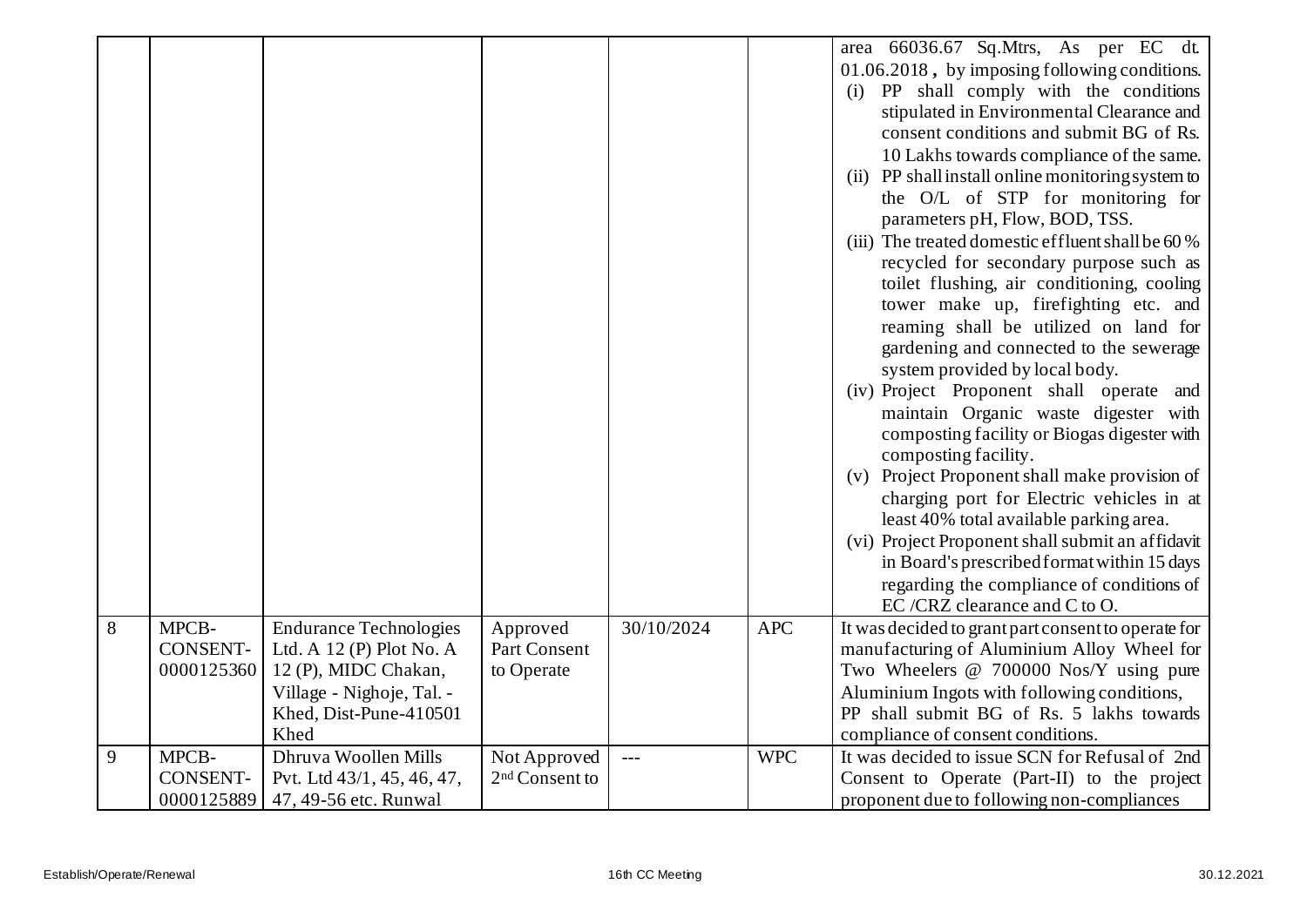|  |  |  |  |  |  | area 66036.67 Sq.Mtrs, As per EC dt. 01.06.2018 , by imposing following conditions.<br>(i) PP shall comply with the conditions stipulated in Environmental Clearance and consent conditions and submit BG of Rs. 10 Lakhs towards compliance of the same.<br>(ii) PP shall install online monitoring system to the O/L of STP for monitoring for parameters pH, Flow, BOD, TSS.<br>(iii) The treated domestic effluent shall be 60 % recycled for secondary purpose such as toilet flushing, air conditioning, cooling tower make up, firefighting etc. and reaming shall be utilized on land for gardening and connected to the sewerage system provided by local body.<br>(iv) Project Proponent shall operate and maintain Organic waste digester with composting facility or Biogas digester with composting facility.<br>(v) Project Proponent shall make provision of charging port for Electric vehicles in at least 40% total available parking area.<br>(vi) Project Proponent shall submit an affidavit in Board's prescribed format within 15 days regarding the compliance of conditions of EC /CRZ clearance and C to O. |
|---|---|---|---|---|---|---|
| 8 | MPCB-CONSENT-0000125360 | Endurance Technologies Ltd. A 12 (P) Plot No. A 12 (P), MIDC Chakan, Village - Nighoje, Tal. - Khed, Dist-Pune-410501 Khed | Approved Part Consent to Operate | 30/10/2024 | APC | It was decided to grant part consent to operate for manufacturing of Aluminium Alloy Wheel for Two Wheelers @ 700000 Nos/Y using pure Aluminium Ingots with following conditions,<br>PP shall submit BG of Rs. 5 lakhs towards compliance of consent conditions. |
| 9 | MPCB-CONSENT-0000125889 | Dhruva Woollen Mills Pvt. Ltd 43/1, 45, 46, 47, 47, 49-56 etc. Runwal | Not Approved 2nd Consent to | --- | WPC | It was decided to issue SCN for Refusal of 2nd Consent to Operate (Part-II) to the project proponent due to following non-compliances |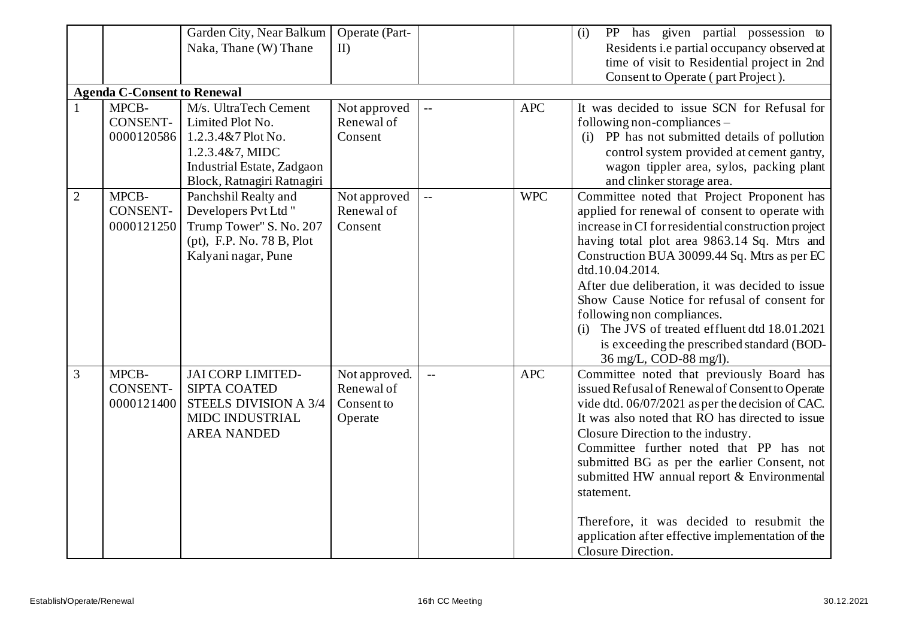|  |  | Garden City, Near Balkum Naka, Thane (W) Thane | Operate (Part-II) |  |  | (i) PP has given partial possession to Residents i.e partial occupancy observed at time of visit to Residential project in 2nd Consent to Operate ( part Project ). |
|---|---|---|---|---|---|---|
| **Agenda C-Consent to Renewal** |  |  |  |  |  |  |
| 1 | MPCB-CONSENT-0000120586 | M/s. UltraTech Cement Limited Plot No. 1.2.3.4&7 Plot No. 1.2.3.4&7, MIDC Industrial Estate, Zadgaon Block, Ratnagiri Ratnagiri | Not approved Renewal of Consent | -- | APC | It was decided to issue SCN for Refusal for following non-compliances – (i) PP has not submitted details of pollution control system provided at cement gantry, wagon tippler area, sylos, packing plant and clinker storage area. |
| 2 | MPCB-CONSENT-0000121250 | Panchshil Realty and Developers Pvt Ltd " Trump Tower" S. No. 207 (pt), F.P. No. 78 B, Plot Kalyani nagar, Pune | Not approved Renewal of Consent | -- | WPC | Committee noted that Project Proponent has applied for renewal of consent to operate with increase in CI for residential construction project having total plot area 9863.14 Sq. Mtrs and Construction BUA 30099.44 Sq. Mtrs as per EC dtd.10.04.2014. After due deliberation, it was decided to issue Show Cause Notice for refusal of consent for following non compliances. (i) The JVS of treated effluent dtd 18.01.2021 is exceeding the prescribed standard (BOD-36 mg/L, COD-88 mg/l). |
| 3 | MPCB-CONSENT-0000121400 | JAI CORP LIMITED-SIPTA COATED STEELS DIVISION A 3/4 MIDC INDUSTRIAL AREA NANDED | Not approved. Renewal of Consent to Operate | -- | APC | Committee noted that previously Board has issued Refusal of Renewal of Consent to Operate vide dtd. 06/07/2021 as per the decision of CAC. It was also noted that RO has directed to issue Closure Direction to the industry. Committee further noted that PP has not submitted BG as per the earlier Consent, not submitted HW annual report & Environmental statement. Therefore, it was decided to resubmit the application after effective implementation of the Closure Direction. |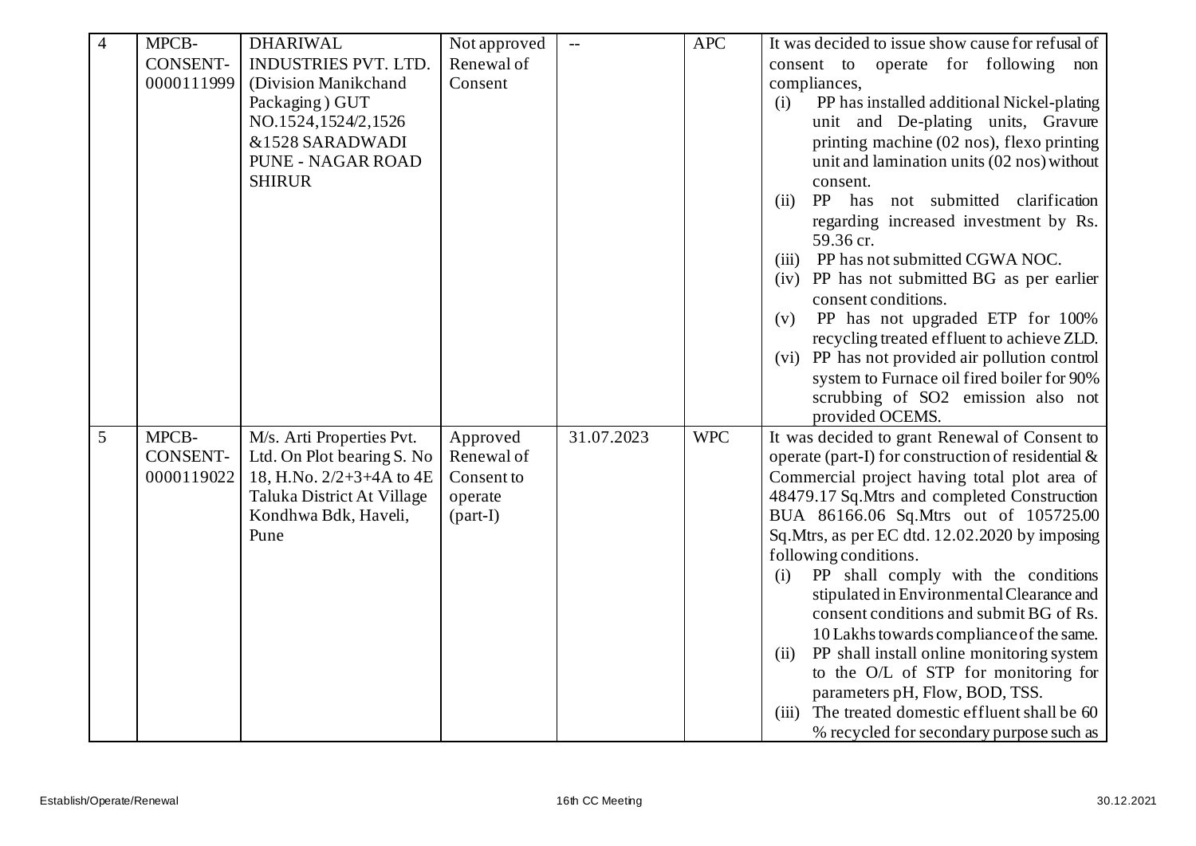| 4 | MPCB-CONSENT-0000111999 | DHARIWAL INDUSTRIES PVT. LTD. (Division Manikchand Packaging ) GUT NO.1524,1524/2,1526 &1528 SARADWADI PUNE - NAGAR ROAD SHIRUR | Not approved Renewal of Consent | -- | APC | It was decided to issue show cause for refusal of consent to operate for following non compliances,<br>(i) PP has installed additional Nickel-plating unit and De-plating units, Gravure printing machine (02 nos), flexo printing unit and lamination units (02 nos) without consent.<br>(ii) PP has not submitted clarification regarding increased investment by Rs. 59.36 cr.<br>(iii) PP has not submitted CGWA NOC.<br>(iv) PP has not submitted BG as per earlier consent conditions.<br>(v) PP has not upgraded ETP for 100% recycling treated effluent to achieve ZLD.<br>(vi) PP has not provided air pollution control system to Furnace oil fired boiler for 90% scrubbing of $SO_2$ emission also not provided OCEMS. |
|---|---|---|---|---|---|---|
| 5 | MPCB-CONSENT-0000119022 | M/s. Arti Properties Pvt. Ltd. On Plot bearing S. No 18, H.No. 2/2+3+4A to 4E Taluka District At Village Kondhwa Bdk, Haveli, Pune | Approved Renewal of Consent to operate (part-I) | 31.07.2023 | WPC | It was decided to grant Renewal of Consent to operate (part-I) for construction of residential & Commercial project having total plot area of 48479.17 Sq.Mtrs and completed Construction BUA 86166.06 Sq.Mtrs out of 105725.00 Sq.Mtrs, as per EC dtd. 12.02.2020 by imposing following conditions.<br>(i) PP shall comply with the conditions stipulated in Environmental Clearance and consent conditions and submit BG of Rs. 10 Lakhs towards compliance of the same.<br>(ii) PP shall install online monitoring system to the O/L of STP for monitoring for parameters pH, Flow, BOD, TSS.<br>(iii) The treated domestic effluent shall be 60 % recycled for secondary purpose such as |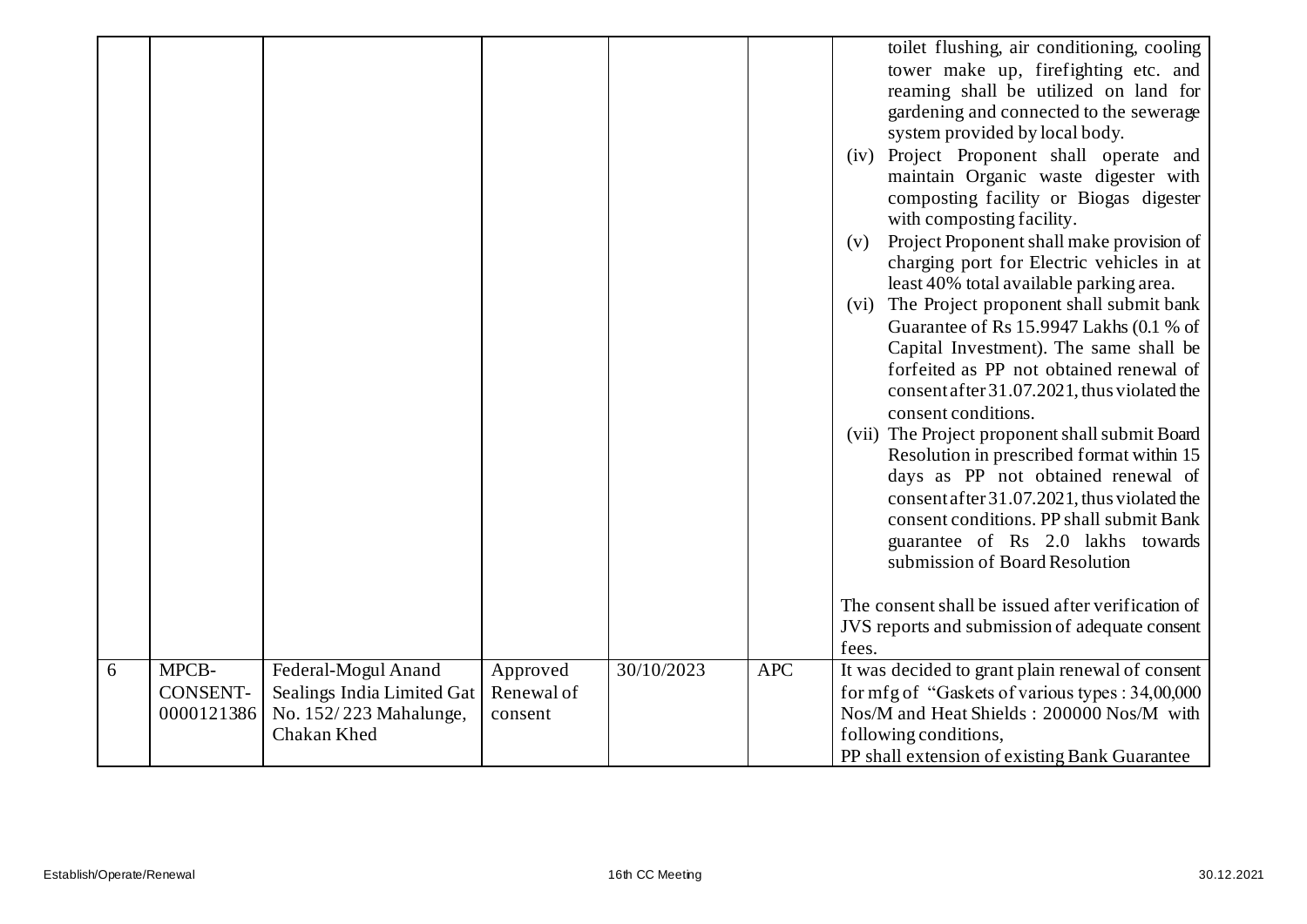| | | | | | | |
|---|---|---|---|---|---|---|
| | | | | | | toilet flushing, air conditioning, cooling tower make up, firefighting etc. and reaming shall be utilized on land for gardening and connected to the sewerage system provided by local body.<br>(iv) Project Proponent shall operate and maintain Organic waste digester with composting facility or Biogas digester with composting facility.<br>(v) Project Proponent shall make provision of charging port for Electric vehicles in at least 40% total available parking area.<br>(vi) The Project proponent shall submit bank Guarantee of Rs 15.9947 Lakhs (0.1 % of Capital Investment). The same shall be forfeited as PP not obtained renewal of consent after 31.07.2021, thus violated the consent conditions.<br>(vii) The Project proponent shall submit Board Resolution in prescribed format within 15 days as PP not obtained renewal of consent after 31.07.2021, thus violated the consent conditions. PP shall submit Bank guarantee of Rs 2.0 lakhs towards submission of Board Resolution<br><br>The consent shall be issued after verification of JVS reports and submission of adequate consent fees. |
| 6 | MPCB-CONSENT-0000121386 | Federal-Mogul Anand Sealings India Limited Gat No. 152/223 Mahalunge, Chakan Khed | Approved Renewal of consent | 30/10/2023 | APC | It was decided to grant plain renewal of consent for mfg of "Gaskets of various types : 34,00,000 Nos/M and Heat Shields : 200000 Nos/M with following conditions,<br>PP shall extension of existing Bank Guarantee |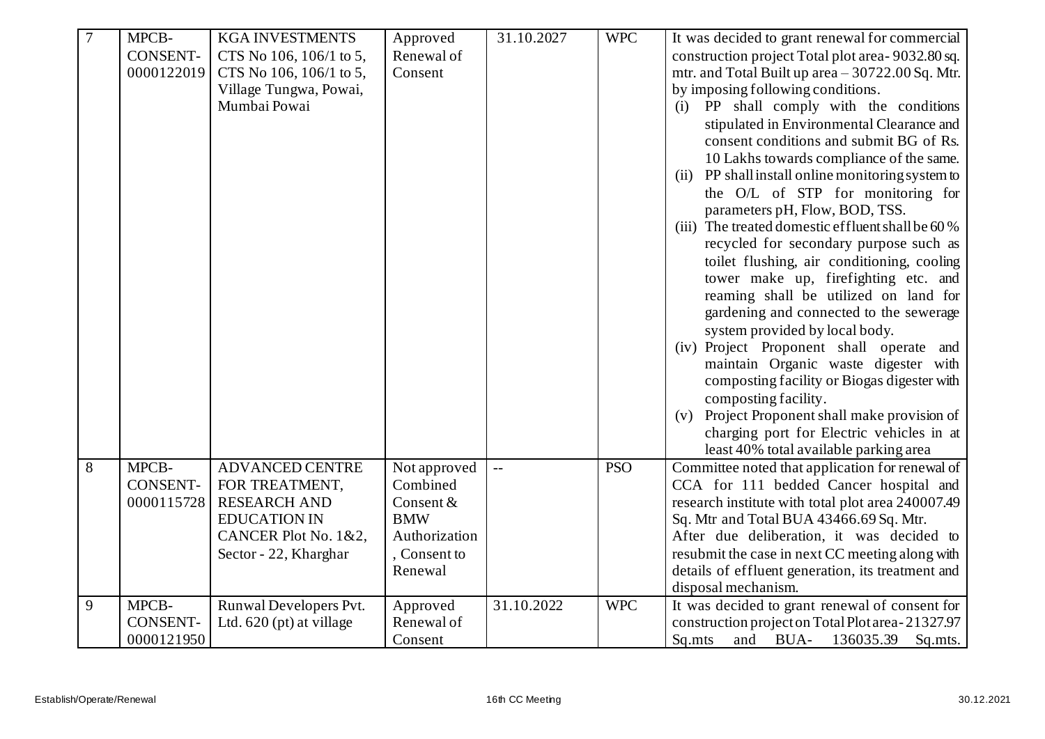| 7 | MPCB-CONSENT-0000122019 | KGA INVESTMENTS CTS No 106, 106/1 to 5, CTS No 106, 106/1 to 5, Village Tungwa, Powai, Mumbai Powai | Approved Renewal of Consent | 31.10.2027 | WPC | It was decided to grant renewal for commercial construction project Total plot area- 9032.80 sq. mtr. and Total Built up area – 30722.00 Sq. Mtr. by imposing following conditions.<br>(i) PP shall comply with the conditions stipulated in Environmental Clearance and consent conditions and submit BG of Rs. 10 Lakhs towards compliance of the same.<br>(ii) PP shall install online monitoring system to the O/L of STP for monitoring for parameters pH, Flow, BOD, TSS.<br>(iii) The treated domestic effluent shall be 60 % recycled for secondary purpose such as toilet flushing, air conditioning, cooling tower make up, firefighting etc. and reaming shall be utilized on land for gardening and connected to the sewerage system provided by local body.<br>(iv) Project Proponent shall operate and maintain Organic waste digester with composting facility or Biogas digester with composting facility.<br>(v) Project Proponent shall make provision of charging port for Electric vehicles in at least 40% total available parking area |
|---|---|---|---|---|---|---|
| 8 | MPCB-CONSENT-0000115728 | ADVANCED CENTRE FOR TREATMENT, RESEARCH AND EDUCATION IN CANCER Plot No. 1&2, Sector - 22, Kharghar | Not approved Combined Consent & BMW Authorization , Consent to Renewal | -- | PSO | Committee noted that application for renewal of CCA for 111 bedded Cancer hospital and research institute with total plot area 240007.49 Sq. Mtr and Total BUA 43466.69 Sq. Mtr.<br>After due deliberation, it was decided to resubmit the case in next CC meeting along with details of effluent generation, its treatment and disposal mechanism. |
| 9 | MPCB-CONSENT-0000121950 | Runwal Developers Pvt. Ltd. 620 (pt) at village | Approved Renewal of Consent | 31.10.2022 | WPC | It was decided to grant renewal of consent for construction project on Total Plot area- 21327.97 Sq.mts and BUA- 136035.39 Sq.mts. |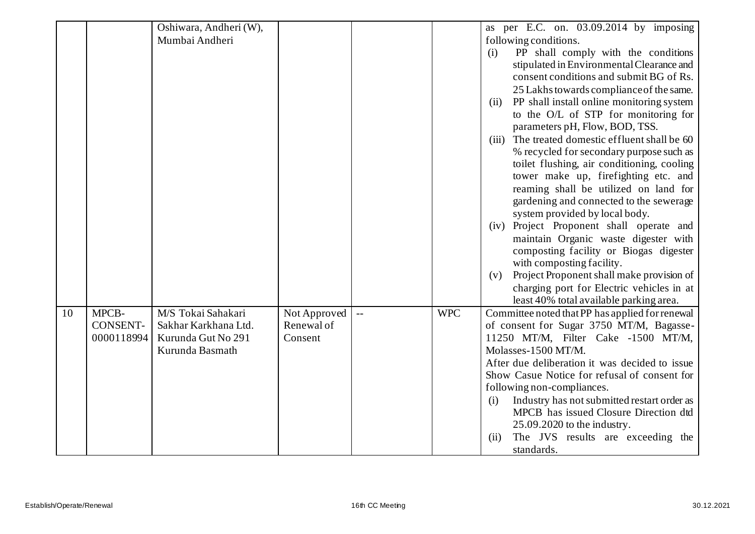| | | | | | | |
|---|---|---|---|---|---|---|
| | | Oshiwara, Andheri (W), Mumbai Andheri | | | | as per E.C. on. 03.09.2014 by imposing following conditions.<br>(i) PP shall comply with the conditions stipulated in Environmental Clearance and consent conditions and submit BG of Rs. 25 Lakhs towards compliance of the same.<br>(ii) PP shall install online monitoring system to the O/L of STP for monitoring for parameters pH, Flow, BOD, TSS.<br>(iii) The treated domestic effluent shall be 60 % recycled for secondary purpose such as toilet flushing, air conditioning, cooling tower make up, firefighting etc. and reaming shall be utilized on land for gardening and connected to the sewerage system provided by local body.<br>(iv) Project Proponent shall operate and maintain Organic waste digester with composting facility or Biogas digester with composting facility.<br>(v) Project Proponent shall make provision of charging port for Electric vehicles in at least 40% total available parking area. |
| 10 | MPCB-CONSENT-0000118994 | M/S Tokai Sahakari Sakhar Karkhana Ltd. Kurunda Gut No 291 Kurunda Basmath | Not Approved Renewal of Consent | -- | WPC | Committee noted that PP has applied for renewal of consent for Sugar 3750 MT/M, Bagasse-11250 MT/M, Filter Cake -1500 MT/M, Molasses-1500 MT/M.<br>After due deliberation it was decided to issue Show Casue Notice for refusal of consent for following non-compliances.<br>(i) Industry has not submitted restart order as MPCB has issued Closure Direction dtd 25.09.2020 to the industry.<br>(ii) The JVS results are exceeding the standards. |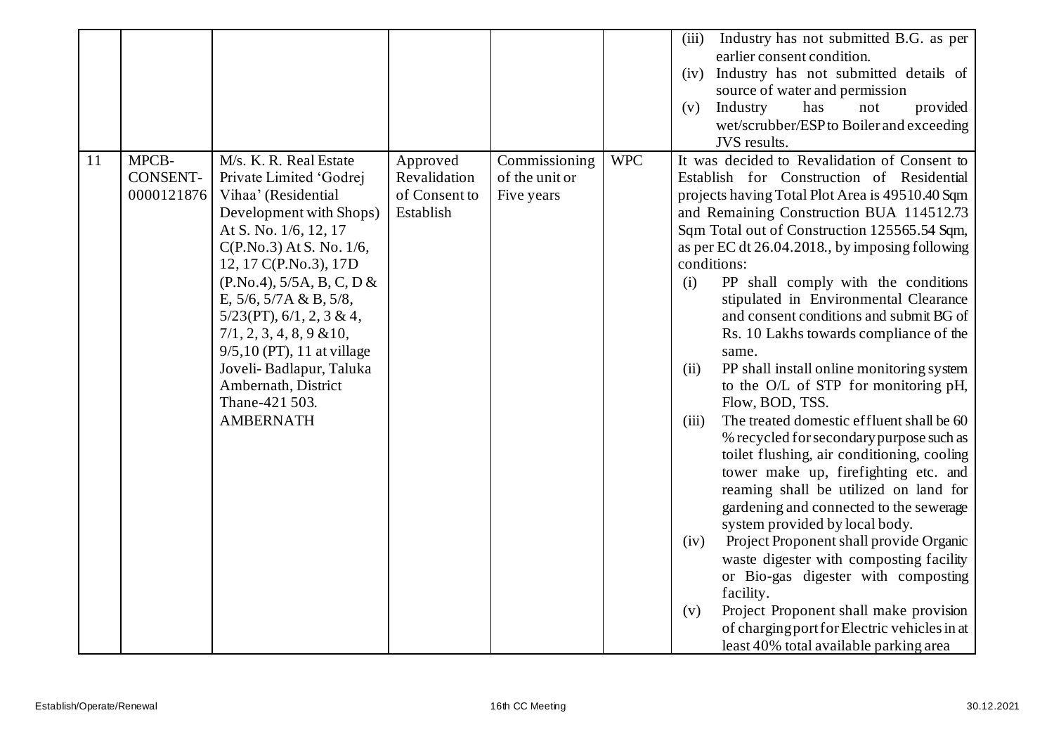| | | | | | | |
|---|---|---|---|---|---|---|
| | | | | | | (iii) Industry has not submitted B.G. as per earlier consent condition.<br>(iv) Industry has not submitted details of source of water and permission<br>(v) Industry has not provided wet/scrubber/ESP to Boiler and exceeding JVS results. |
| 11 | MPCB-CONSENT-0000121876 | M/s. K. R. Real Estate Private Limited 'Godrej Vihaa' (Residential Development with Shops) At S. No. 1/6, 12, 17 C(P.No.3) At S. No. 1/6, 12, 17 C(P.No.3), 17D (P.No.4), 5/5A, B, C, D & E, 5/6, 5/7A & B, 5/8, 5/23(PT), 6/1, 2, 3 & 4, 7/1, 2, 3, 4, 8, 9 &10, 9/5,10 (PT), 11 at village Joveli- Badlapur, Taluka Ambernath, District Thane-421 503. AMBERNATH | Approved Revalidation of Consent to Establish | Commissioning of the unit or Five years | WPC | It was decided to Revalidation of Consent to Establish for Construction of Residential projects having Total Plot Area is 49510.40 Sqm and Remaining Construction BUA 114512.73 Sqm Total out of Construction 125565.54 Sqm, as per EC dt 26.04.2018., by imposing following conditions:<br>(i) PP shall comply with the conditions stipulated in Environmental Clearance and consent conditions and submit BG of Rs. 10 Lakhs towards compliance of the same.<br>(ii) PP shall install online monitoring system to the O/L of STP for monitoring pH, Flow, BOD, TSS.<br>(iii) The treated domestic effluent shall be 60 % recycled for secondary purpose such as toilet flushing, air conditioning, cooling tower make up, firefighting etc. and reaming shall be utilized on land for gardening and connected to the sewerage system provided by local body.<br>(iv) Project Proponent shall provide Organic waste digester with composting facility or Bio-gas digester with composting facility.<br>(v) Project Proponent shall make provision of charging port for Electric vehicles in at least 40% total available parking area |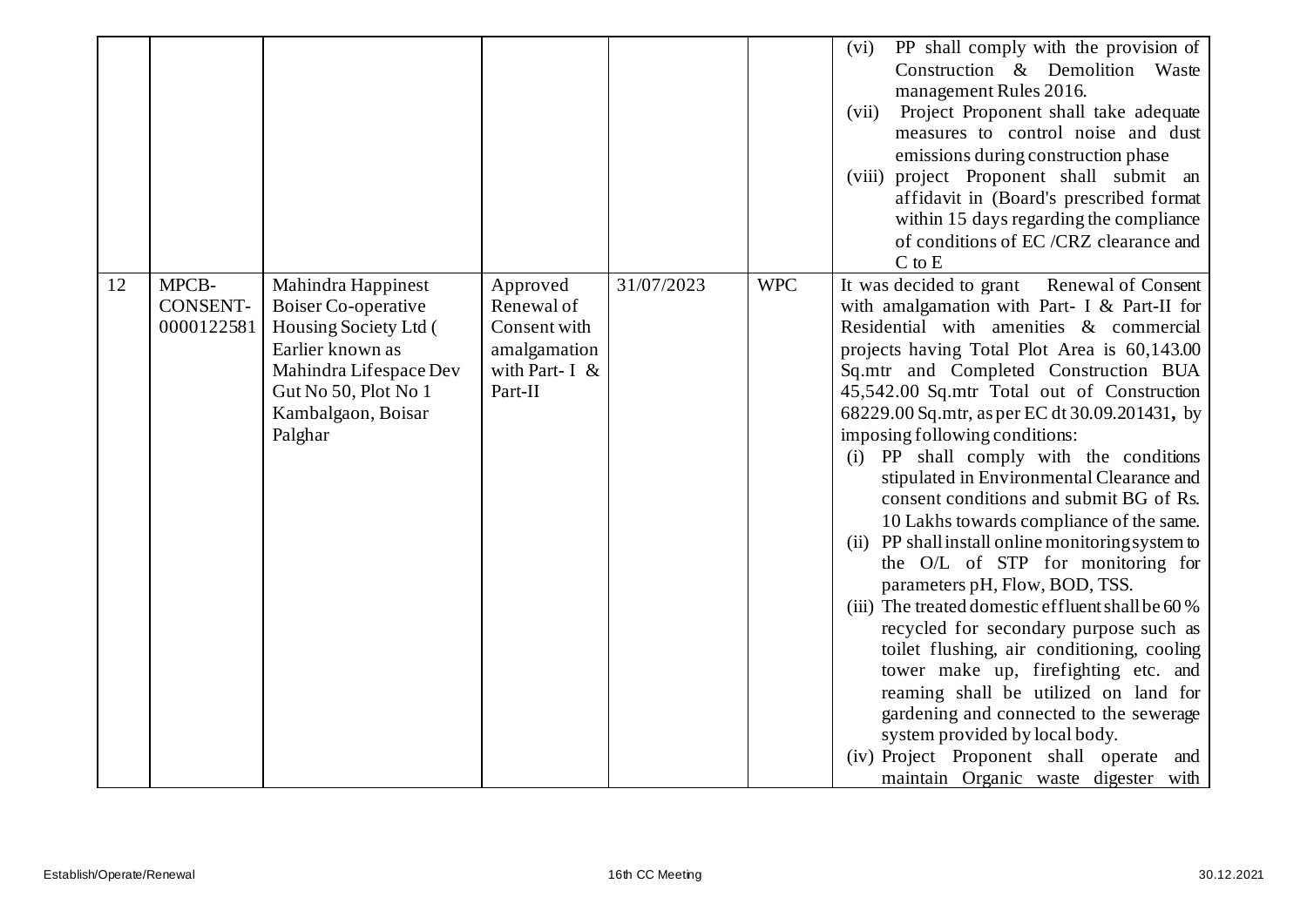|  |  |  |  |  |  |  |
|---|---|---|---|---|---|---|
|  |  |  |  |  |  | (vi) PP shall comply with the provision of Construction & Demolition Waste management Rules 2016.<br>(vii) Project Proponent shall take adequate measures to control noise and dust emissions during construction phase<br>(viii) project Proponent shall submit an affidavit in (Board's prescribed format within 15 days regarding the compliance of conditions of EC /CRZ clearance and C to E |
| 12 | MPCB-CONSENT-0000122581 | Mahindra Happinest Boiser Co-operative Housing Society Ltd ( Earlier known as Mahindra Lifespace Dev Gut No 50, Plot No 1 Kambalgaon, Boisar Palghar | Approved Renewal of Consent with amalgamation with Part- I & Part-II | 31/07/2023 | WPC | It was decided to grant Renewal of Consent with amalgamation with Part- I & Part-II for Residential with amenities & commercial projects having Total Plot Area is 60,143.00 Sq.mtr and Completed Construction BUA 45,542.00 Sq.mtr Total out of Construction 68229.00 Sq.mtr, as per EC dt 30.09.201431, by imposing following conditions:<br>(i) PP shall comply with the conditions stipulated in Environmental Clearance and consent conditions and submit BG of Rs. 10 Lakhs towards compliance of the same.<br>(ii) PP shall install online monitoring system to the O/L of STP for monitoring for parameters pH, Flow, BOD, TSS.<br>(iii) The treated domestic effluent shall be 60 % recycled for secondary purpose such as toilet flushing, air conditioning, cooling tower make up, firefighting etc. and reaming shall be utilized on land for gardening and connected to the sewerage system provided by local body.<br>(iv) Project Proponent shall operate and maintain Organic waste digester with |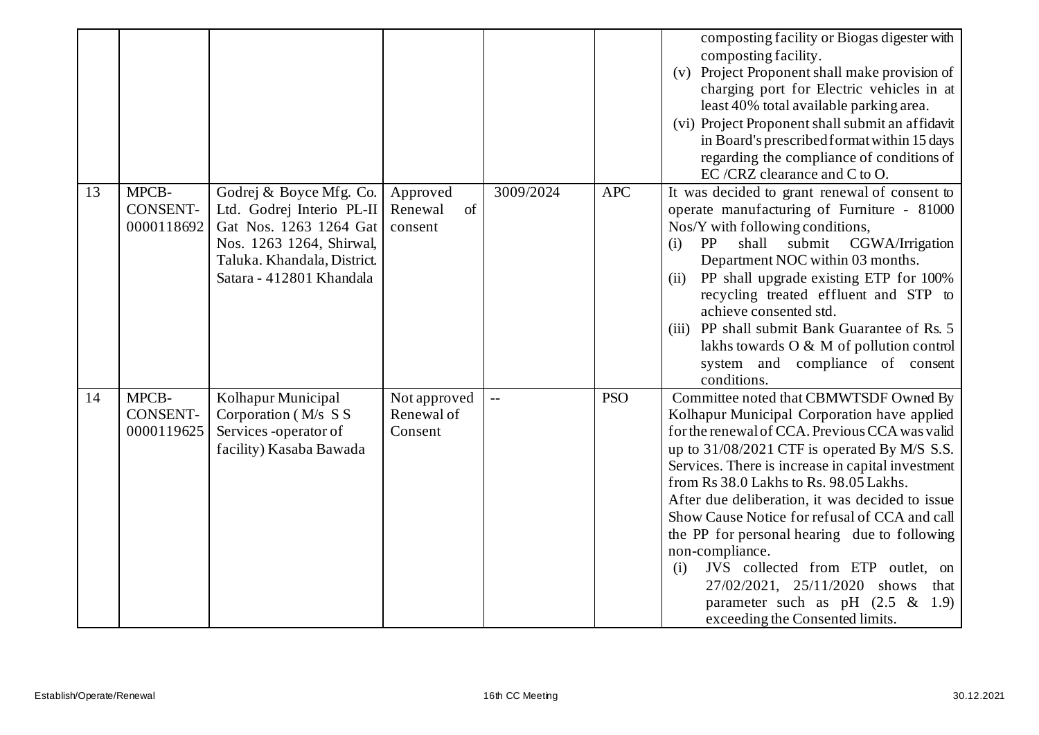| | | | | | | |
|---|---|---|---|---|---|---|
| | | | | | | composting facility or Biogas digester with composting facility.<br>(v) Project Proponent shall make provision of charging port for Electric vehicles in at least 40% total available parking area.<br>(vi) Project Proponent shall submit an affidavit in Board's prescribed format within 15 days regarding the compliance of conditions of EC /CRZ clearance and C to O. |
| 13 | MPCB-CONSENT-0000118692 | Godrej & Boyce Mfg. Co. Ltd. Godrej Interio PL-II Gat Nos. 1263 1264 Gat Nos. 1263 1264, Shirwal, Taluka. Khandala, District. Satara - 412801 Khandala | Approved Renewal of consent | 3009/2024 | APC | It was decided to grant renewal of consent to operate manufacturing of Furniture - 81000 Nos/Y with following conditions,<br>(i) PP shall submit CGWA/Irrigation Department NOC within 03 months.<br>(ii) PP shall upgrade existing ETP for 100% recycling treated effluent and STP to achieve consented std.<br>(iii) PP shall submit Bank Guarantee of Rs. 5 lakhs towards O & M of pollution control system and compliance of consent conditions. |
| 14 | MPCB-CONSENT-0000119625 | Kolhapur Municipal Corporation ( M/s S S Services -operator of facility) Kasaba Bawada | Not approved Renewal of Consent | -- | PSO | Committee noted that CBMWTSDF Owned By Kolhapur Municipal Corporation have applied for the renewal of CCA. Previous CCA was valid up to 31/08/2021 CTF is operated By M/S S.S. Services. There is increase in capital investment from Rs 38.0 Lakhs to Rs. 98.05 Lakhs.<br>After due deliberation, it was decided to issue Show Cause Notice for refusal of CCA and call the PP for personal hearing due to following non-compliance.<br>(i) JVS collected from ETP outlet, on 27/02/2021, 25/11/2020 shows that parameter such as pH (2.5 & 1.9) exceeding the Consented limits. |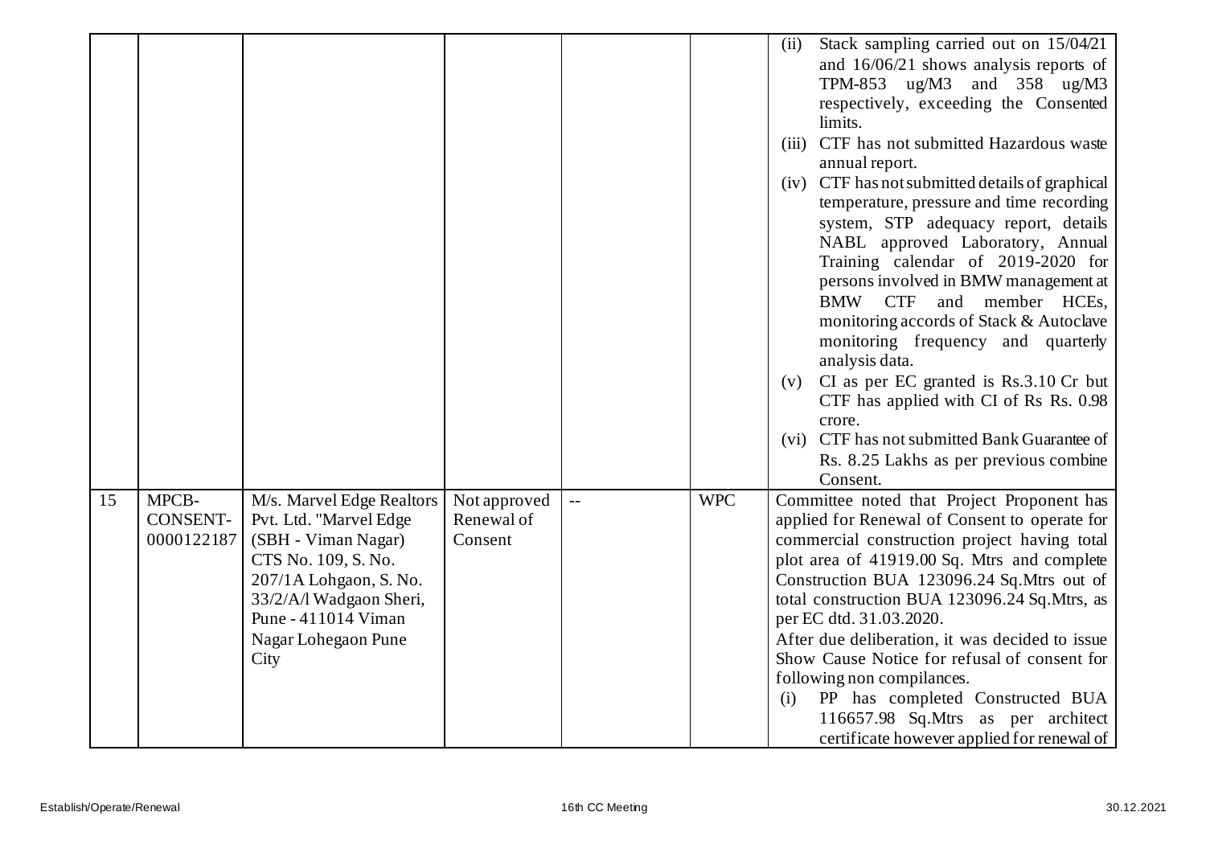| | | | | | | |
|---|---|---|---|---|---|---|
| | | | | | | (ii) Stack sampling carried out on 15/04/21 and 16/06/21 shows analysis reports of TPM-853 ug/M3 and 358 ug/M3 respectively, exceeding the Consented limits.<br>(iii) CTF has not submitted Hazardous waste annual report.<br>(iv) CTF has not submitted details of graphical temperature, pressure and time recording system, STP adequacy report, details NABL approved Laboratory, Annual Training calendar of 2019-2020 for persons involved in BMW management at BMW CTF and member HCEs, monitoring accords of Stack & Autoclave monitoring frequency and quarterly analysis data.<br>(v) CI as per EC granted is Rs.3.10 Cr but CTF has applied with CI of Rs Rs. 0.98 crore.<br>(vi) CTF has not submitted Bank Guarantee of Rs. 8.25 Lakhs as per previous combine Consent. |
| 15 | MPCB-CONSENT-0000122187 | M/s. Marvel Edge Realtors Pvt. Ltd. "Marvel Edge (SBH - Viman Nagar) CTS No. 109, S. No. 207/1A Lohgaon, S. No. 33/2/A/l Wadgaon Sheri, Pune - 411014 Viman Nagar Lohegaon Pune City | Not approved Renewal of Consent | -- | WPC | Committee noted that Project Proponent has applied for Renewal of Consent to operate for commercial construction project having total plot area of 41919.00 Sq. Mtrs and complete Construction BUA 123096.24 Sq.Mtrs out of total construction BUA 123096.24 Sq.Mtrs, as per EC dtd. 31.03.2020.<br>After due deliberation, it was decided to issue Show Cause Notice for refusal of consent for following non compilances.<br>(i) PP has completed Constructed BUA 116657.98 Sq.Mtrs as per architect certificate however applied for renewal of |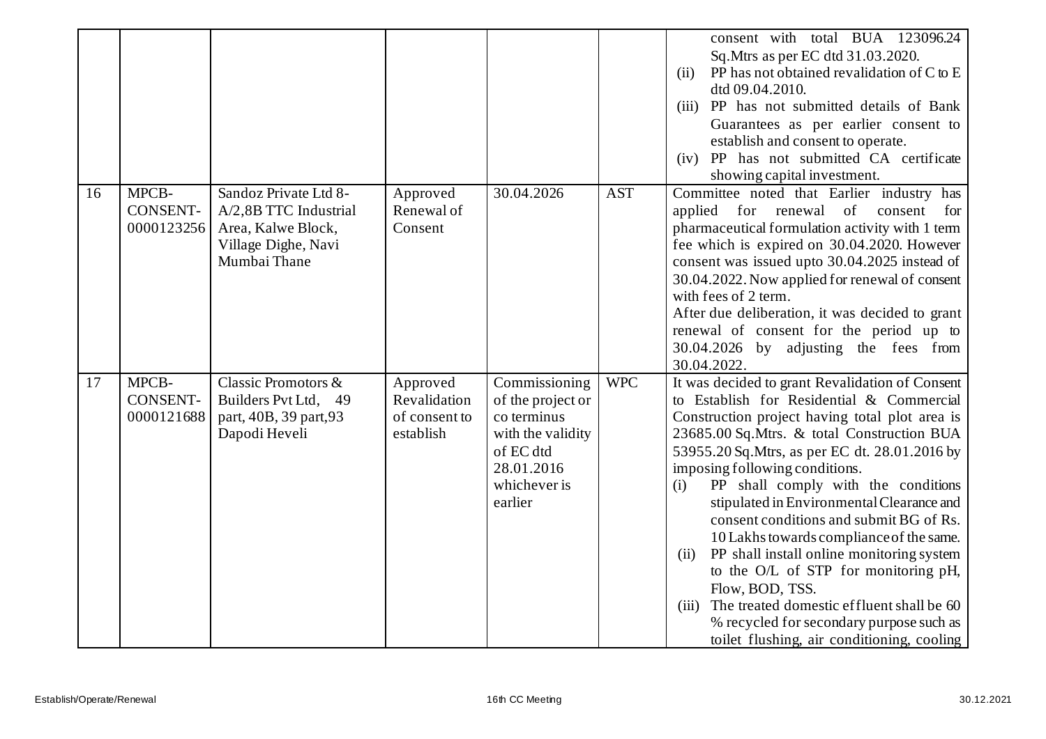| | | | | | | |
|---|---|---|---|---|---|---|
| | | | | | | consent with total BUA 123096.24 Sq.Mtrs as per EC dtd 31.03.2020. (ii) PP has not obtained revalidation of C to E dtd 09.04.2010. (iii) PP has not submitted details of Bank Guarantees as per earlier consent to establish and consent to operate. (iv) PP has not submitted CA certificate showing capital investment. |
| 16 | MPCB-CONSENT-0000123256 | Sandoz Private Ltd 8-A/2,8B TTC Industrial Area, Kalwe Block, Village Dighe, Navi Mumbai Thane | Approved Renewal of Consent | 30.04.2026 | AST | Committee noted that Earlier industry has applied for renewal of consent for pharmaceutical formulation activity with 1 term fee which is expired on 30.04.2020. However consent was issued upto 30.04.2025 instead of 30.04.2022. Now applied for renewal of consent with fees of 2 term. After due deliberation, it was decided to grant renewal of consent for the period up to 30.04.2026 by adjusting the fees from 30.04.2022. |
| 17 | MPCB-CONSENT-0000121688 | Classic Promotors & Builders Pvt Ltd, 49 part, 40B, 39 part,93 Dapodi Heveli | Approved Revalidation of consent to establish | Commissioning of the project or co terminus with the validity of EC dtd 28.01.2016 whichever is earlier | WPC | It was decided to grant Revalidation of Consent to Establish for Residential & Commercial Construction project having total plot area is 23685.00 Sq.Mtrs. & total Construction BUA 53955.20 Sq.Mtrs, as per EC dt. 28.01.2016 by imposing following conditions. (i) PP shall comply with the conditions stipulated in Environmental Clearance and consent conditions and submit BG of Rs. 10 Lakhs towards compliance of the same. (ii) PP shall install online monitoring system to the O/L of STP for monitoring pH, Flow, BOD, TSS. (iii) The treated domestic effluent shall be 60 % recycled for secondary purpose such as toilet flushing, air conditioning, cooling |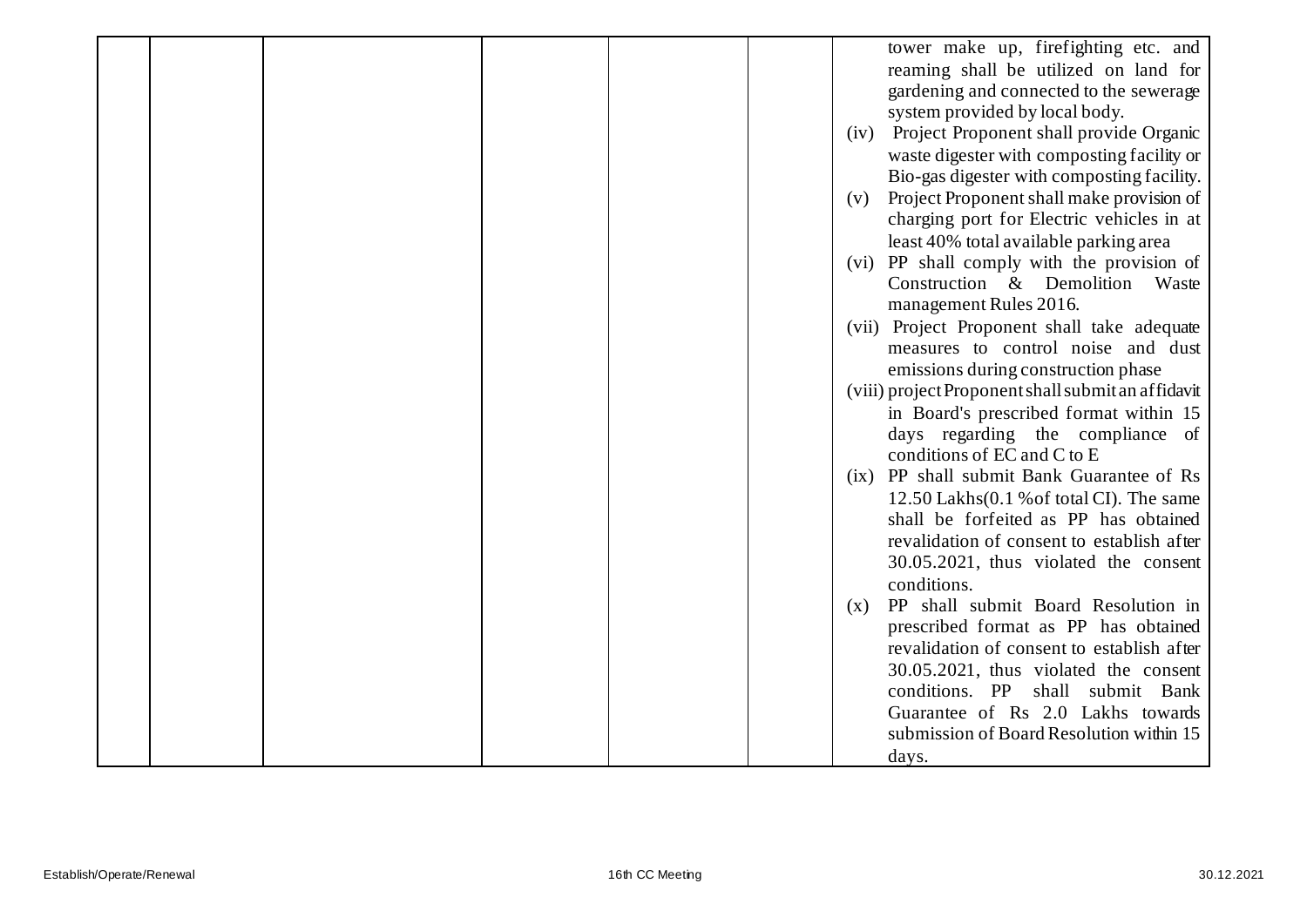|  |  |  |  |  |  |  |
|---|---|---|---|---|---|---|
|  |  |  |  |  |  | tower make up, firefighting etc. and reaming shall be utilized on land for gardening and connected to the sewerage system provided by local body.<br>(iv) Project Proponent shall provide Organic waste digester with composting facility or Bio-gas digester with composting facility.<br>(v) Project Proponent shall make provision of charging port for Electric vehicles in at least 40% total available parking area<br>(vi) PP shall comply with the provision of Construction & Demolition Waste management Rules 2016.<br>(vii) Project Proponent shall take adequate measures to control noise and dust emissions during construction phase<br>(viii) project Proponent shall submit an affidavit in Board's prescribed format within 15 days regarding the compliance of conditions of EC and C to E<br>(ix) PP shall submit Bank Guarantee of Rs 12.50 Lakhs(0.1 %of total CI). The same shall be forfeited as PP has obtained revalidation of consent to establish after 30.05.2021, thus violated the consent conditions.<br>(x) PP shall submit Board Resolution in prescribed format as PP has obtained revalidation of consent to establish after 30.05.2021, thus violated the consent conditions. PP shall submit Bank Guarantee of Rs 2.0 Lakhs towards submission of Board Resolution within 15 days. |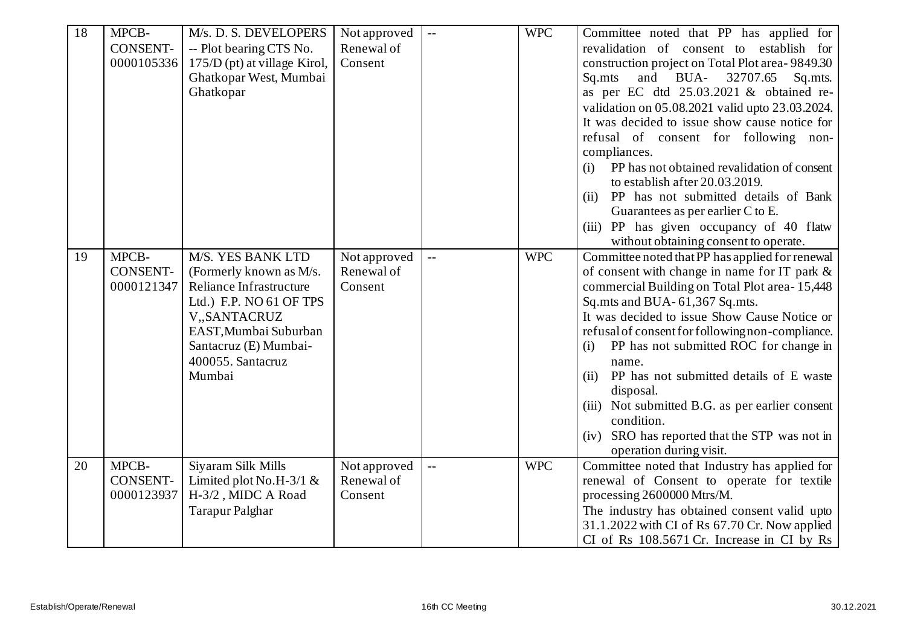| 18 | MPCB-CONSENT-0000105336 | M/s. D. S. DEVELOPERS -- Plot bearing CTS No. 175/D (pt) at village Kirol, Ghatkopar West, Mumbai Ghatkopar | Not approved Renewal of Consent | -- | WPC | Committee noted that PP has applied for revalidation of consent to establish for construction project on Total Plot area- 9849.30 Sq.mts and BUA- 32707.65 Sq.mts. as per EC dtd 25.03.2021 & obtained re-validation on 05.08.2021 valid upto 23.03.2024. It was decided to issue show cause notice for refusal of consent for following non-compliances.<br>(i) PP has not obtained revalidation of consent to establish after 20.03.2019.<br>(ii) PP has not submitted details of Bank Guarantees as per earlier C to E.<br>(iii) PP has given occupancy of 40 flatw without obtaining consent to operate. |
|---|---|---|---|---|---|---|
| 19 | MPCB-CONSENT-0000121347 | M/S. YES BANK LTD (Formerly known as M/s. Reliance Infrastructure Ltd.) F.P. NO 61 OF TPS V,,SANTACRUZ EAST,Mumbai Suburban Santacruz (E) Mumbai-400055. Santacruz Mumbai | Not approved Renewal of Consent | -- | WPC | Committee noted that PP has applied for renewal of consent with change in name for IT park & commercial Building on Total Plot area- 15,448 Sq.mts and BUA- 61,367 Sq.mts.<br>It was decided to issue Show Cause Notice or refusal of consent for following non-compliance.<br>(i) PP has not submitted ROC for change in name.<br>(ii) PP has not submitted details of E waste disposal.<br>(iii) Not submitted B.G. as per earlier consent condition.<br>(iv) SRO has reported that the STP was not in operation during visit. |
| 20 | MPCB-CONSENT-0000123937 | Siyaram Silk Mills Limited plot No.H-3/1 & H-3/2 , MIDC A Road Tarapur Palghar | Not approved Renewal of Consent | -- | WPC | Committee noted that Industry has applied for renewal of Consent to operate for textile processing 2600000 Mtrs/M.<br>The industry has obtained consent valid upto 31.1.2022 with CI of Rs 67.70 Cr. Now applied CI of Rs 108.5671 Cr. Increase in CI by Rs |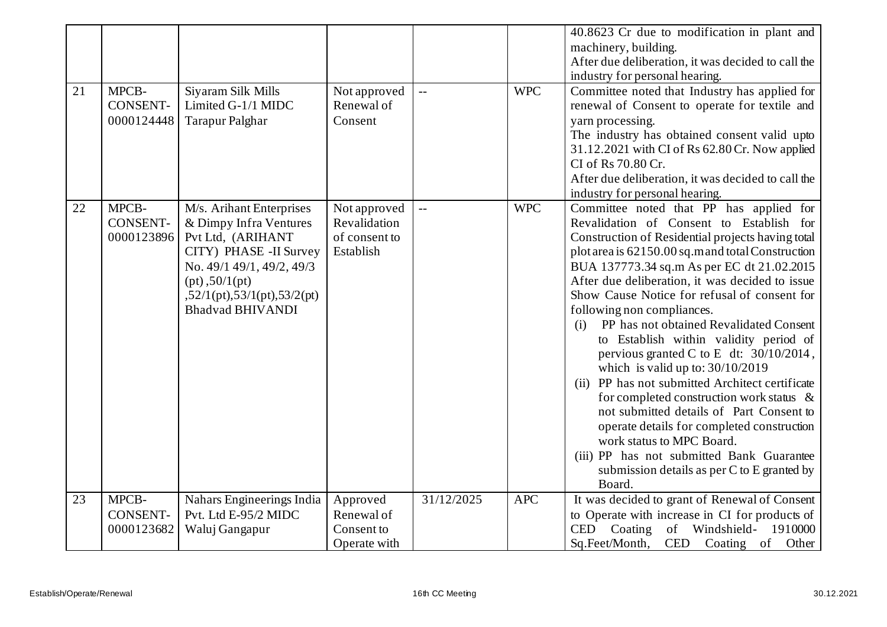| | | | | | | |
|---|---|---|---|---|---|---|
| | | | | | | 40.8623 Cr due to modification in plant and machinery, building. After due deliberation, it was decided to call the industry for personal hearing. |
| 21 | MPCB-CONSENT-0000124448 | Siyaram Silk Mills Limited G-1/1 MIDC Tarapur Palghar | Not approved Renewal of Consent | -- | WPC | Committee noted that Industry has applied for renewal of Consent to operate for textile and yarn processing. The industry has obtained consent valid upto 31.12.2021 with CI of Rs 62.80 Cr. Now applied CI of Rs 70.80 Cr. After due deliberation, it was decided to call the industry for personal hearing. |
| 22 | MPCB-CONSENT-0000123896 | M/s. Arihant Enterprises & Dimpy Infra Ventures Pvt Ltd, (ARIHANT CITY) PHASE -II Survey No. 49/1 49/1, 49/2, 49/3 (pt) ,50/1(pt) ,52/1(pt),53/1(pt),53/2(pt) Bhadvad BHIVANDI | Not approved Revalidation of consent to Establish | -- | WPC | Committee noted that PP has applied for Revalidation of Consent to Establish for Construction of Residential projects having total plot area is 62150.00 sq.m and total Construction BUA 137773.34 sq.m As per EC dt 21.02.2015 After due deliberation, it was decided to issue Show Cause Notice for refusal of consent for following non compliances. (i) PP has not obtained Revalidated Consent to Establish within validity period of pervious granted C to E dt: 30/10/2014, which is valid up to: 30/10/2019 (ii) PP has not submitted Architect certificate for completed construction work status & not submitted details of Part Consent to operate details for completed construction work status to MPC Board. (iii) PP has not submitted Bank Guarantee submission details as per C to E granted by Board. |
| 23 | MPCB-CONSENT-0000123682 | Nahars Engineerings India Pvt. Ltd E-95/2 MIDC Waluj Gangapur | Approved Renewal of Consent to Operate with | 31/12/2025 | APC | It was decided to grant of Renewal of Consent to Operate with increase in CI for products of CED Coating of Windshield- 1910000 Sq.Feet/Month, CED Coating of Other |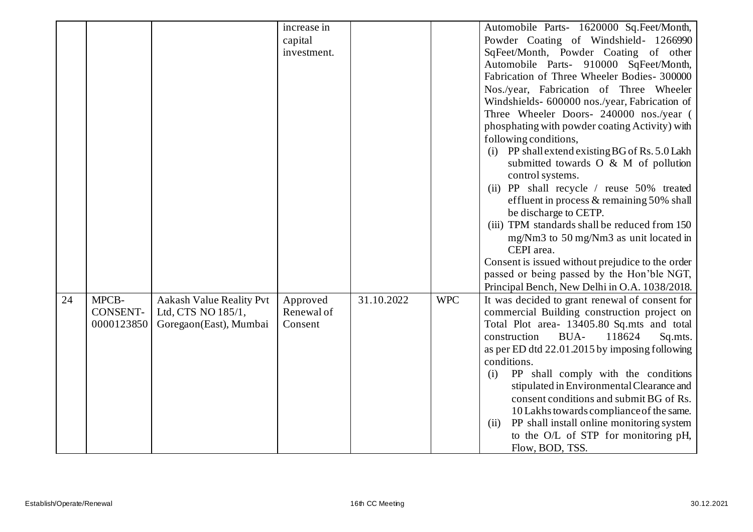| | | | | | | |
|---|---|---|---|---|---|---|
| | | | increase in capital investment. | | | Automobile Parts- 1620000 Sq.Feet/Month, Powder Coating of Windshield- 1266990 SqFeet/Month, Powder Coating of other Automobile Parts- 910000 SqFeet/Month, Fabrication of Three Wheeler Bodies- 300000 Nos./year, Fabrication of Three Wheeler Windshields- 600000 nos./year, Fabrication of Three Wheeler Doors- 240000 nos./year ( phosphating with powder coating Activity) with following conditions,<br>(i) PP shall extend existing BG of Rs. 5.0 Lakh submitted towards O & M of pollution control systems.<br>(ii) PP shall recycle / reuse 50% treated effluent in process & remaining 50% shall be discharge to CETP.<br>(iii) TPM standards shall be reduced from 150 mg/Nm3 to 50 mg/Nm3 as unit located in CEPI area.<br>Consent is issued without prejudice to the order passed or being passed by the Hon'ble NGT, Principal Bench, New Delhi in O.A. 1038/2018. |
| 24 | MPCB-CONSENT-0000123850 | Aakash Value Reality Pvt Ltd, CTS NO 185/1, Goregaon(East), Mumbai | Approved Renewal of Consent | 31.10.2022 | WPC | It was decided to grant renewal of consent for commercial Building construction project on Total Plot area- 13405.80 Sq.mts and total construction BUA- 118624 Sq.mts. as per ED dtd 22.01.2015 by imposing following conditions.<br>(i) PP shall comply with the conditions stipulated in Environmental Clearance and consent conditions and submit BG of Rs. 10 Lakhs towards compliance of the same.<br>(ii) PP shall install online monitoring system to the O/L of STP for monitoring pH, Flow, BOD, TSS. |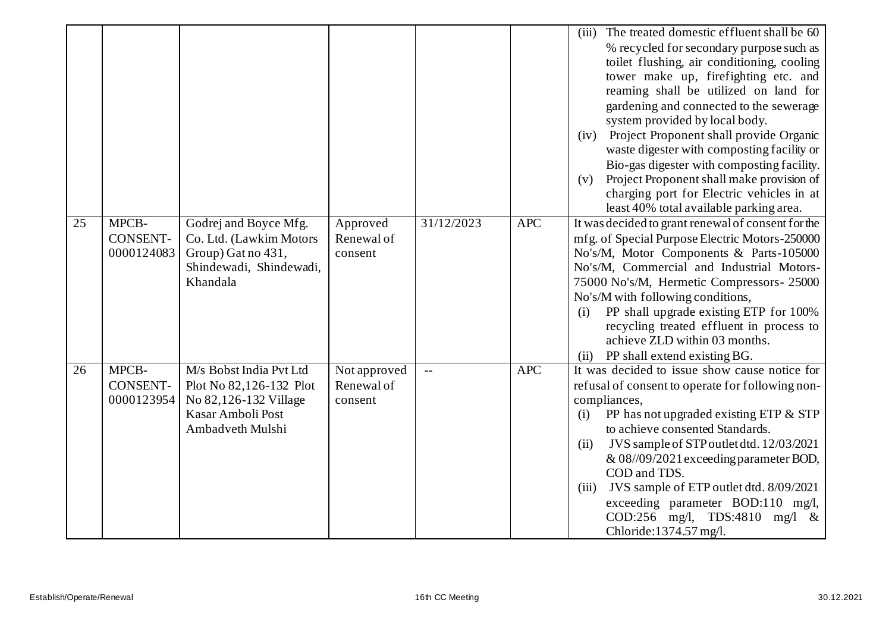|  |  |  |  |  |  |  |
|---|---|---|---|---|---|---|
|  |  |  |  |  |  | (iii) The treated domestic effluent shall be 60 % recycled for secondary purpose such as toilet flushing, air conditioning, cooling tower make up, firefighting etc. and reaming shall be utilized on land for gardening and connected to the sewerage system provided by local body.<br>(iv) Project Proponent shall provide Organic waste digester with composting facility or Bio-gas digester with composting facility.<br>(v) Project Proponent shall make provision of charging port for Electric vehicles in at least 40% total available parking area. |
| 25 | MPCB-CONSENT-0000124083 | Godrej and Boyce Mfg. Co. Ltd. (Lawkim Motors Group) Gat no 431, Shindewadi, Shindewadi, Khandala | Approved Renewal of consent | 31/12/2023 | APC | It was decided to grant renewal of consent for the mfg. of Special Purpose Electric Motors-250000 No's/M, Motor Components & Parts-105000 No's/M, Commercial and Industrial Motors-75000 No's/M, Hermetic Compressors- 25000 No's/M with following conditions,<br>(i) PP shall upgrade existing ETP for 100% recycling treated effluent in process to achieve ZLD within 03 months.<br>(ii) PP shall extend existing BG. |
| 26 | MPCB-CONSENT-0000123954 | M/s Bobst India Pvt Ltd Plot No 82,126-132 Plot No 82,126-132 Village Kasar Amboli Post Ambadveth Mulshi | Not approved Renewal of consent | -- | APC | It was decided to issue show cause notice for refusal of consent to operate for following non-compliances,<br>(i) PP has not upgraded existing ETP & STP to achieve consented Standards.<br>(ii) JVS sample of STP outlet dtd. 12/03/2021 & 08//09/2021 exceeding parameter BOD, COD and TDS.<br>(iii) JVS sample of ETP outlet dtd. 8/09/2021 exceeding parameter BOD:110 mg/l, COD:256 mg/l, TDS:4810 mg/l & Chloride:1374.57 mg/l. |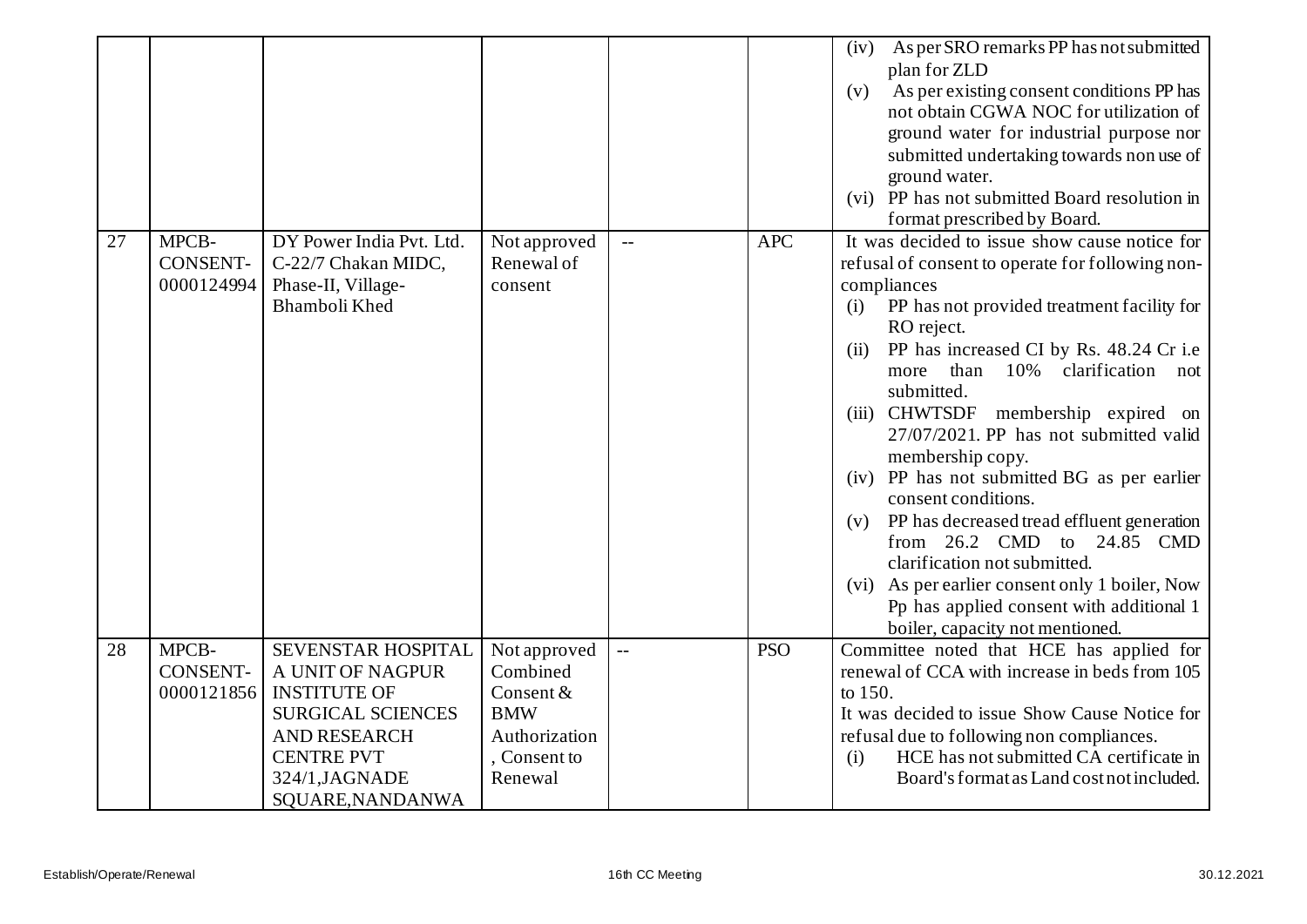|  |  |  |  |  |  |  |
|---|---|---|---|---|---|---|
|  |  |  |  |  |  | (iv) As per SRO remarks PP has not submitted plan for ZLD<br>(v) As per existing consent conditions PP has not obtain CGWA NOC for utilization of ground water for industrial purpose nor submitted undertaking towards non use of ground water.<br>(vi) PP has not submitted Board resolution in format prescribed by Board. |
| 27 | MPCB-CONSENT-0000124994 | DY Power India Pvt. Ltd. C-22/7 Chakan MIDC, Phase-II, Village-Bhamboli Khed | Not approved Renewal of consent | -- | APC | It was decided to issue show cause notice for refusal of consent to operate for following non-compliances<br>(i) PP has not provided treatment facility for RO reject.<br>(ii) PP has increased CI by Rs. 48.24 Cr i.e more than 10% clarification not submitted.<br>(iii) CHWTSDF membership expired on 27/07/2021. PP has not submitted valid membership copy.<br>(iv) PP has not submitted BG as per earlier consent conditions.<br>(v) PP has decreased tread effluent generation from 26.2 CMD to 24.85 CMD clarification not submitted.<br>(vi) As per earlier consent only 1 boiler, Now Pp has applied consent with additional 1 boiler, capacity not mentioned. |
| 28 | MPCB-CONSENT-0000121856 | SEVENSTAR HOSPITAL A UNIT OF NAGPUR INSTITUTE OF SURGICAL SCIENCES AND RESEARCH CENTRE PVT 324/1,JAGNADE SQUARE,NANDANWA | Not approved Combined Consent & BMW Authorization, Consent to Renewal | -- | PSO | Committee noted that HCE has applied for renewal of CCA with increase in beds from 105 to 150.<br>It was decided to issue Show Cause Notice for refusal due to following non compliances.<br>(i) HCE has not submitted CA certificate in Board's format as Land cost not included. |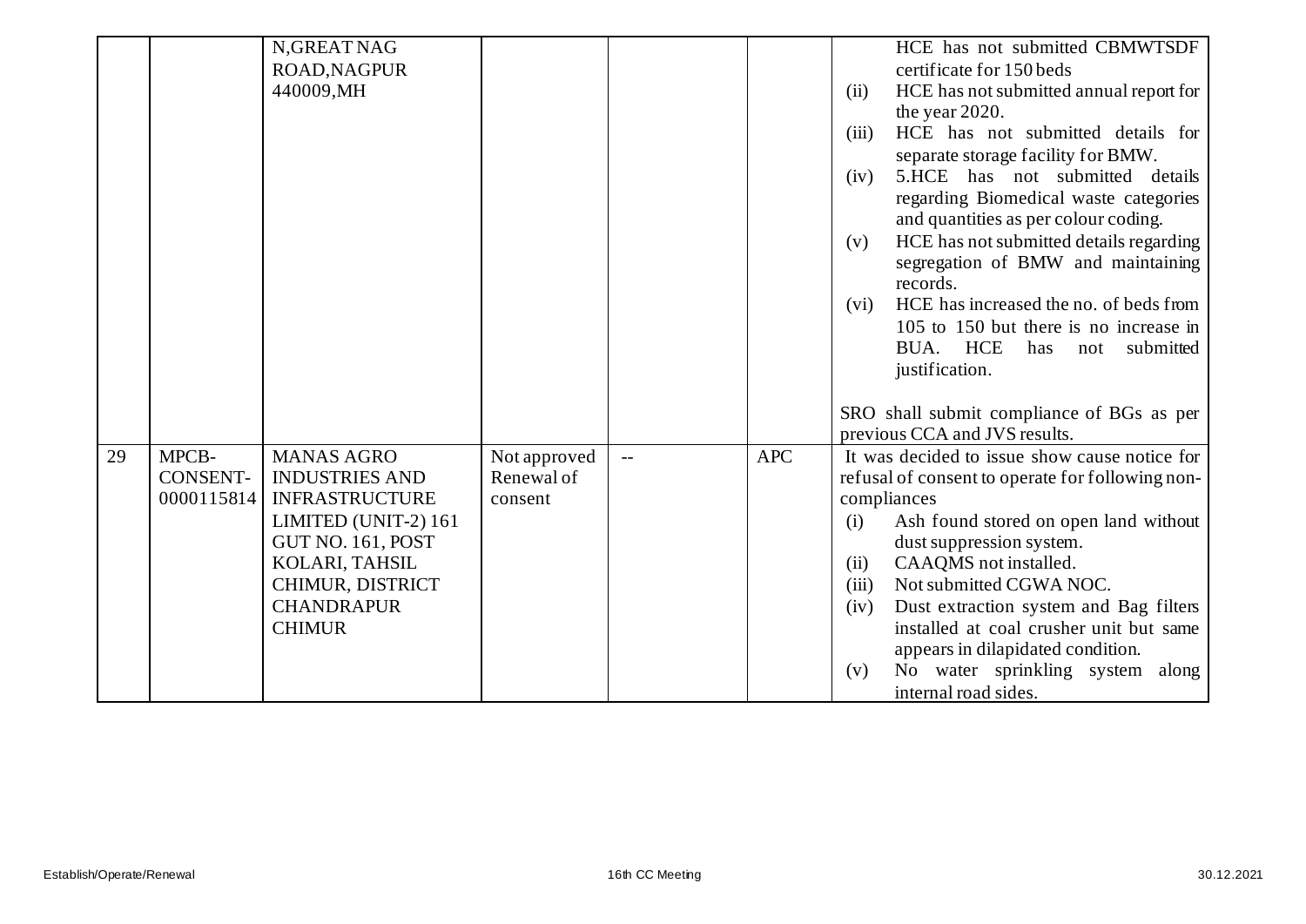| | | | | | | |
|---|---|---|---|---|---|---|
| | | N,GREAT NAG ROAD,NAGPUR 440009,MH | | | | HCE has not submitted CBMWTSDF certificate for 150 beds<br>(ii) HCE has not submitted annual report for the year 2020.<br>(iii) HCE has not submitted details for separate storage facility for BMW.<br>(iv) 5.HCE has not submitted details regarding Biomedical waste categories and quantities as per colour coding.<br>(v) HCE has not submitted details regarding segregation of BMW and maintaining records.<br>(vi) HCE has increased the no. of beds from 105 to 150 but there is no increase in BUA. HCE has not submitted justification.<br><br>SRO shall submit compliance of BGs as per previous CCA and JVS results. |
| 29 | MPCB-CONSENT-0000115814 | MANAS AGRO INDUSTRIES AND INFRASTRUCTURE LIMITED (UNIT-2) 161 GUT NO. 161, POST KOLARI, TAHSIL CHIMUR, DISTRICT CHANDRAPUR CHIMUR | Not approved Renewal of consent | -- | APC | It was decided to issue show cause notice for refusal of consent to operate for following non-compliances<br>(i) Ash found stored on open land without dust suppression system.<br>(ii) CAAQMS not installed.<br>(iii) Not submitted CGWA NOC.<br>(iv) Dust extraction system and Bag filters installed at coal crusher unit but same appears in dilapidated condition.<br>(v) No water sprinkling system along internal road sides. |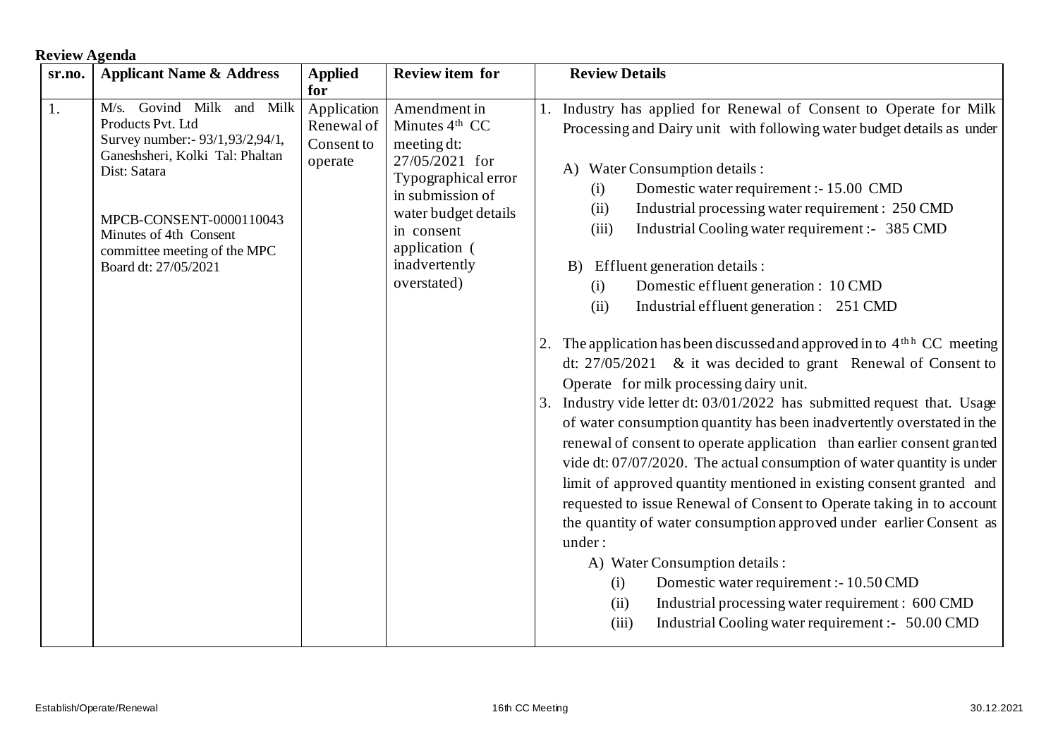**Review Agenda**

| sr.no. | Applicant Name & Address | Applied for | Review item for | Review Details |
|---|---|---|---|---|
| 1. | M/s. Govind Milk and Milk Products Pvt. Ltd<br>Survey number:- 93/1,93/2,94/1, Ganeshsheri, Kolki Tal: Phaltan Dist: Satara<br><br>MPCB-CONSENT-0000110043<br>Minutes of 4th Consent committee meeting of the MPC Board dt: 27/05/2021 | Application Renewal of Consent to operate | Amendment in Minutes 4th CC meeting dt: 27/05/2021 for Typographical error in submission of water budget details in consent application ( inadvertently overstated) | 1. Industry has applied for Renewal of Consent to Operate for Milk Processing and Dairy unit with following water budget details as under<br><br>A) Water Consumption details :<br>(i) Domestic water requirement :- 15.00 CMD<br>(ii) Industrial processing water requirement : 250 CMD<br>(iii) Industrial Cooling water requirement :- 385 CMD<br><br>B) Effluent generation details :<br>(i) Domestic effluent generation : 10 CMD<br>(ii) Industrial effluent generation : 251 CMD<br><br>2. The application has been discussed and approved in to 4thh CC meeting dt: 27/05/2021 & it was decided to grant Renewal of Consent to Operate for milk processing dairy unit.<br>3. Industry vide letter dt: 03/01/2022 has submitted request that. Usage of water consumption quantity has been inadvertently overstated in the renewal of consent to operate application than earlier consent granted vide dt: 07/07/2020. The actual consumption of water quantity is under limit of approved quantity mentioned in existing consent granted and requested to issue Renewal of Consent to Operate taking in to account the quantity of water consumption approved under earlier Consent as under :<br><br>A) Water Consumption details :<br>(i) Domestic water requirement :- 10.50 CMD<br>(ii) Industrial processing water requirement : 600 CMD<br>(iii) Industrial Cooling water requirement :- 50.00 CMD |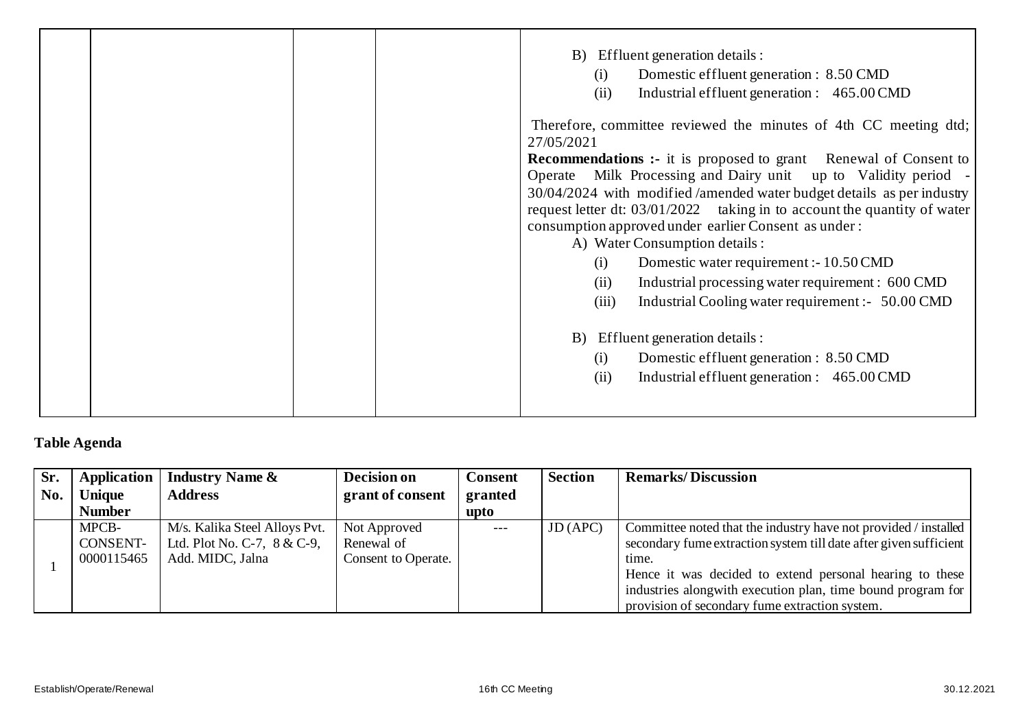|  |  |  |  | B) Effluent generation details :<br>(i) Domestic effluent generation : 8.50 CMD<br>(ii) Industrial effluent generation : 465.00 CMD<br><br>Therefore, committee reviewed the minutes of 4th CC meeting dtd; 27/05/2021<br>**Recommendations :-** it is proposed to grant Renewal of Consent to Operate Milk Processing and Dairy unit up to Validity period - 30/04/2024 with modified /amended water budget details as per industry request letter dt: 03/01/2022 taking in to account the quantity of water consumption approved under earlier Consent as under :<br>A) Water Consumption details :<br>(i) Domestic water requirement :- 10.50 CMD<br>(ii) Industrial processing water requirement : 600 CMD<br>(iii) Industrial Cooling water requirement :- 50.00 CMD<br><br>B) Effluent generation details :<br>(i) Domestic effluent generation : 8.50 CMD<br>(ii) Industrial effluent generation : 465.00 CMD |
|---|---|---|---|---|

**Table Agenda**

| Sr. No. | Application Unique Number | Industry Name & Address | Decision on grant of consent | Consent granted upto | Section | Remarks/ Discussion |
|---|---|---|---|---|---|---|
| 1 | MPCB-CONSENT-0000115465 | M/s. Kalika Steel Alloys Pvt. Ltd. Plot No. C-7, 8 & C-9, Add. MIDC, Jalna | Not Approved Renewal of Consent to Operate. | --- | JD (APC) | Committee noted that the industry have not provided / installed secondary fume extraction system till date after given sufficient time.<br>Hence it was decided to extend personal hearing to these industries alongwith execution plan, time bound program for provision of secondary fume extraction system. |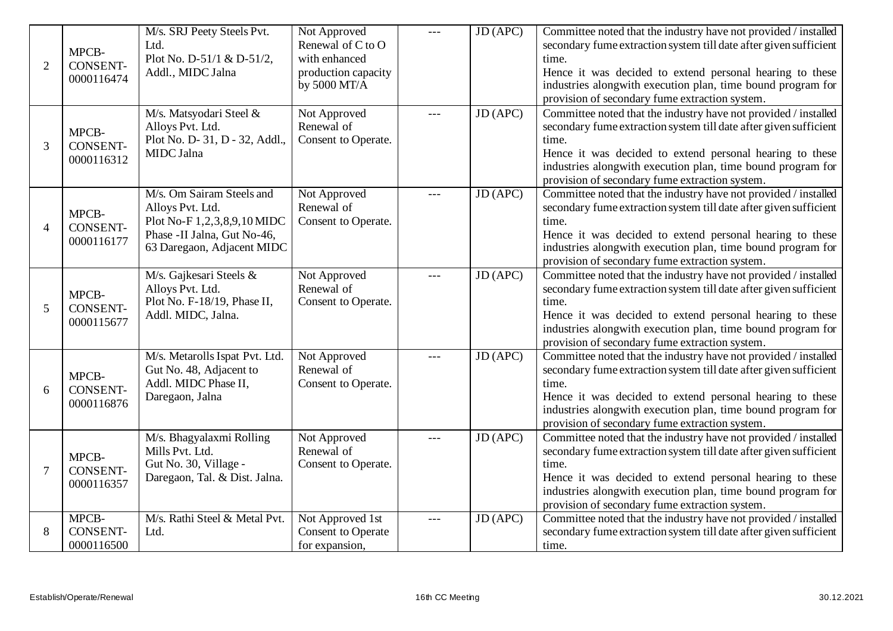| 2 | MPCB-CONSENT-0000116474 | M/s. SRJ Peety Steels Pvt. Ltd. Plot No. D-51/1 & D-51/2, Addl., MIDC Jalna | Not Approved Renewal of C to O with enhanced production capacity by 5000 MT/A | --- | JD (APC) | Committee noted that the industry have not provided / installed secondary fume extraction system till date after given sufficient time. Hence it was decided to extend personal hearing to these industries alongwith execution plan, time bound program for provision of secondary fume extraction system. |
|---|---|---|---|---|---|---|
| 3 | MPCB-CONSENT-0000116312 | M/s. Matsyodari Steel & Alloys Pvt. Ltd. Plot No. D- 31, D - 32, Addl., MIDC Jalna | Not Approved Renewal of Consent to Operate. | --- | JD (APC) | Committee noted that the industry have not provided / installed secondary fume extraction system till date after given sufficient time. Hence it was decided to extend personal hearing to these industries alongwith execution plan, time bound program for provision of secondary fume extraction system. |
| 4 | MPCB-CONSENT-0000116177 | M/s. Om Sairam Steels and Alloys Pvt. Ltd. Plot No-F 1,2,3,8,9,10 MIDC Phase -II Jalna, Gut No-46, 63 Daregaon, Adjacent MIDC | Not Approved Renewal of Consent to Operate. | --- | JD (APC) | Committee noted that the industry have not provided / installed secondary fume extraction system till date after given sufficient time. Hence it was decided to extend personal hearing to these industries alongwith execution plan, time bound program for provision of secondary fume extraction system. |
| 5 | MPCB-CONSENT-0000115677 | M/s. Gajkesari Steels & Alloys Pvt. Ltd. Plot No. F-18/19, Phase II, Addl. MIDC, Jalna. | Not Approved Renewal of Consent to Operate. | --- | JD (APC) | Committee noted that the industry have not provided / installed secondary fume extraction system till date after given sufficient time. Hence it was decided to extend personal hearing to these industries alongwith execution plan, time bound program for provision of secondary fume extraction system. |
| 6 | MPCB-CONSENT-0000116876 | M/s. Metarolls Ispat Pvt. Ltd. Gut No. 48, Adjacent to Addl. MIDC Phase II, Daregaon, Jalna | Not Approved Renewal of Consent to Operate. | --- | JD (APC) | Committee noted that the industry have not provided / installed secondary fume extraction system till date after given sufficient time. Hence it was decided to extend personal hearing to these industries alongwith execution plan, time bound program for provision of secondary fume extraction system. |
| 7 | MPCB-CONSENT-0000116357 | M/s. Bhagyalaxmi Rolling Mills Pvt. Ltd. Gut No. 30, Village - Daregaon, Tal. & Dist. Jalna. | Not Approved Renewal of Consent to Operate. | --- | JD (APC) | Committee noted that the industry have not provided / installed secondary fume extraction system till date after given sufficient time. Hence it was decided to extend personal hearing to these industries alongwith execution plan, time bound program for provision of secondary fume extraction system. |
| 8 | MPCB-CONSENT-0000116500 | M/s. Rathi Steel & Metal Pvt. Ltd. | Not Approved 1st Consent to Operate for expansion, | --- | JD (APC) | Committee noted that the industry have not provided / installed secondary fume extraction system till date after given sufficient time. |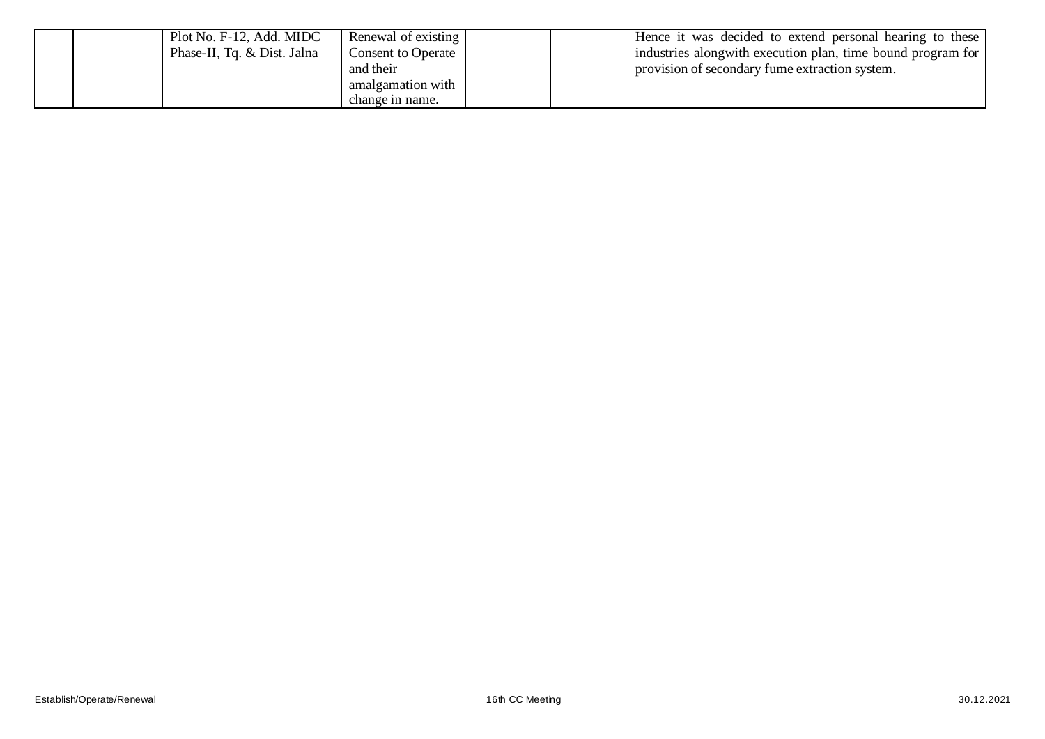| | | | | | | |
|---|---|---|---|---|---|---|
| | | Plot No. F-12, Add. MIDC Phase-II, Tq. & Dist. Jalna | Renewal of existing Consent to Operate and their amalgamation with change in name. | | | Hence it was decided to extend personal hearing to these industries alongwith execution plan, time bound program for provision of secondary fume extraction system. |